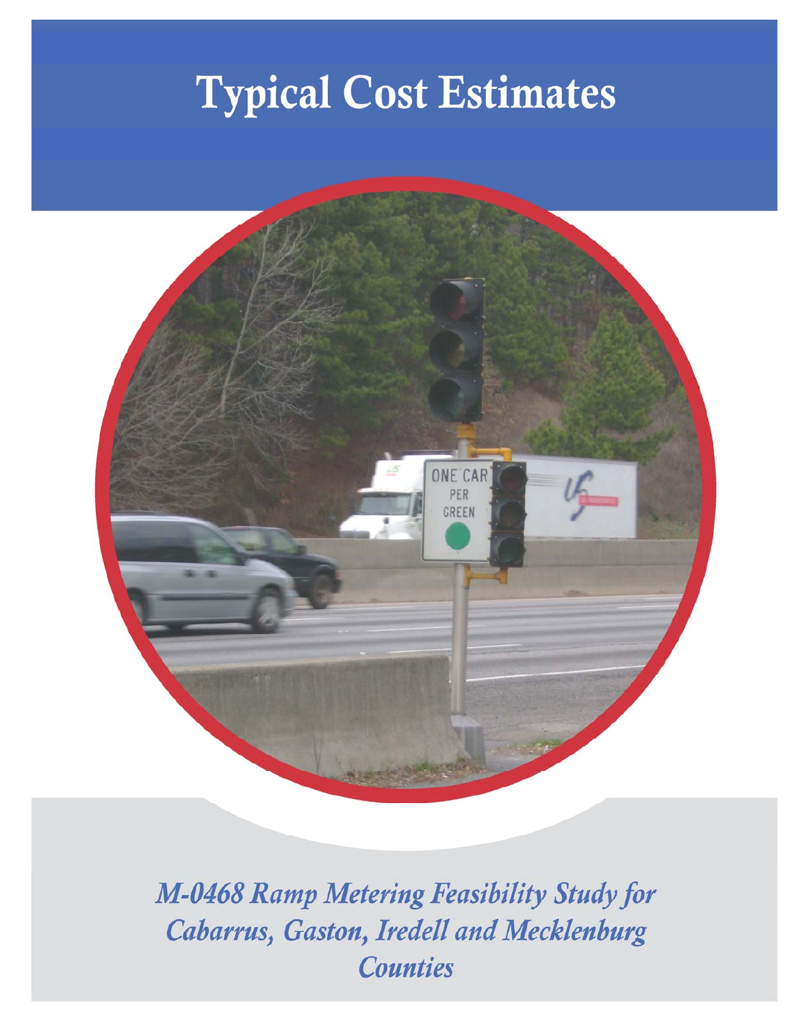# Typical Cost Estimates

*M-0468 Ramp Metering Feasibility Study for Cabarrus, Gaston, Iredell and Mecklenburg Counties*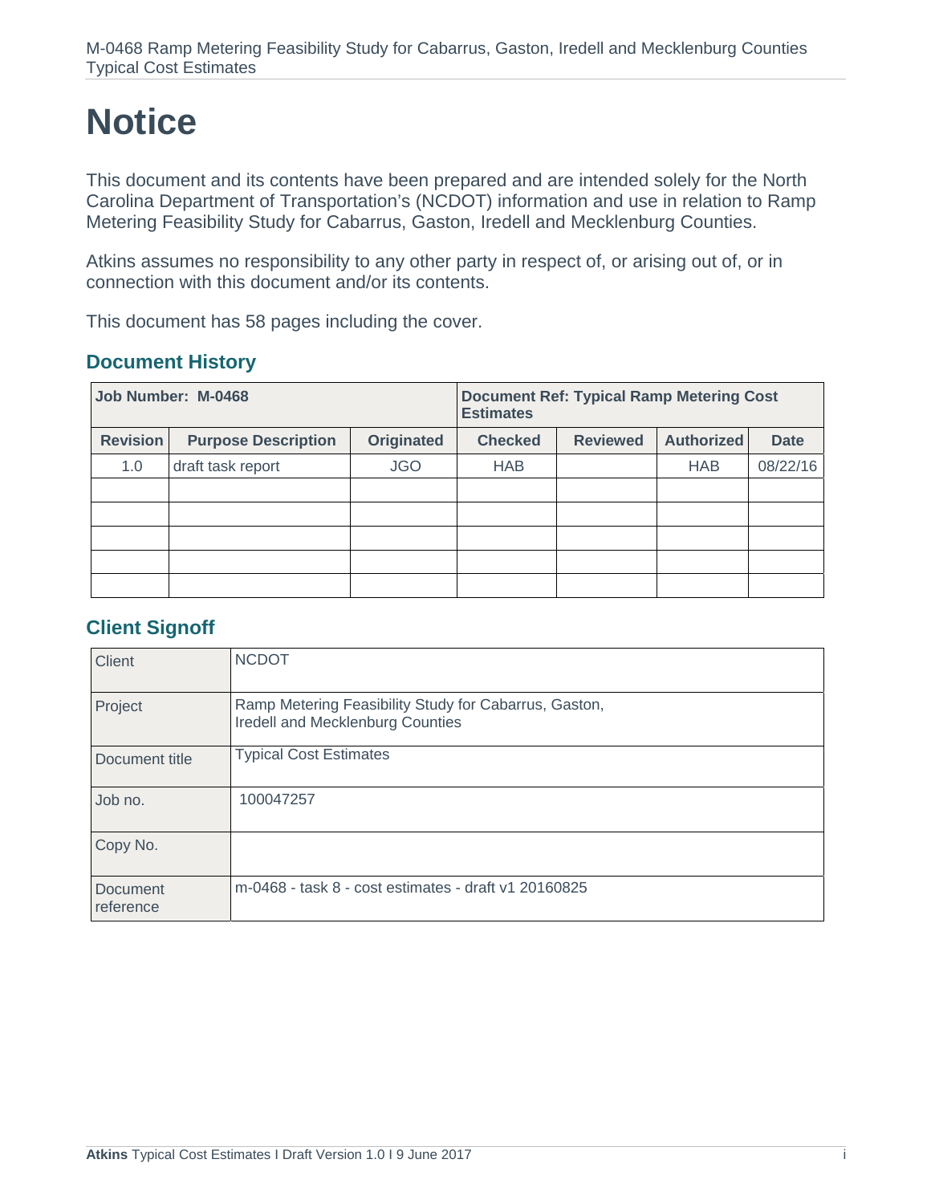# Notice

This document and its contents have been prepared and are intended solely for the North Carolina Department of Transportation's (NCDOT) information and use in relation to Ramp Metering Feasibility Study for Cabarrus, Gaston, Iredell and Mecklenburg Counties.

Atkins assumes no responsibility to any other party in respect of, or arising out of, or in connection with this document and/or its contents.

This document has 58 pages including the cover.

## Document History

| **Job Number: M-0468** | | | **Document Ref: Typical Ramp Metering Cost Estimates** | | | |
|---|---|---|---|---|---|---|
| **Revision** | **Purpose Description** | **Originated** | **Checked** | **Reviewed** | **Authorized** | **Date** |
| 1.0 | draft task report | JGO | HAB | | HAB | 08/22/16 |
| | | | | | | |
| | | | | | | |
| | | | | | | |
| | | | | | | |
| | | | | | | |

## Client Signoff

| | |
|---|---|
| Client | NCDOT |
| Project | Ramp Metering Feasibility Study for Cabarrus, Gaston, Iredell and Mecklenburg Counties |
| Document title | Typical Cost Estimates |
| Job no. | 100047257 |
| Copy No. | |
| Document reference | m-0468 - task 8 - cost estimates - draft v1 20160825 |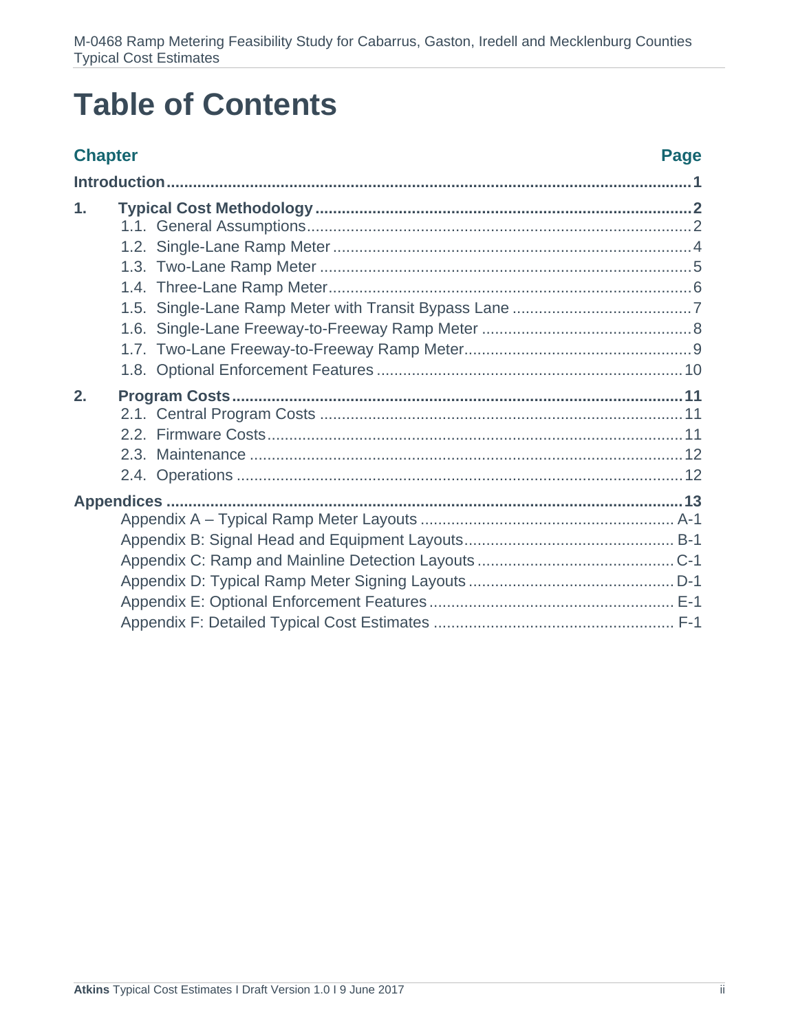# Table of Contents

| Chapter | | Page |
|---|---|---|
| **Introduction** | | **1** |
| **1.** | **Typical Cost Methodology** | **2** |
| | 1.1. General Assumptions | 2 |
| | 1.2. Single-Lane Ramp Meter | 4 |
| | 1.3. Two-Lane Ramp Meter | 5 |
| | 1.4. Three-Lane Ramp Meter | 6 |
| | 1.5. Single-Lane Ramp Meter with Transit Bypass Lane | 7 |
| | 1.6. Single-Lane Freeway-to-Freeway Ramp Meter | 8 |
| | 1.7. Two-Lane Freeway-to-Freeway Ramp Meter | 9 |
| | 1.8. Optional Enforcement Features | 10 |
| **2.** | **Program Costs** | **11** |
| | 2.1. Central Program Costs | 11 |
| | 2.2. Firmware Costs | 11 |
| | 2.3. Maintenance | 12 |
| | 2.4. Operations | 12 |
| **Appendices** | | **13** |
| | Appendix A – Typical Ramp Meter Layouts | A-1 |
| | Appendix B: Signal Head and Equipment Layouts | B-1 |
| | Appendix C: Ramp and Mainline Detection Layouts | C-1 |
| | Appendix D: Typical Ramp Meter Signing Layouts | D-1 |
| | Appendix E: Optional Enforcement Features | E-1 |
| | Appendix F: Detailed Typical Cost Estimates | F-1 |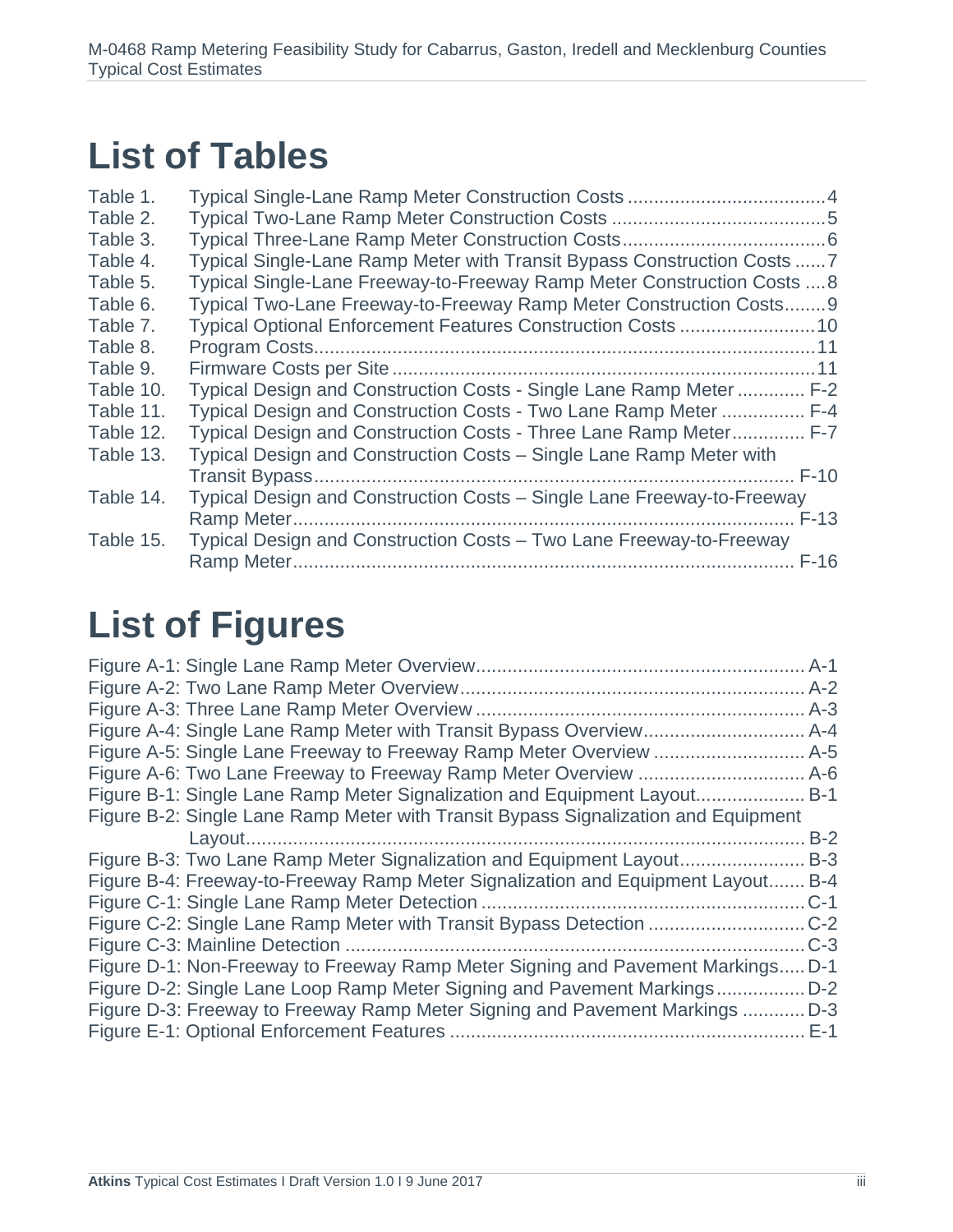# List of Tables

Table 1. Typical Single-Lane Ramp Meter Construction Costs ....................................4
Table 2. Typical Two-Lane Ramp Meter Construction Costs ........................................5
Table 3. Typical Three-Lane Ramp Meter Construction Costs......................................6
Table 4. Typical Single-Lane Ramp Meter with Transit Bypass Construction Costs ......7
Table 5. Typical Single-Lane Freeway-to-Freeway Ramp Meter Construction Costs ....8
Table 6. Typical Two-Lane Freeway-to-Freeway Ramp Meter Construction Costs........9
Table 7. Typical Optional Enforcement Features Construction Costs ..........................10
Table 8. Program Costs................................................................................................11
Table 9. Firmware Costs per Site .................................................................................11
Table 10. Typical Design and Construction Costs - Single Lane Ramp Meter ............ F-2
Table 11. Typical Design and Construction Costs - Two Lane Ramp Meter ............... F-4
Table 12. Typical Design and Construction Costs - Three Lane Ramp Meter............. F-7
Table 13. Typical Design and Construction Costs – Single Lane Ramp Meter with Transit Bypass........................................................................................... F-10
Table 14. Typical Design and Construction Costs – Single Lane Freeway-to-Freeway Ramp Meter.............................................................................................. F-13
Table 15. Typical Design and Construction Costs – Two Lane Freeway-to-Freeway Ramp Meter.............................................................................................. F-16

# List of Figures

Figure A-1: Single Lane Ramp Meter Overview.............................................................. A-1
Figure A-2: Two Lane Ramp Meter Overview................................................................. A-2
Figure A-3: Three Lane Ramp Meter Overview .............................................................. A-3
Figure A-4: Single Lane Ramp Meter with Transit Bypass Overview.............................. A-4
Figure A-5: Single Lane Freeway to Freeway Ramp Meter Overview ............................ A-5
Figure A-6: Two Lane Freeway to Freeway Ramp Meter Overview ............................... A-6
Figure B-1: Single Lane Ramp Meter Signalization and Equipment Layout.................... B-1
Figure B-2: Single Lane Ramp Meter with Transit Bypass Signalization and Equipment Layout.......................................................................................................... B-2
Figure B-3: Two Lane Ramp Meter Signalization and Equipment Layout....................... B-3
Figure B-4: Freeway-to-Freeway Ramp Meter Signalization and Equipment Layout....... B-4
Figure C-1: Single Lane Ramp Meter Detection .............................................................C-1
Figure C-2: Single Lane Ramp Meter with Transit Bypass Detection .............................C-2
Figure C-3: Mainline Detection .......................................................................................C-3
Figure D-1: Non-Freeway to Freeway Ramp Meter Signing and Pavement Markings..... D-1
Figure D-2: Single Lane Loop Ramp Meter Signing and Pavement Markings................. D-2
Figure D-3: Freeway to Freeway Ramp Meter Signing and Pavement Markings ............ D-3
Figure E-1: Optional Enforcement Features ................................................................... E-1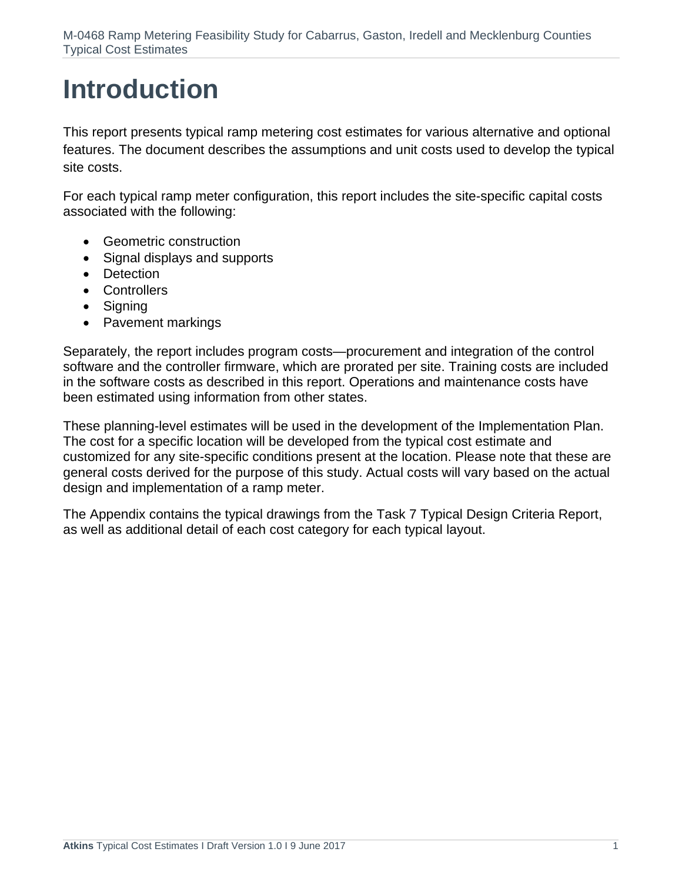# Introduction

This report presents typical ramp metering cost estimates for various alternative and optional features. The document describes the assumptions and unit costs used to develop the typical site costs.

For each typical ramp meter configuration, this report includes the site-specific capital costs associated with the following:

- Geometric construction
- Signal displays and supports
- Detection
- Controllers
- Signing
- Pavement markings

Separately, the report includes program costs—procurement and integration of the control software and the controller firmware, which are prorated per site. Training costs are included in the software costs as described in this report. Operations and maintenance costs have been estimated using information from other states.

These planning-level estimates will be used in the development of the Implementation Plan. The cost for a specific location will be developed from the typical cost estimate and customized for any site-specific conditions present at the location. Please note that these are general costs derived for the purpose of this study. Actual costs will vary based on the actual design and implementation of a ramp meter.

The Appendix contains the typical drawings from the Task 7 Typical Design Criteria Report, as well as additional detail of each cost category for each typical layout.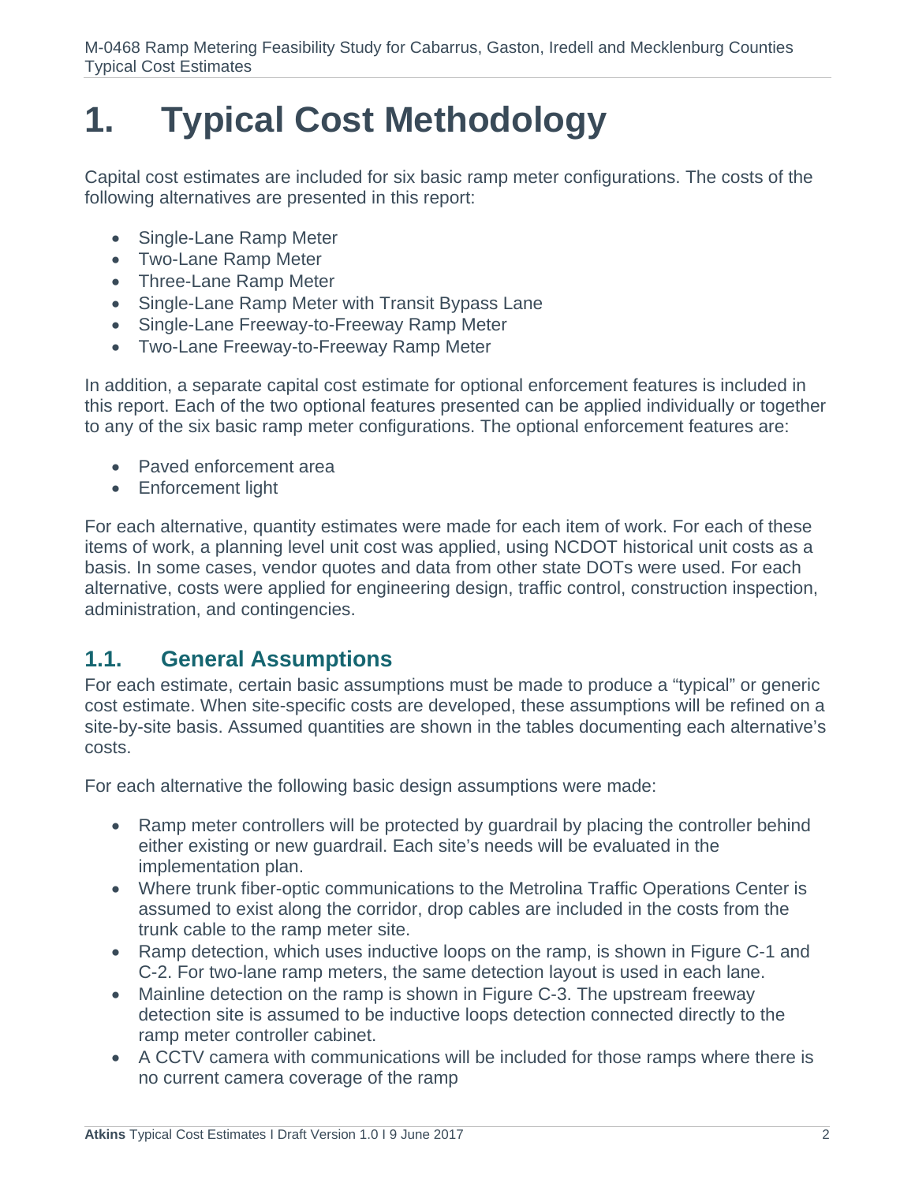# 1. Typical Cost Methodology

Capital cost estimates are included for six basic ramp meter configurations. The costs of the following alternatives are presented in this report:

- Single-Lane Ramp Meter
- Two-Lane Ramp Meter
- Three-Lane Ramp Meter
- Single-Lane Ramp Meter with Transit Bypass Lane
- Single-Lane Freeway-to-Freeway Ramp Meter
- Two-Lane Freeway-to-Freeway Ramp Meter

In addition, a separate capital cost estimate for optional enforcement features is included in this report. Each of the two optional features presented can be applied individually or together to any of the six basic ramp meter configurations. The optional enforcement features are:

- Paved enforcement area
- Enforcement light

For each alternative, quantity estimates were made for each item of work. For each of these items of work, a planning level unit cost was applied, using NCDOT historical unit costs as a basis. In some cases, vendor quotes and data from other state DOTs were used. For each alternative, costs were applied for engineering design, traffic control, construction inspection, administration, and contingencies.

## 1.1. General Assumptions

For each estimate, certain basic assumptions must be made to produce a "typical" or generic cost estimate. When site-specific costs are developed, these assumptions will be refined on a site-by-site basis. Assumed quantities are shown in the tables documenting each alternative's costs.

For each alternative the following basic design assumptions were made:

- Ramp meter controllers will be protected by guardrail by placing the controller behind either existing or new guardrail. Each site's needs will be evaluated in the implementation plan.
- Where trunk fiber-optic communications to the Metrolina Traffic Operations Center is assumed to exist along the corridor, drop cables are included in the costs from the trunk cable to the ramp meter site.
- Ramp detection, which uses inductive loops on the ramp, is shown in Figure C-1 and C-2. For two-lane ramp meters, the same detection layout is used in each lane.
- Mainline detection on the ramp is shown in Figure C-3. The upstream freeway detection site is assumed to be inductive loops detection connected directly to the ramp meter controller cabinet.
- A CCTV camera with communications will be included for those ramps where there is no current camera coverage of the ramp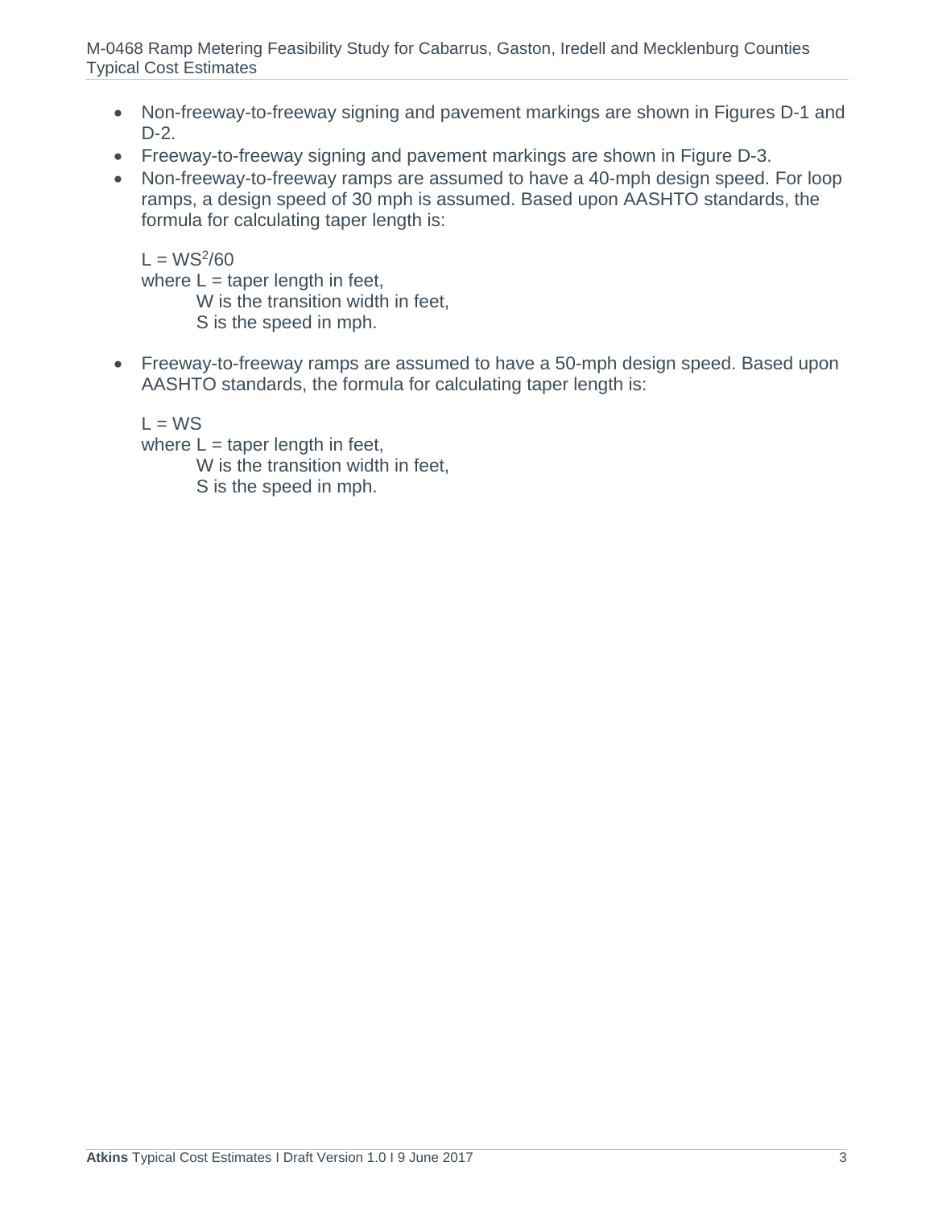- Non-freeway-to-freeway signing and pavement markings are shown in Figures D-1 and D-2.
- Freeway-to-freeway signing and pavement markings are shown in Figure D-3.
- Non-freeway-to-freeway ramps are assumed to have a 40-mph design speed. For loop ramps, a design speed of 30 mph is assumed. Based upon AASHTO standards, the formula for calculating taper length is:

  $L = WS^2/60$
  where L = taper length in feet,
  W is the transition width in feet,
  S is the speed in mph.

- Freeway-to-freeway ramps are assumed to have a 50-mph design speed. Based upon AASHTO standards, the formula for calculating taper length is:

  $L = WS$
  where L = taper length in feet,
  W is the transition width in feet,
  S is the speed in mph.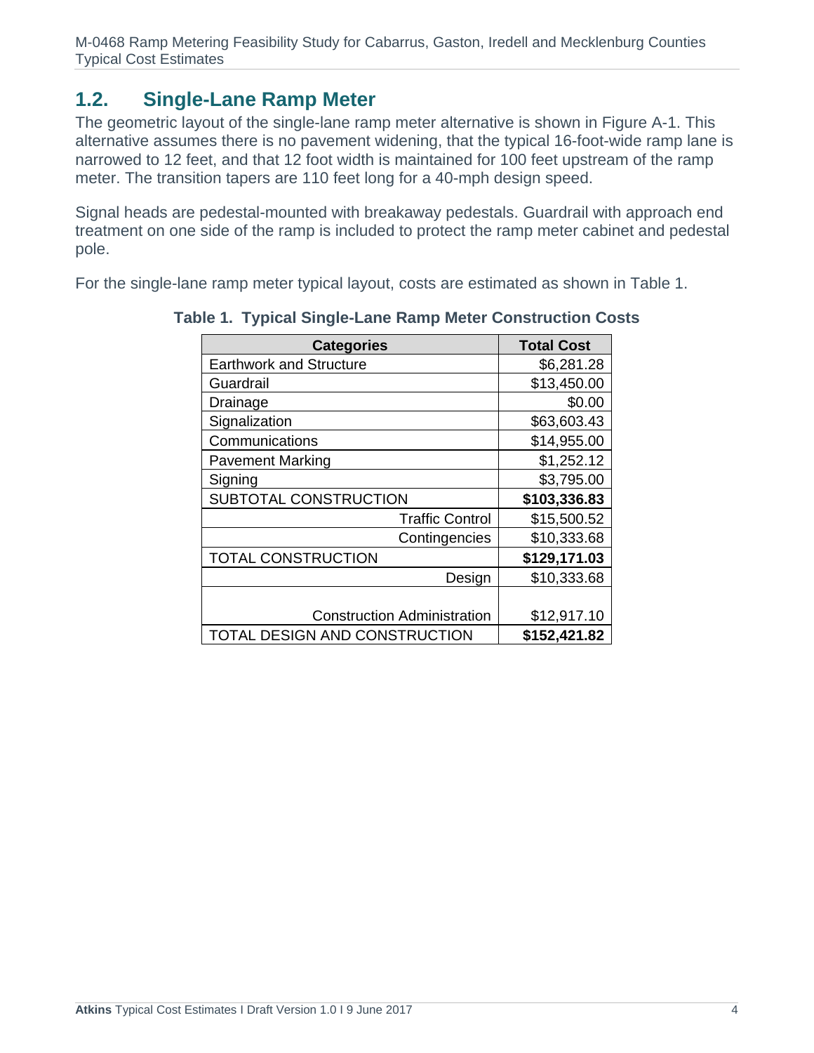## 1.2. Single-Lane Ramp Meter

The geometric layout of the single-lane ramp meter alternative is shown in Figure A-1. This alternative assumes there is no pavement widening, that the typical 16-foot-wide ramp lane is narrowed to 12 feet, and that 12 foot width is maintained for 100 feet upstream of the ramp meter. The transition tapers are 110 feet long for a 40-mph design speed.

Signal heads are pedestal-mounted with breakaway pedestals. Guardrail with approach end treatment on one side of the ramp is included to protect the ramp meter cabinet and pedestal pole.

For the single-lane ramp meter typical layout, costs are estimated as shown in Table 1.

**Table 1. Typical Single-Lane Ramp Meter Construction Costs**

| Categories | Total Cost |
|---|---|
| Earthwork and Structure | $6,281.28 |
| Guardrail | $13,450.00 |
| Drainage | $0.00 |
| Signalization | $63,603.43 |
| Communications | $14,955.00 |
| Pavement Marking | $1,252.12 |
| Signing | $3,795.00 |
| SUBTOTAL CONSTRUCTION | **$103,336.83** |
| Traffic Control | $15,500.52 |
| Contingencies | $10,333.68 |
| TOTAL CONSTRUCTION | **$129,171.03** |
| Design | $10,333.68 |
| Construction Administration | $12,917.10 |
| TOTAL DESIGN AND CONSTRUCTION | **$152,421.82** |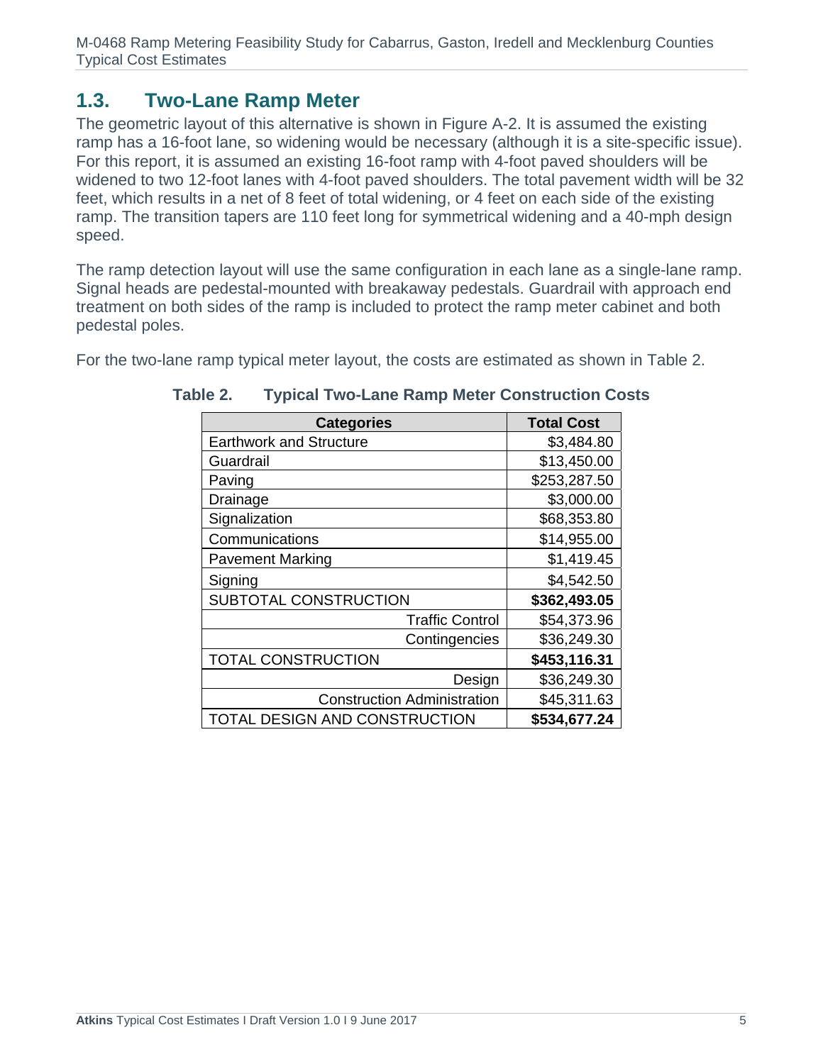## 1.3. Two-Lane Ramp Meter

The geometric layout of this alternative is shown in Figure A-2. It is assumed the existing ramp has a 16-foot lane, so widening would be necessary (although it is a site-specific issue). For this report, it is assumed an existing 16-foot ramp with 4-foot paved shoulders will be widened to two 12-foot lanes with 4-foot paved shoulders. The total pavement width will be 32 feet, which results in a net of 8 feet of total widening, or 4 feet on each side of the existing ramp. The transition tapers are 110 feet long for symmetrical widening and a 40-mph design speed.

The ramp detection layout will use the same configuration in each lane as a single-lane ramp. Signal heads are pedestal-mounted with breakaway pedestals. Guardrail with approach end treatment on both sides of the ramp is included to protect the ramp meter cabinet and both pedestal poles.

For the two-lane ramp typical meter layout, the costs are estimated as shown in Table 2.

**Table 2. Typical Two-Lane Ramp Meter Construction Costs**

| Categories | Total Cost |
|---|---|
| Earthwork and Structure | $3,484.80 |
| Guardrail | $13,450.00 |
| Paving | $253,287.50 |
| Drainage | $3,000.00 |
| Signalization | $68,353.80 |
| Communications | $14,955.00 |
| Pavement Marking | $1,419.45 |
| Signing | $4,542.50 |
| SUBTOTAL CONSTRUCTION | **$362,493.05** |
| Traffic Control | $54,373.96 |
| Contingencies | $36,249.30 |
| TOTAL CONSTRUCTION | **$453,116.31** |
| Design | $36,249.30 |
| Construction Administration | $45,311.63 |
| TOTAL DESIGN AND CONSTRUCTION | **$534,677.24** |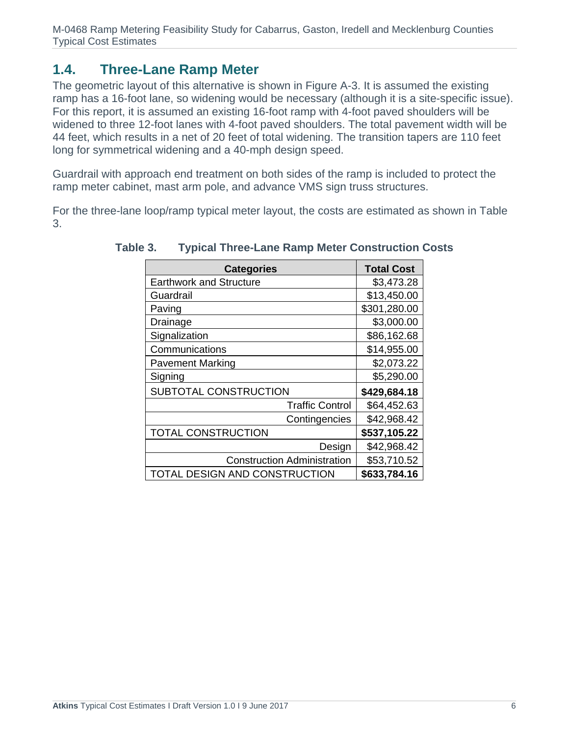## 1.4. Three-Lane Ramp Meter

The geometric layout of this alternative is shown in Figure A-3. It is assumed the existing ramp has a 16-foot lane, so widening would be necessary (although it is a site-specific issue). For this report, it is assumed an existing 16-foot ramp with 4-foot paved shoulders will be widened to three 12-foot lanes with 4-foot paved shoulders. The total pavement width will be 44 feet, which results in a net of 20 feet of total widening. The transition tapers are 110 feet long for symmetrical widening and a 40-mph design speed.

Guardrail with approach end treatment on both sides of the ramp is included to protect the ramp meter cabinet, mast arm pole, and advance VMS sign truss structures.

For the three-lane loop/ramp typical meter layout, the costs are estimated as shown in Table 3.

**Table 3. Typical Three-Lane Ramp Meter Construction Costs**

| Categories | Total Cost |
|---|---|
| Earthwork and Structure | $3,473.28 |
| Guardrail | $13,450.00 |
| Paving | $301,280.00 |
| Drainage | $3,000.00 |
| Signalization | $86,162.68 |
| Communications | $14,955.00 |
| Pavement Marking | $2,073.22 |
| Signing | $5,290.00 |
| SUBTOTAL CONSTRUCTION | **$429,684.18** |
| Traffic Control | $64,452.63 |
| Contingencies | $42,968.42 |
| TOTAL CONSTRUCTION | **$537,105.22** |
| Design | $42,968.42 |
| Construction Administration | $53,710.52 |
| TOTAL DESIGN AND CONSTRUCTION | **$633,784.16** |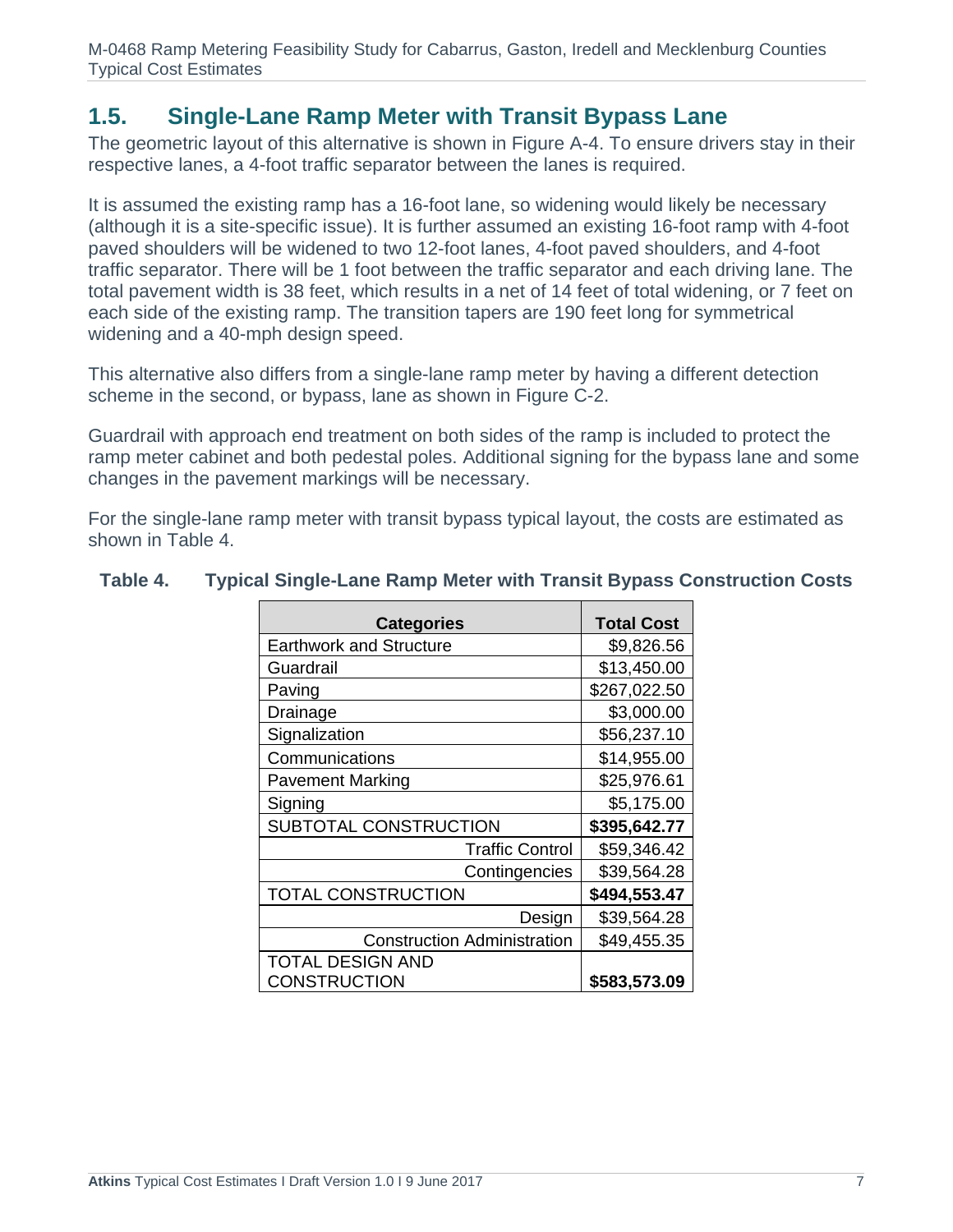## 1.5. Single-Lane Ramp Meter with Transit Bypass Lane

The geometric layout of this alternative is shown in Figure A-4. To ensure drivers stay in their respective lanes, a 4-foot traffic separator between the lanes is required.

It is assumed the existing ramp has a 16-foot lane, so widening would likely be necessary (although it is a site-specific issue). It is further assumed an existing 16-foot ramp with 4-foot paved shoulders will be widened to two 12-foot lanes, 4-foot paved shoulders, and 4-foot traffic separator. There will be 1 foot between the traffic separator and each driving lane. The total pavement width is 38 feet, which results in a net of 14 feet of total widening, or 7 feet on each side of the existing ramp. The transition tapers are 190 feet long for symmetrical widening and a 40-mph design speed.

This alternative also differs from a single-lane ramp meter by having a different detection scheme in the second, or bypass, lane as shown in Figure C-2.

Guardrail with approach end treatment on both sides of the ramp is included to protect the ramp meter cabinet and both pedestal poles. Additional signing for the bypass lane and some changes in the pavement markings will be necessary.

For the single-lane ramp meter with transit bypass typical layout, the costs are estimated as shown in Table 4.

**Table 4. Typical Single-Lane Ramp Meter with Transit Bypass Construction Costs**

| Categories | Total Cost |
|---|---|
| Earthwork and Structure | $9,826.56 |
| Guardrail | $13,450.00 |
| Paving | $267,022.50 |
| Drainage | $3,000.00 |
| Signalization | $56,237.10 |
| Communications | $14,955.00 |
| Pavement Marking | $25,976.61 |
| Signing | $5,175.00 |
| SUBTOTAL CONSTRUCTION | **$395,642.77** |
| Traffic Control | $59,346.42 |
| Contingencies | $39,564.28 |
| TOTAL CONSTRUCTION | **$494,553.47** |
| Design | $39,564.28 |
| Construction Administration | $49,455.35 |
| TOTAL DESIGN AND CONSTRUCTION | **$583,573.09** |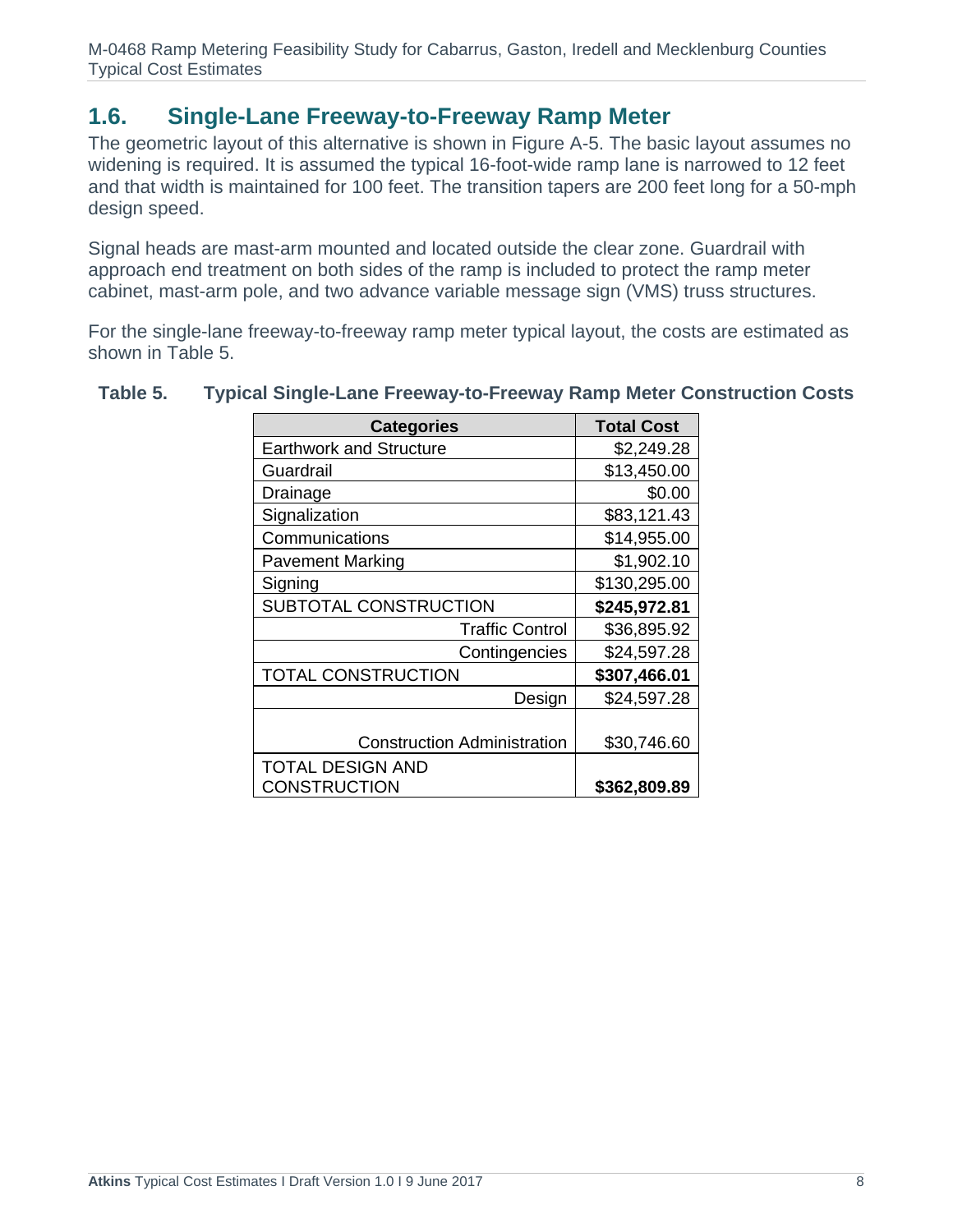## 1.6. Single-Lane Freeway-to-Freeway Ramp Meter

The geometric layout of this alternative is shown in Figure A-5. The basic layout assumes no widening is required. It is assumed the typical 16-foot-wide ramp lane is narrowed to 12 feet and that width is maintained for 100 feet. The transition tapers are 200 feet long for a 50-mph design speed.

Signal heads are mast-arm mounted and located outside the clear zone. Guardrail with approach end treatment on both sides of the ramp is included to protect the ramp meter cabinet, mast-arm pole, and two advance variable message sign (VMS) truss structures.

For the single-lane freeway-to-freeway ramp meter typical layout, the costs are estimated as shown in Table 5.

**Table 5. Typical Single-Lane Freeway-to-Freeway Ramp Meter Construction Costs**

| Categories | Total Cost |
|---|---|
| Earthwork and Structure | $2,249.28 |
| Guardrail | $13,450.00 |
| Drainage | $0.00 |
| Signalization | $83,121.43 |
| Communications | $14,955.00 |
| Pavement Marking | $1,902.10 |
| Signing | $130,295.00 |
| SUBTOTAL CONSTRUCTION | **$245,972.81** |
| Traffic Control | $36,895.92 |
| Contingencies | $24,597.28 |
| TOTAL CONSTRUCTION | **$307,466.01** |
| Design | $24,597.28 |
| Construction Administration | $30,746.60 |
| TOTAL DESIGN AND CONSTRUCTION | **$362,809.89** |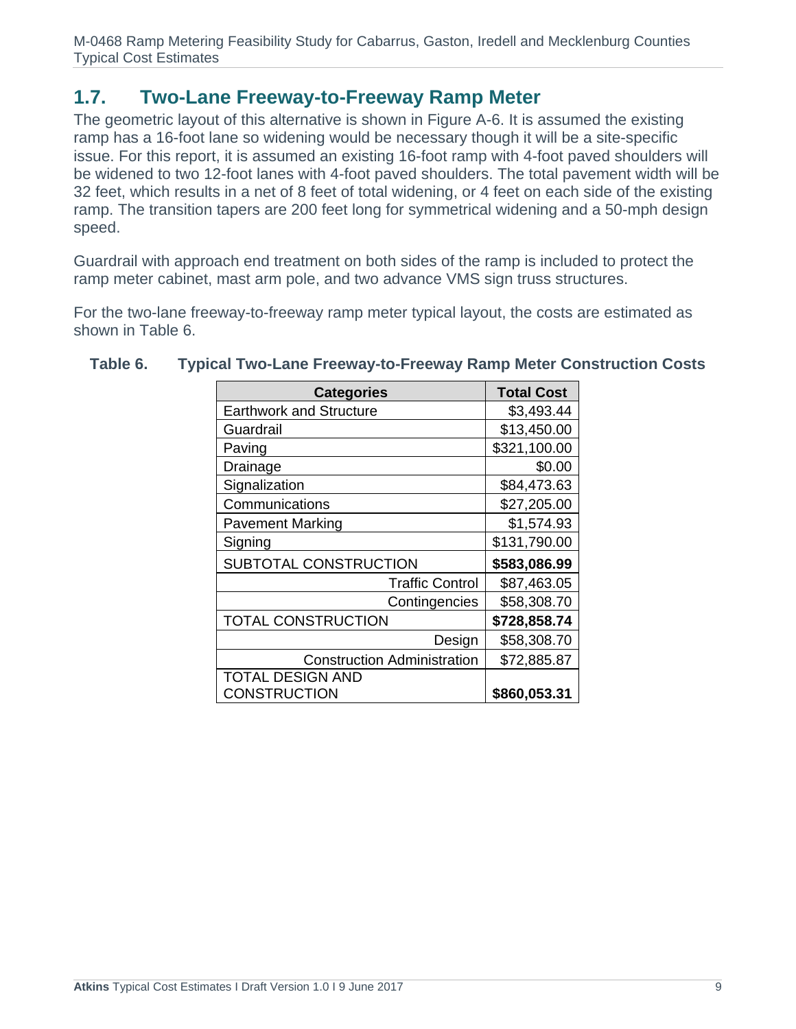## 1.7. Two-Lane Freeway-to-Freeway Ramp Meter

The geometric layout of this alternative is shown in Figure A-6. It is assumed the existing ramp has a 16-foot lane so widening would be necessary though it will be a site-specific issue. For this report, it is assumed an existing 16-foot ramp with 4-foot paved shoulders will be widened to two 12-foot lanes with 4-foot paved shoulders. The total pavement width will be 32 feet, which results in a net of 8 feet of total widening, or 4 feet on each side of the existing ramp. The transition tapers are 200 feet long for symmetrical widening and a 50-mph design speed.

Guardrail with approach end treatment on both sides of the ramp is included to protect the ramp meter cabinet, mast arm pole, and two advance VMS sign truss structures.

For the two-lane freeway-to-freeway ramp meter typical layout, the costs are estimated as shown in Table 6.

**Table 6. Typical Two-Lane Freeway-to-Freeway Ramp Meter Construction Costs**

| Categories | Total Cost |
|---|---|
| Earthwork and Structure | $3,493.44 |
| Guardrail | $13,450.00 |
| Paving | $321,100.00 |
| Drainage | $0.00 |
| Signalization | $84,473.63 |
| Communications | $27,205.00 |
| Pavement Marking | $1,574.93 |
| Signing | $131,790.00 |
| SUBTOTAL CONSTRUCTION | **$583,086.99** |
| Traffic Control | $87,463.05 |
| Contingencies | $58,308.70 |
| TOTAL CONSTRUCTION | **$728,858.74** |
| Design | $58,308.70 |
| Construction Administration | $72,885.87 |
| TOTAL DESIGN AND CONSTRUCTION | **$860,053.31** |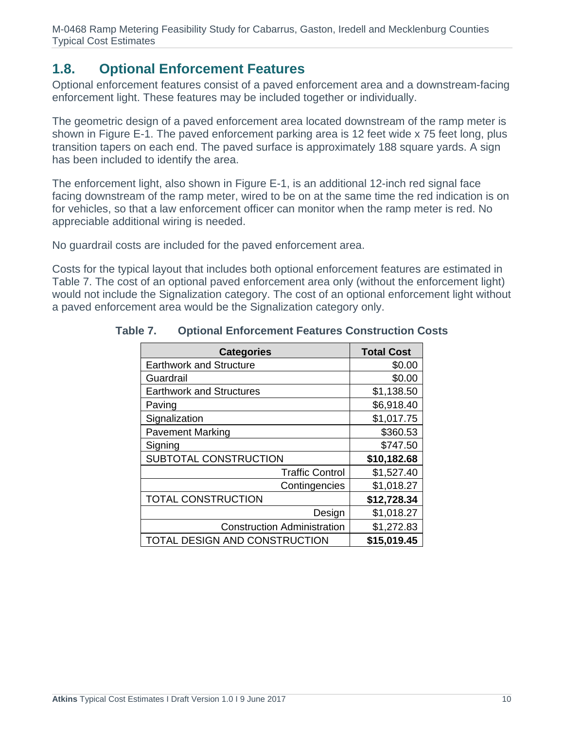## 1.8. Optional Enforcement Features

Optional enforcement features consist of a paved enforcement area and a downstream-facing enforcement light. These features may be included together or individually.

The geometric design of a paved enforcement area located downstream of the ramp meter is shown in Figure E-1. The paved enforcement parking area is 12 feet wide x 75 feet long, plus transition tapers on each end. The paved surface is approximately 188 square yards. A sign has been included to identify the area.

The enforcement light, also shown in Figure E-1, is an additional 12-inch red signal face facing downstream of the ramp meter, wired to be on at the same time the red indication is on for vehicles, so that a law enforcement officer can monitor when the ramp meter is red. No appreciable additional wiring is needed.

No guardrail costs are included for the paved enforcement area.

Costs for the typical layout that includes both optional enforcement features are estimated in Table 7. The cost of an optional paved enforcement area only (without the enforcement light) would not include the Signalization category. The cost of an optional enforcement light without a paved enforcement area would be the Signalization category only.

**Table 7. Optional Enforcement Features Construction Costs**

| Categories | Total Cost |
|---|---|
| Earthwork and Structure | $0.00 |
| Guardrail | $0.00 |
| Earthwork and Structures | $1,138.50 |
| Paving | $6,918.40 |
| Signalization | $1,017.75 |
| Pavement Marking | $360.53 |
| Signing | $747.50 |
| SUBTOTAL CONSTRUCTION | **$10,182.68** |
| Traffic Control | $1,527.40 |
| Contingencies | $1,018.27 |
| TOTAL CONSTRUCTION | **$12,728.34** |
| Design | $1,018.27 |
| Construction Administration | $1,272.83 |
| TOTAL DESIGN AND CONSTRUCTION | **$15,019.45** |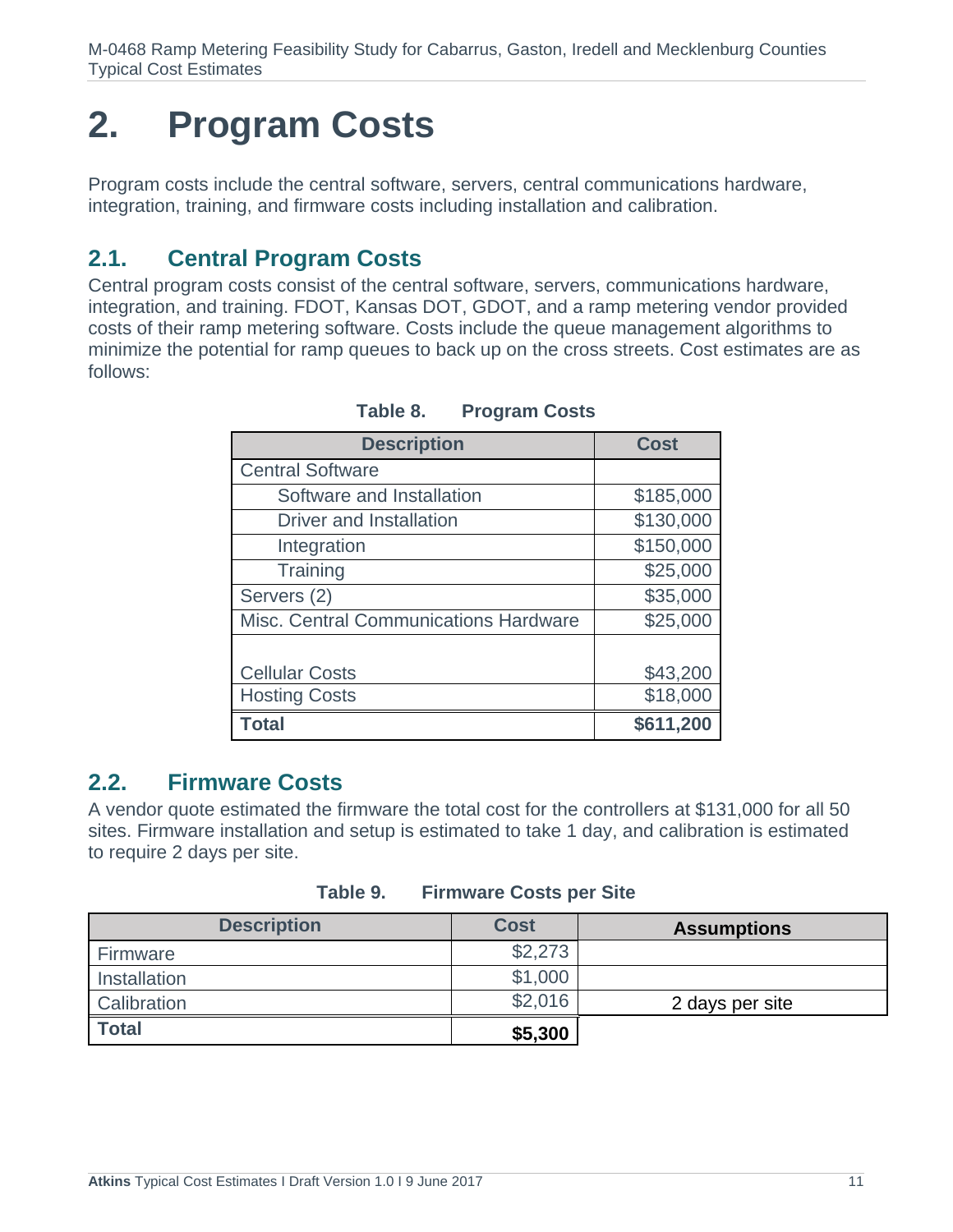# 2. Program Costs

Program costs include the central software, servers, central communications hardware, integration, training, and firmware costs including installation and calibration.

## 2.1. Central Program Costs

Central program costs consist of the central software, servers, communications hardware, integration, and training. FDOT, Kansas DOT, GDOT, and a ramp metering vendor provided costs of their ramp metering software. Costs include the queue management algorithms to minimize the potential for ramp queues to back up on the cross streets. Cost estimates are as follows:

**Table 8. Program Costs**

| Description | Cost |
|---|---|
| Central Software | |
| Software and Installation | $185,000 |
| Driver and Installation | $130,000 |
| Integration | $150,000 |
| Training | $25,000 |
| Servers (2) | $35,000 |
| Misc. Central Communications Hardware | $25,000 |
| Cellular Costs | $43,200 |
| Hosting Costs | $18,000 |
| **Total** | **$611,200** |

## 2.2. Firmware Costs

A vendor quote estimated the firmware the total cost for the controllers at $131,000 for all 50 sites. Firmware installation and setup is estimated to take 1 day, and calibration is estimated to require 2 days per site.

**Table 9. Firmware Costs per Site**

| Description | Cost | Assumptions |
|---|---|---|
| Firmware | $2,273 | |
| Installation | $1,000 | |
| Calibration | $2,016 | 2 days per site |
| **Total** | **$5,300** | |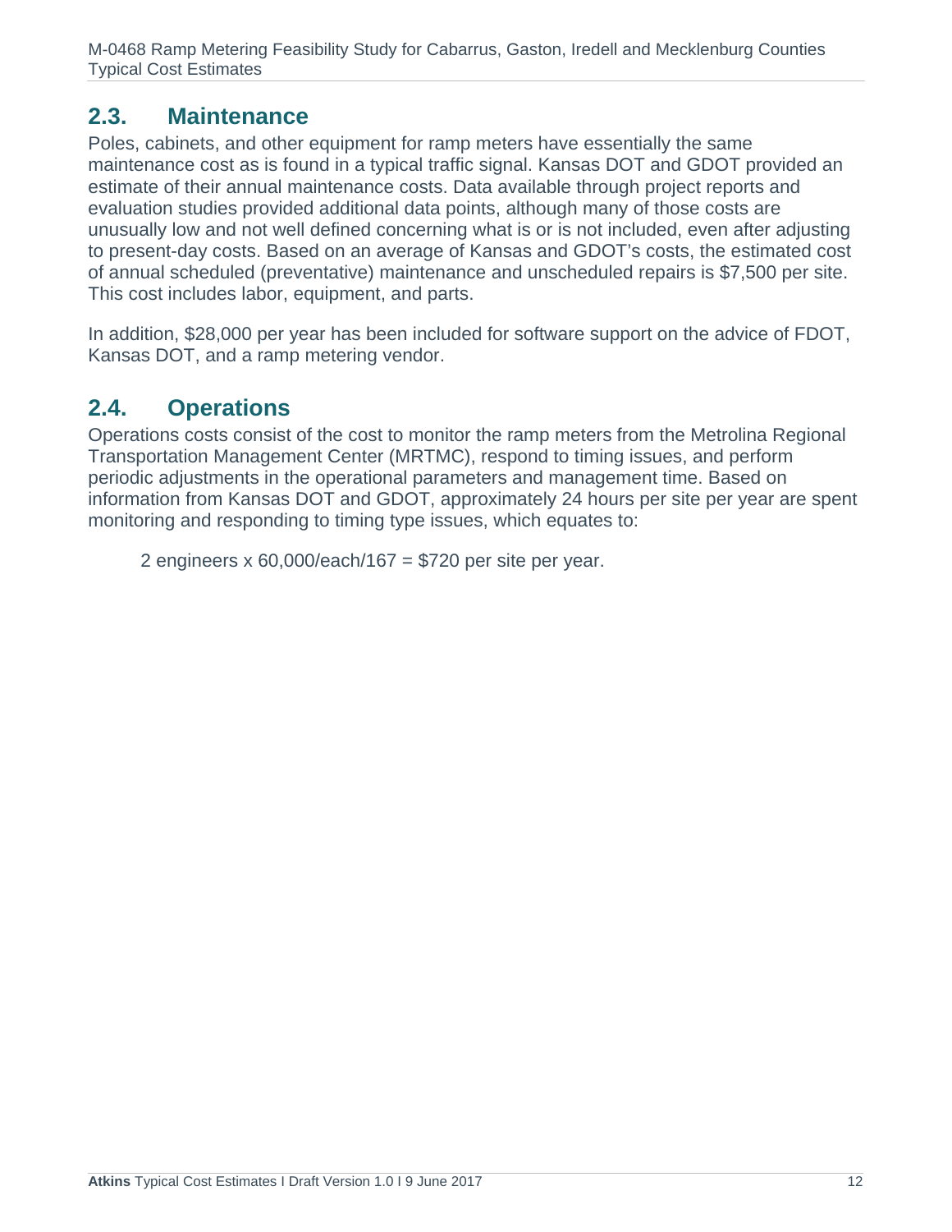## 2.3. Maintenance

Poles, cabinets, and other equipment for ramp meters have essentially the same maintenance cost as is found in a typical traffic signal. Kansas DOT and GDOT provided an estimate of their annual maintenance costs. Data available through project reports and evaluation studies provided additional data points, although many of those costs are unusually low and not well defined concerning what is or is not included, even after adjusting to present-day costs. Based on an average of Kansas and GDOT's costs, the estimated cost of annual scheduled (preventative) maintenance and unscheduled repairs is $7,500 per site. This cost includes labor, equipment, and parts.

In addition, $28,000 per year has been included for software support on the advice of FDOT, Kansas DOT, and a ramp metering vendor.

## 2.4. Operations

Operations costs consist of the cost to monitor the ramp meters from the Metrolina Regional Transportation Management Center (MRTMC), respond to timing issues, and perform periodic adjustments in the operational parameters and management time. Based on information from Kansas DOT and GDOT, approximately 24 hours per site per year are spent monitoring and responding to timing type issues, which equates to:

2 engineers x 60,000/each/167 = $720 per site per year.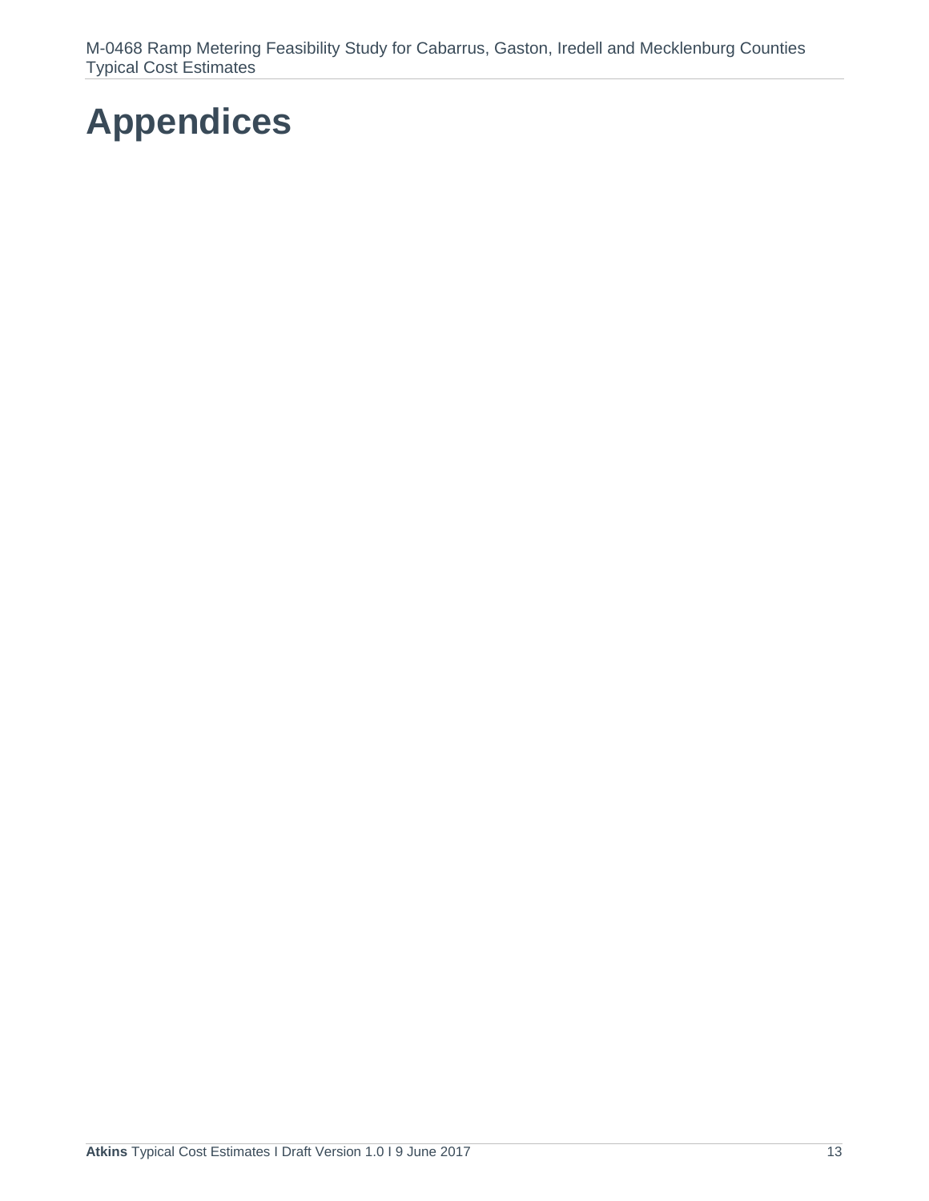# Appendices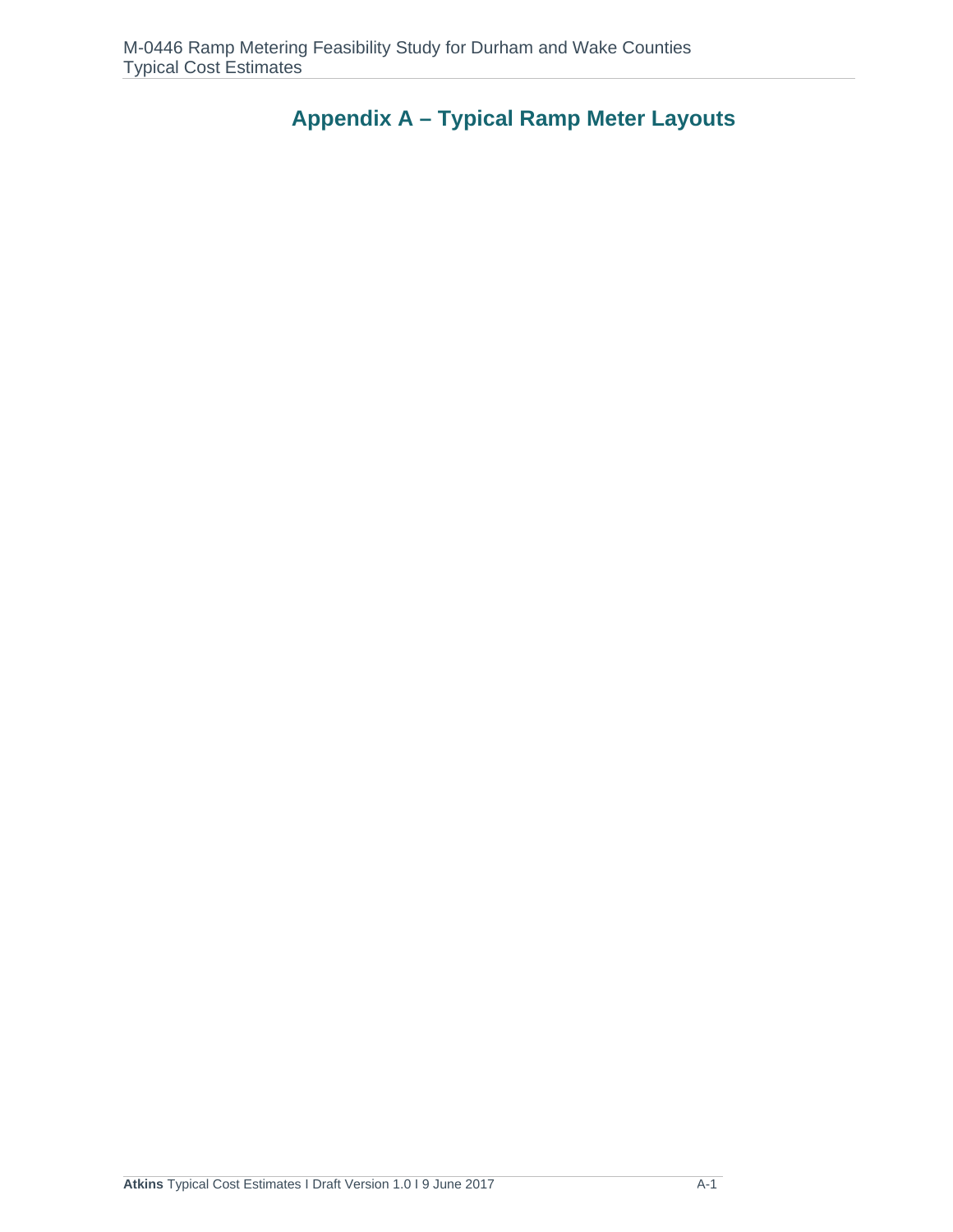# Appendix A – Typical Ramp Meter Layouts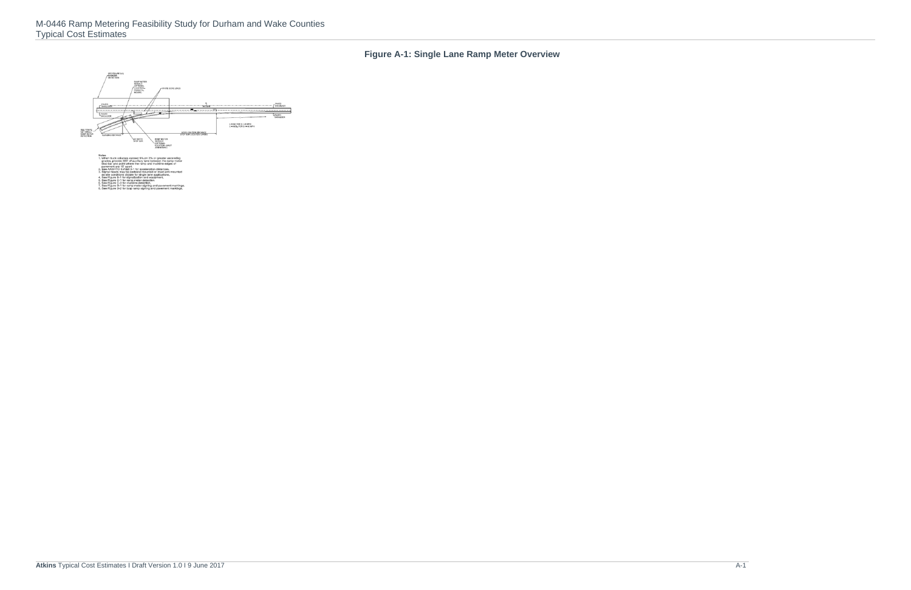## Figure A-1: Single Lane Ramp Meter Overview

Notes
1. When truck volumes exceed 5% on 3% or greater ascending grades, provide 600' of auxiliary lane between the ramp meter loop bar and point where the ramp and mainline edges of pavement are 10' apart.
2. See AASHTO Exhibit 3-1 for acceleration distances.
3. Signal heads may be pedestal mounted or mast arm mounted as site conditions dictate for single lane applications.
4. See Figure B-1 for signalization and equipment.
5. See Figure C-1 for ramp meter detection.
6. See Figure C-3 for mainline detection.
7. See Figure D-1 for ramp meter signing and pavement markings.
8. See Figure D-2 for loop ramp signing and pavement markings.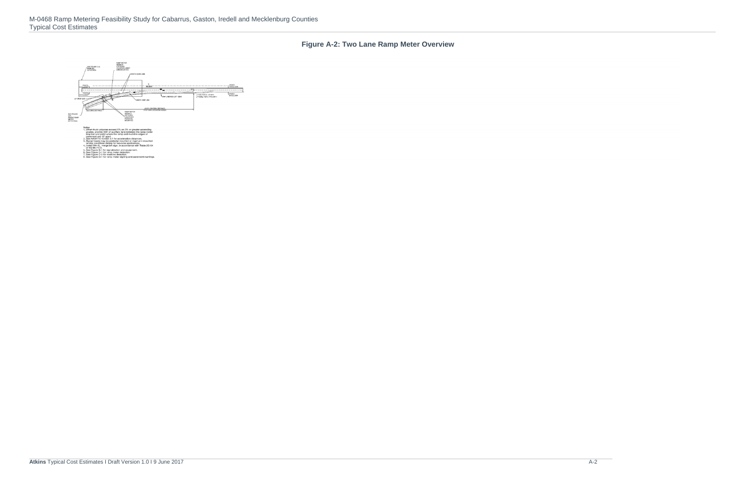**Figure A-2: Two Lane Ramp Meter Overview**

Notes:

1. When truck volumes exceed 5% on 3% or greater ascending grades, provide 500' of auxiliary lane between the ramp meter stop bar and point where the ramp and mainline edges of pavement are 10' apart.
2. See AASHTO Exhibit 3-1 for acceleration distances.
3. Signal heads may be pedestal mounted or mast arm mounted as site conditions dictate for two-lane applications.
4. Install W4-1L, merge left sign, in accordance with Table 2C-4 of the MUTCD.
5. See Figure B-1 for signalization and equipment.
6. See Figure C-1 for ramp meter detection.
7. See Figure C-3 for mainline detection.
8. See Figure D-1 for ramp meter signing and pavement markings.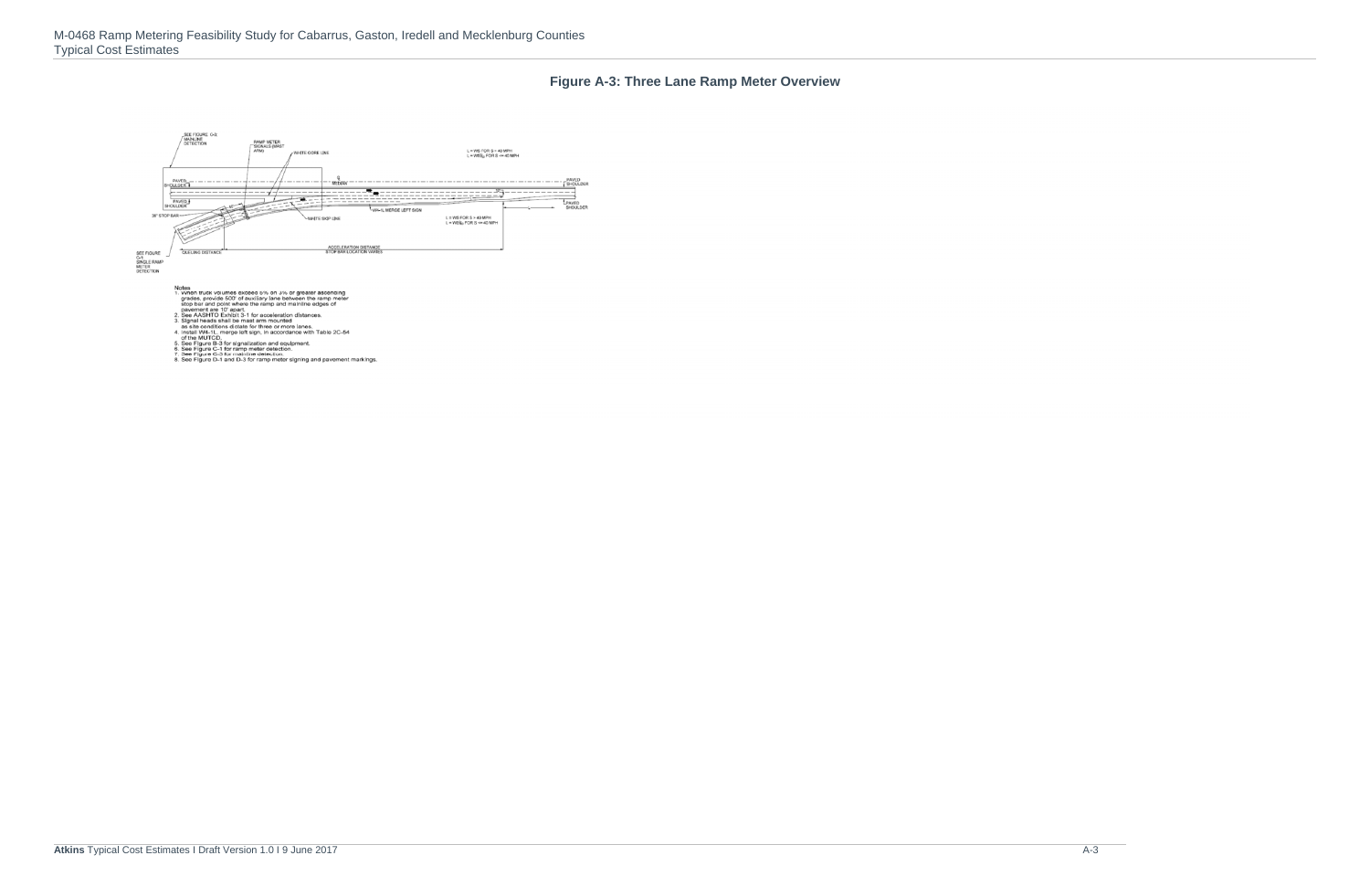## Figure A-3: Three Lane Ramp Meter Overview

SEE FIGURE C-3 MAINLINE DETECTION

RAMP METER SIGNALS (MAST ARM)

WHITE GORE LINE

L = WS FOR S < 40 MPH
L = WS/60 FOR S >= 40 MPH

PAVED SHOULDER

MEDIAN

PAVED SHOULDER

PAVED SHOULDER

24" STOP BAR

WHITE SKIP LINE

W4-1L MERGE LEFT SIGN

L = WS FOR S < 40 MPH
L = WS/60 FOR S >= 40 MPH

SEE FIGURE C-1 SINGLE RAMP METER DETECTION

QUEUING DISTANCE

ACCELERATION DISTANCE STOP BAR LOCATION VARIES

Notes

1. When truck volumes exceed 5% on 3% or greater ascending grades, provide 500' of auxiliary lane between the ramp meter stop bar and point where the ramp and mainline edges of pavement are 10' apart.
2. See AASHTO Exhibit 3-1 for acceleration distances.
3. Signal heads shall be mast arm mounted as site conditions dictate for three or more lanes.
4. Install W4-1L merge left sign, in accordance with Table 2C-54 of the MUTCD.
5. See Figure B-3 for signalization and equipment.
6. See Figure C-1 for ramp meter detection.
7. See Figure C-3 for mainline detection.
8. See Figure D-1 and D-3 for ramp meter signing and pavement markings.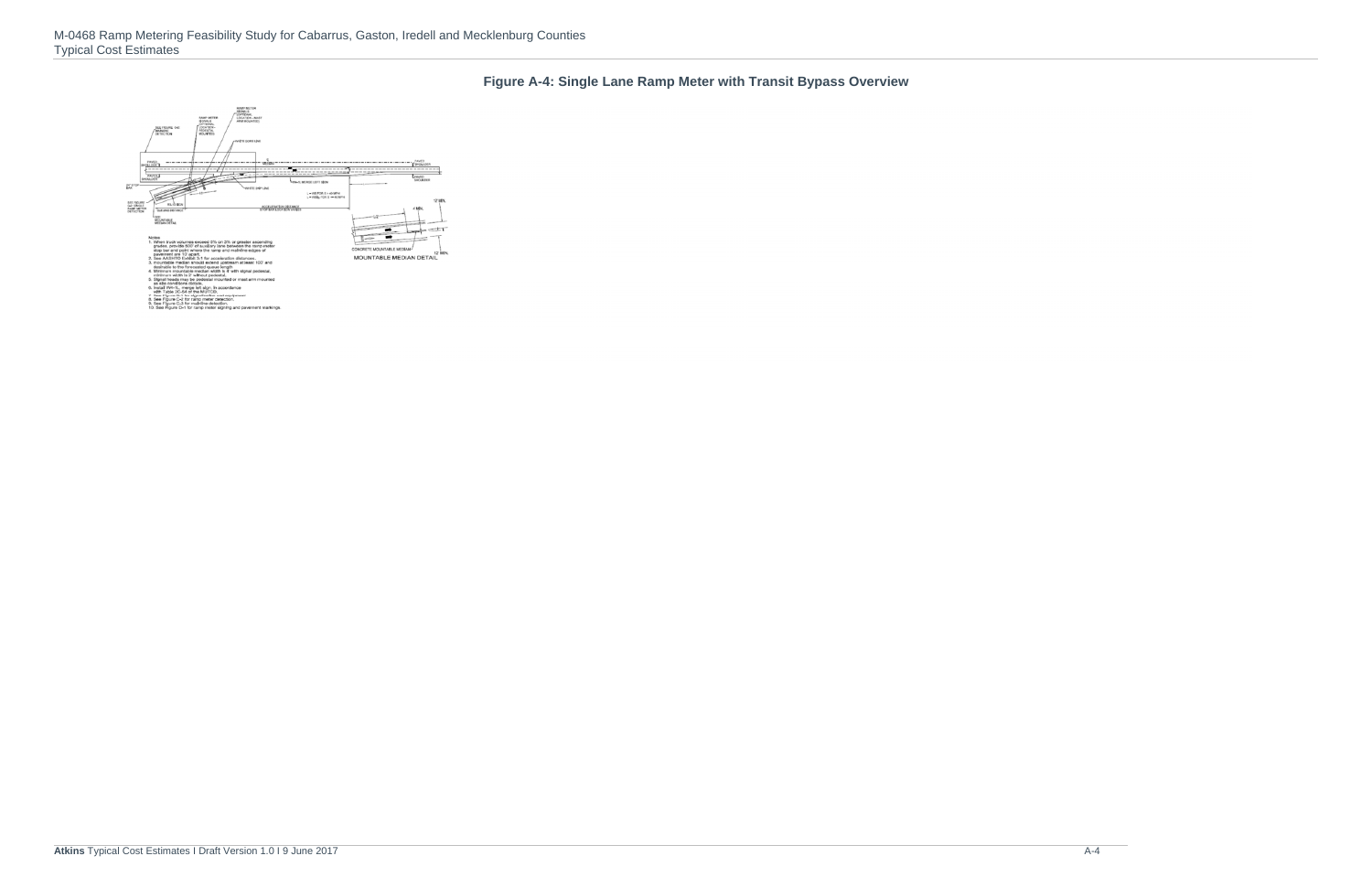**Figure A-4: Single Lane Ramp Meter with Transit Bypass Overview**

Notes:

1. When truck volumes exceed 3% on 3% or greater ascending grades, provide 600' of auxiliary lane between the ramp meter stop bar and point where the ramp and mainline edges of pavement are 12' apart.
2. See AASHTO Exhibit 3-1 for acceleration distances.
3. Mountable median should extend upstream at least 100' and desirable to the forecasted queue length.
4. Minimum mountable median width is 6' with signal pedestal, minimum width is 2' without pedestal.
5. Signal heads may be pedestal mounted or mast arm mounted as site conditions dictate.
6. Install W4-1L merge left sign, in accordance with Table 2C-64 of the MUTCD.
7. See Figure D-1 for signalization and equipment.
8. See Figure C-2 for ramp meter detection.
9. See Figure C-3 for mainline detection.
10. See Figure D-1 for ramp meter signing and pavement markings.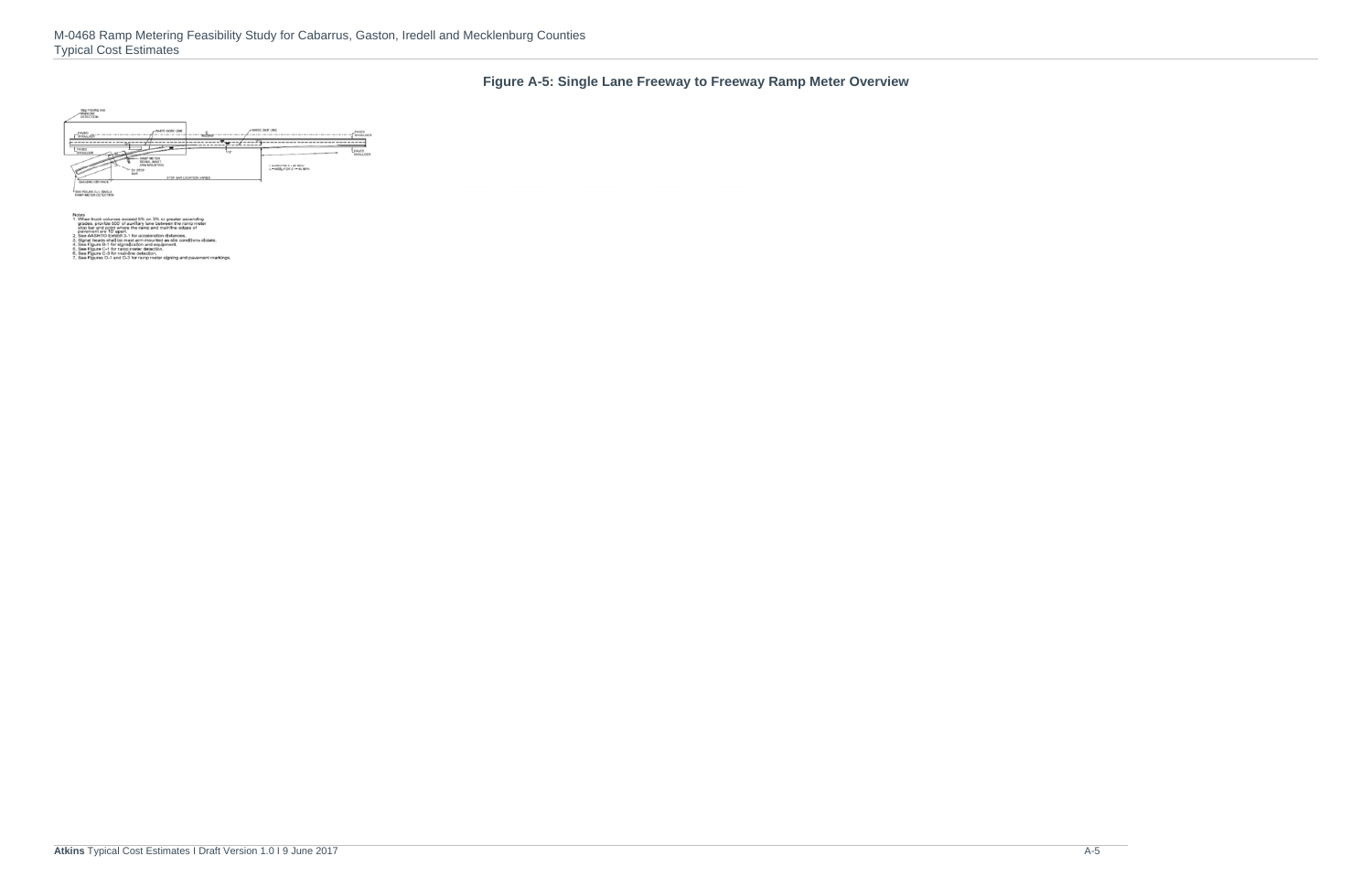# Figure A-5: Single Lane Freeway to Freeway Ramp Meter Overview

Notes

1. When truck volumes exceed 5% on 3% or greater ascending grades, provide 500' of auxiliary lane between the ramp meter stop bar and point where the ramp and mainline edges of pavement are 10' apart.
2. See AASHTO Exhibit 3-1 for acceleration distances.
3. Signal heads shall be mast arm mounted as site conditions dictate.
4. See Figure B-1 for signalization and equipment.
5. See Figure C-1 for ramp meter detection.
6. See Figure C-3 for mainline detection.
7. See Figures D-1 and D-3 for ramp meter signing and pavement markings.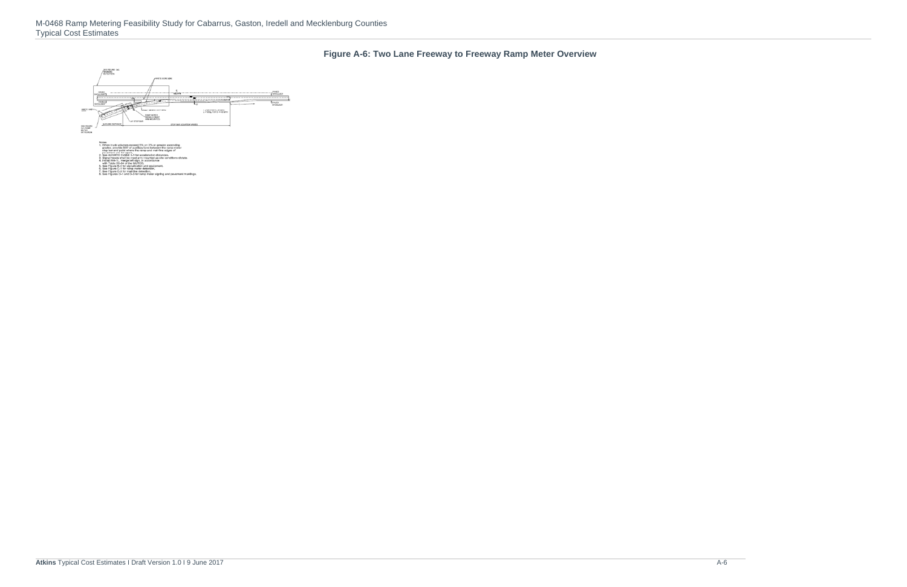**Figure A-6: Two Lane Freeway to Freeway Ramp Meter Overview**

Notes:

1. When truck volumes exceed 5% on 3% or greater ascending grades, provide 300' of auxiliary lane between the ramp meter stop bar and point where the ramp and mainline edges of pavement are 12' apart.
2. See AASHTO Exhibit 3-1 for acceleration distances.
3. Signal heads shall be mast arm mounted as site conditions dictate.
4. Install R4-1, merge left sign in accordance with Table 2B-04 of the MUTCD.
5. See Figure B-1 for signalization and equipment.
6. See Figure C-1 for ramp meter detection.
7. See Figure C-3 for mainline detection.
8. See Figures D-1 and D-3 for ramp meter signing and pavement markings.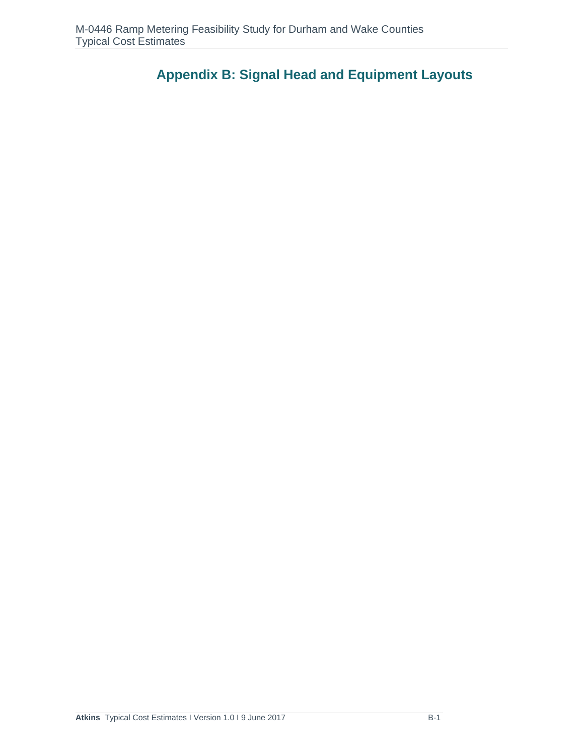# Appendix B: Signal Head and Equipment Layouts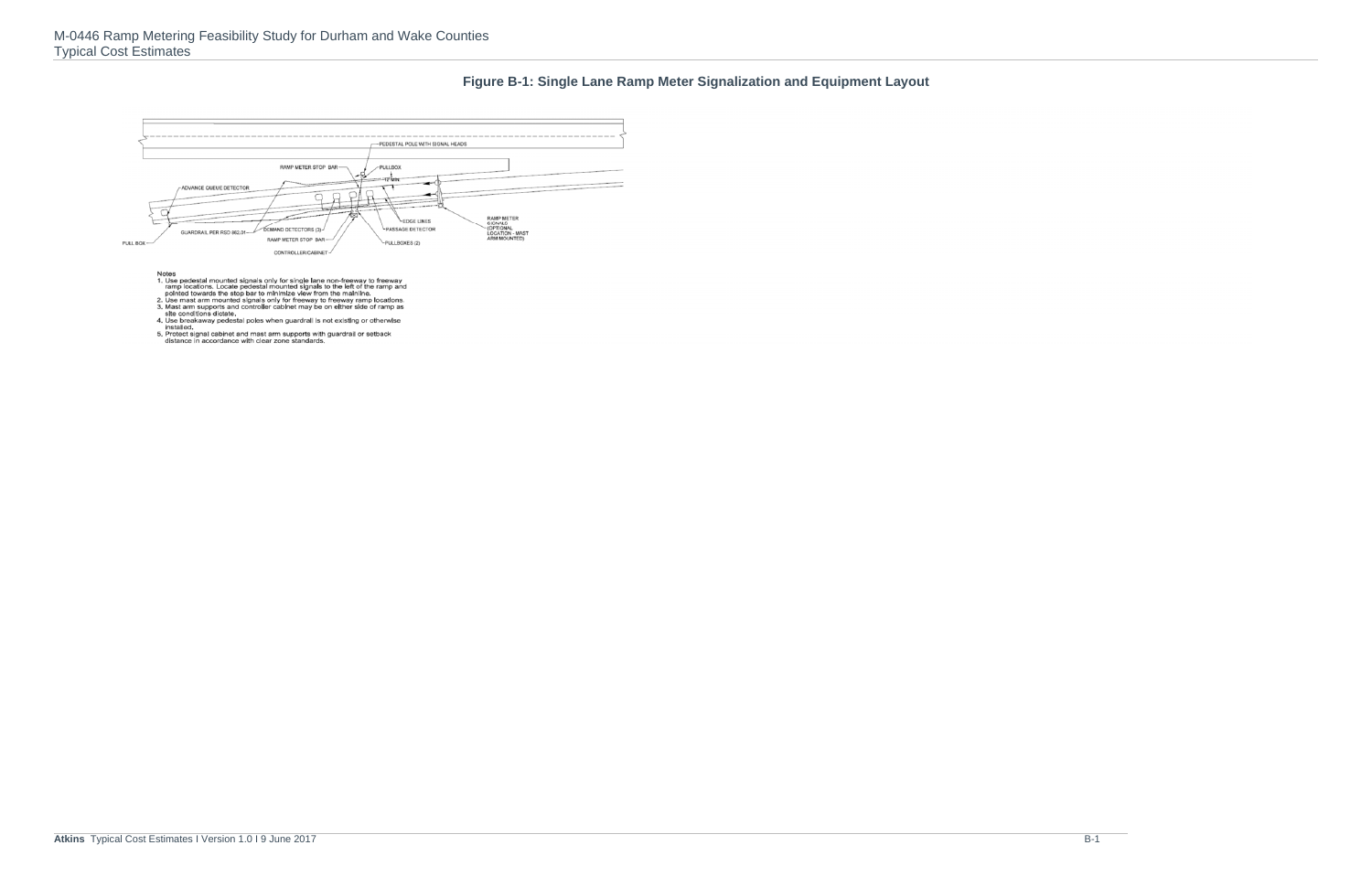## Figure B-1: Single Lane Ramp Meter Signalization and Equipment Layout

PEDESTAL POLE WITH SIGNAL HEADS

RAMP METER STOP BAR

PULLBOX

ADVANCE QUEUE DETECTOR

EDGE LINES

PASSAGE DETECTOR

RAMP METER SIGNALS (OPTIONAL LOCATION - MAST ARM MOUNTED)

GUARDRAIL PER RSD 862.01

DEMAND DETECTORS (3)

RAMP METER STOP BAR

PULLBOXES (2)

PULL BOX

CONTROLLER/CABINET

Notes

1. Use pedestal mounted signals only for single lane non-freeway to freeway ramp locations. Locate pedestal mounted signals to the left of the ramp and pointed towards the stop bar to minimize view from the mainline.
2. Use mast arm mounted signals only for freeway to freeway ramp locations.
3. Mast arm supports and controller cabinet may be on either side of ramp as site conditions dictate.
4. Use breakaway pedestal poles when guardrail is not existing or otherwise installed.
5. Protect signal cabinet and mast arm supports with guardrail or setback distance in accordance with clear zone standards.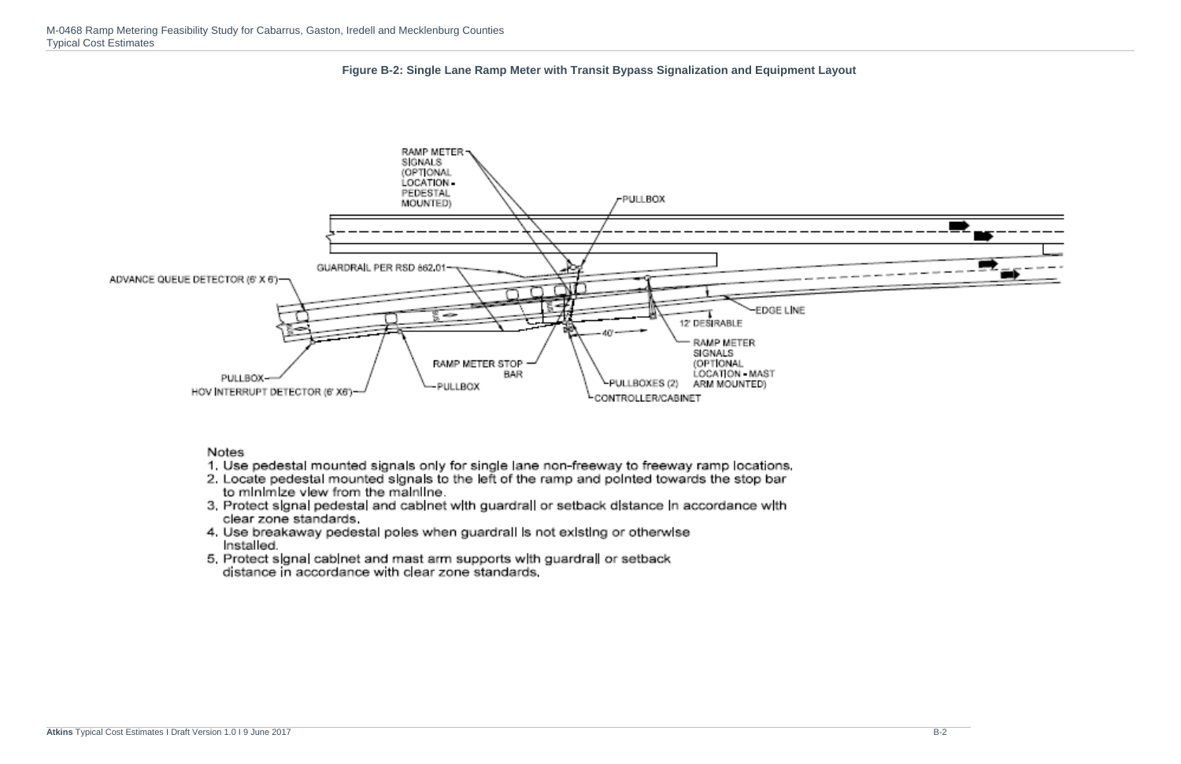**Figure B-2: Single Lane Ramp Meter with Transit Bypass Signalization and Equipment Layout**

RAMP METER SIGNALS (OPTIONAL LOCATION - PEDESTAL MOUNTED)

PULLBOX

GUARDRAIL PER RSD 862.01

ADVANCE QUEUE DETECTOR (6' X 6')

EDGE LINE

12' DESIRABLE

40'

RAMP METER SIGNALS (OPTIONAL LOCATION - MAST ARM MOUNTED)

RAMP METER STOP BAR

PULLBOX

PULLBOX

HOV INTERRUPT DETECTOR (6' X6')

PULLBOXES (2)

CONTROLLER/CABINET

Notes

1. Use pedestal mounted signals only for single lane non-freeway to freeway ramp locations.
2. Locate pedestal mounted signals to the left of the ramp and pointed towards the stop bar to minimize view from the mainline.
3. Protect signal pedestal and cabinet with guardrail or setback distance in accordance with clear zone standards.
4. Use breakaway pedestal poles when guardrail is not existing or otherwise installed.
5. Protect signal cabinet and mast arm supports with guardrail or setback distance in accordance with clear zone standards.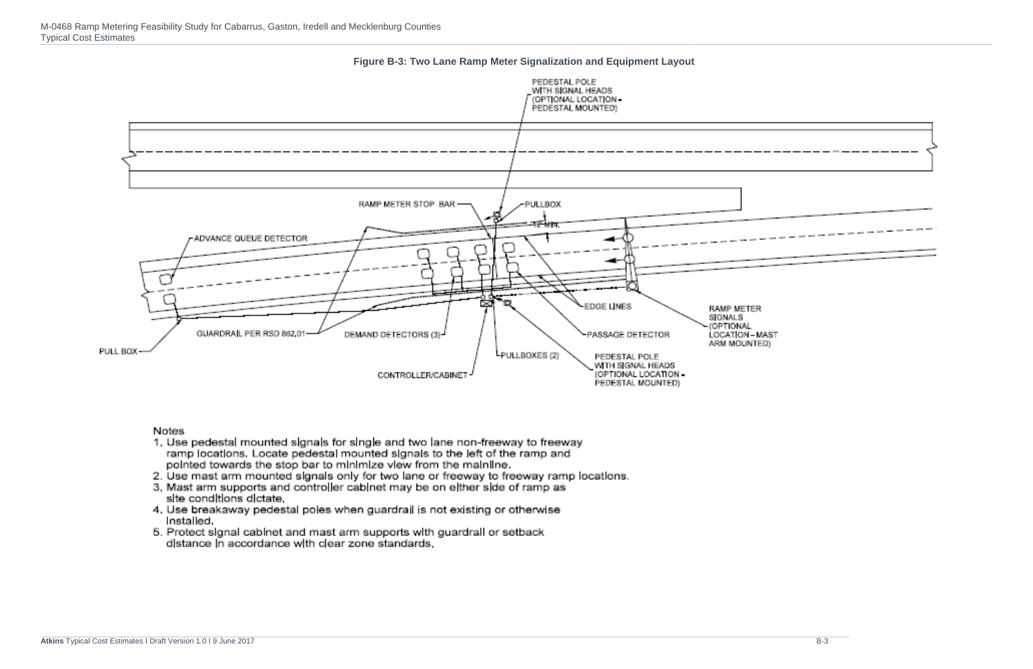**Figure B-3: Two Lane Ramp Meter Signalization and Equipment Layout**

PEDESTAL POLE WITH SIGNAL HEADS (OPTIONAL LOCATION - PEDESTAL MOUNTED)

RAMP METER STOP BAR

PULLBOX

12 MIN.

ADVANCE QUEUE DETECTOR

EDGE LINES

RAMP METER SIGNALS (OPTIONAL LOCATION - MAST ARM MOUNTED)

GUARDRAIL PER RSD 862.01

DEMAND DETECTORS (3)

PASSAGE DETECTOR

PULL BOX

PULLBOXES (2)

PEDESTAL POLE WITH SIGNAL HEADS (OPTIONAL LOCATION - PEDESTAL MOUNTED)

CONTROLLER/CABINET

Notes

1. Use pedestal mounted signals for single and two lane non-freeway to freeway ramp locations. Locate pedestal mounted signals to the left of the ramp and pointed towards the stop bar to minimize view from the mainline.
2. Use mast arm mounted signals only for two lane or freeway to freeway ramp locations.
3. Mast arm supports and controller cabinet may be on either side of ramp as site conditions dictate.
4. Use breakaway pedestal poles when guardrail is not existing or otherwise installed.
5. Protect signal cabinet and mast arm supports with guardrail or setback distance in accordance with clear zone standards.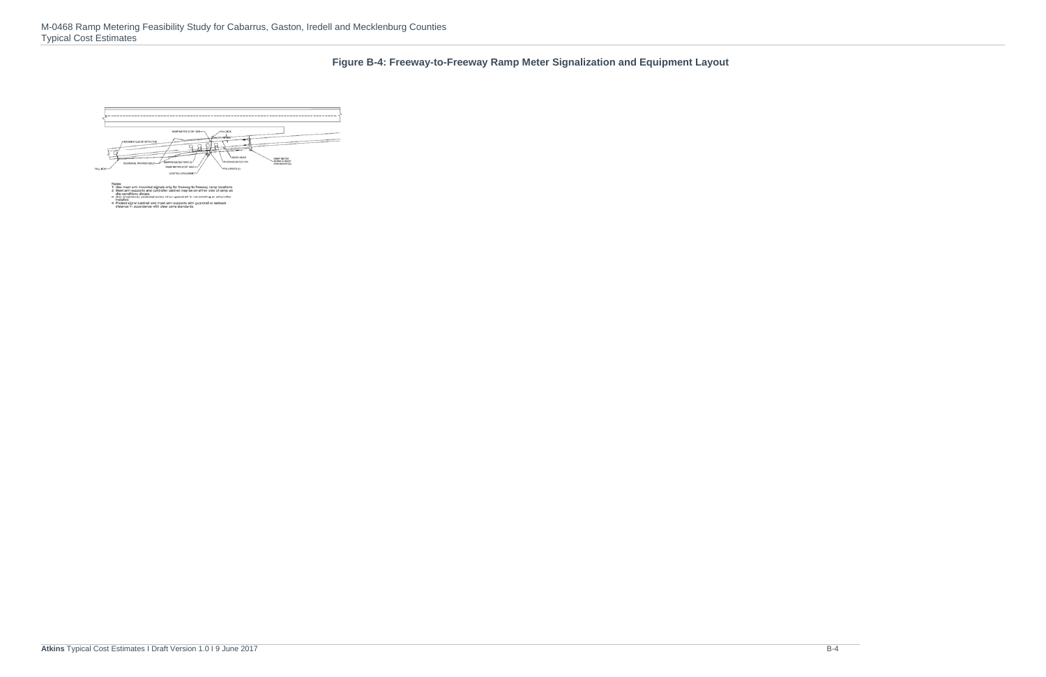**Figure B-4: Freeway-to-Freeway Ramp Meter Signalization and Equipment Layout**

Notes:
1. Use mast arm mounted signals only for freeway to freeway ramp locations.
2. Mast arm supports and controller cabinet may be on either side of ramp as site conditions dictate.
3. Use breakaway pedestal poles when guardrail is not existing or otherwise installed.
4. Protect signal cabinet and mast arm supports with guardrail or setback distance in accordance with clear zone standards.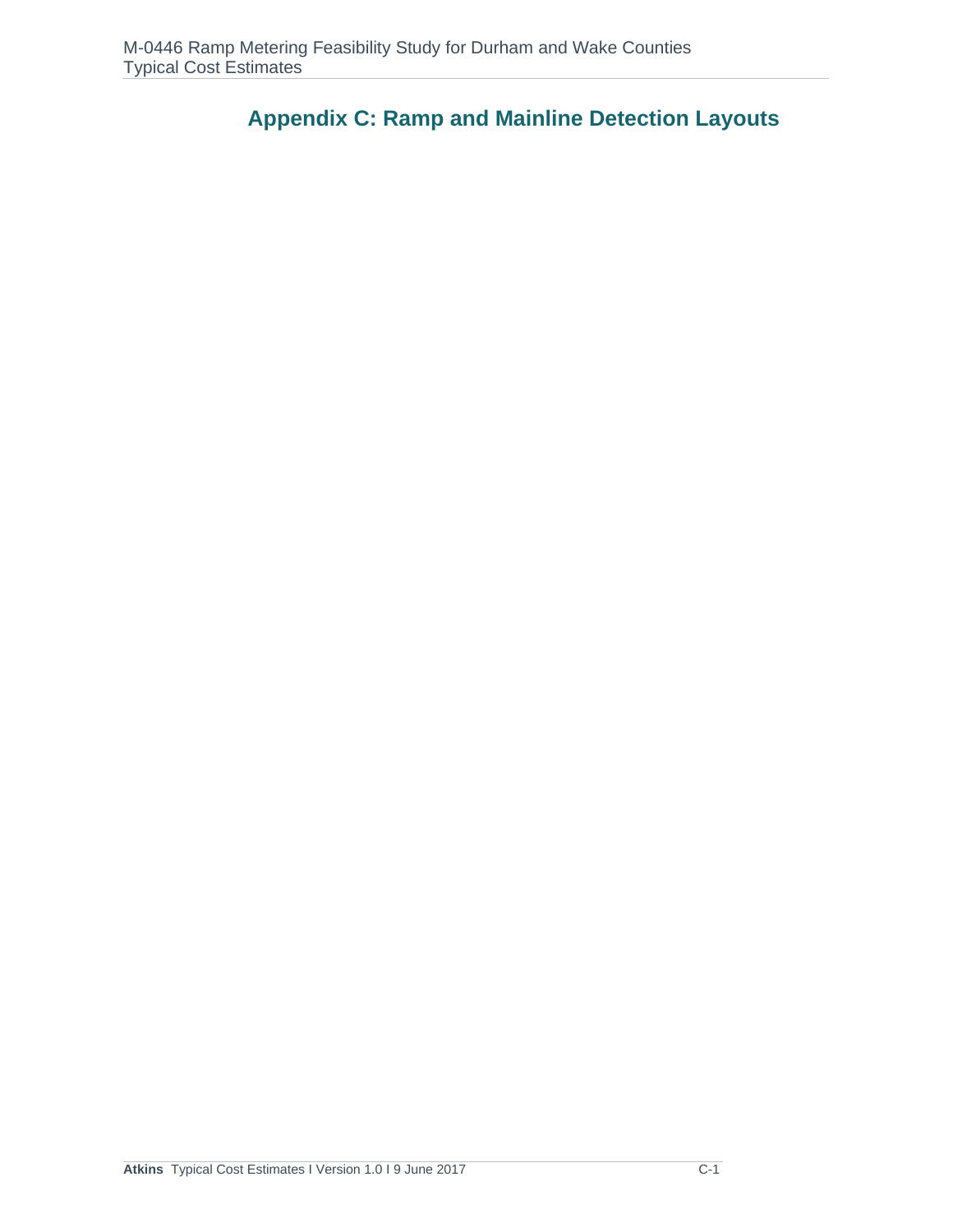# Appendix C: Ramp and Mainline Detection Layouts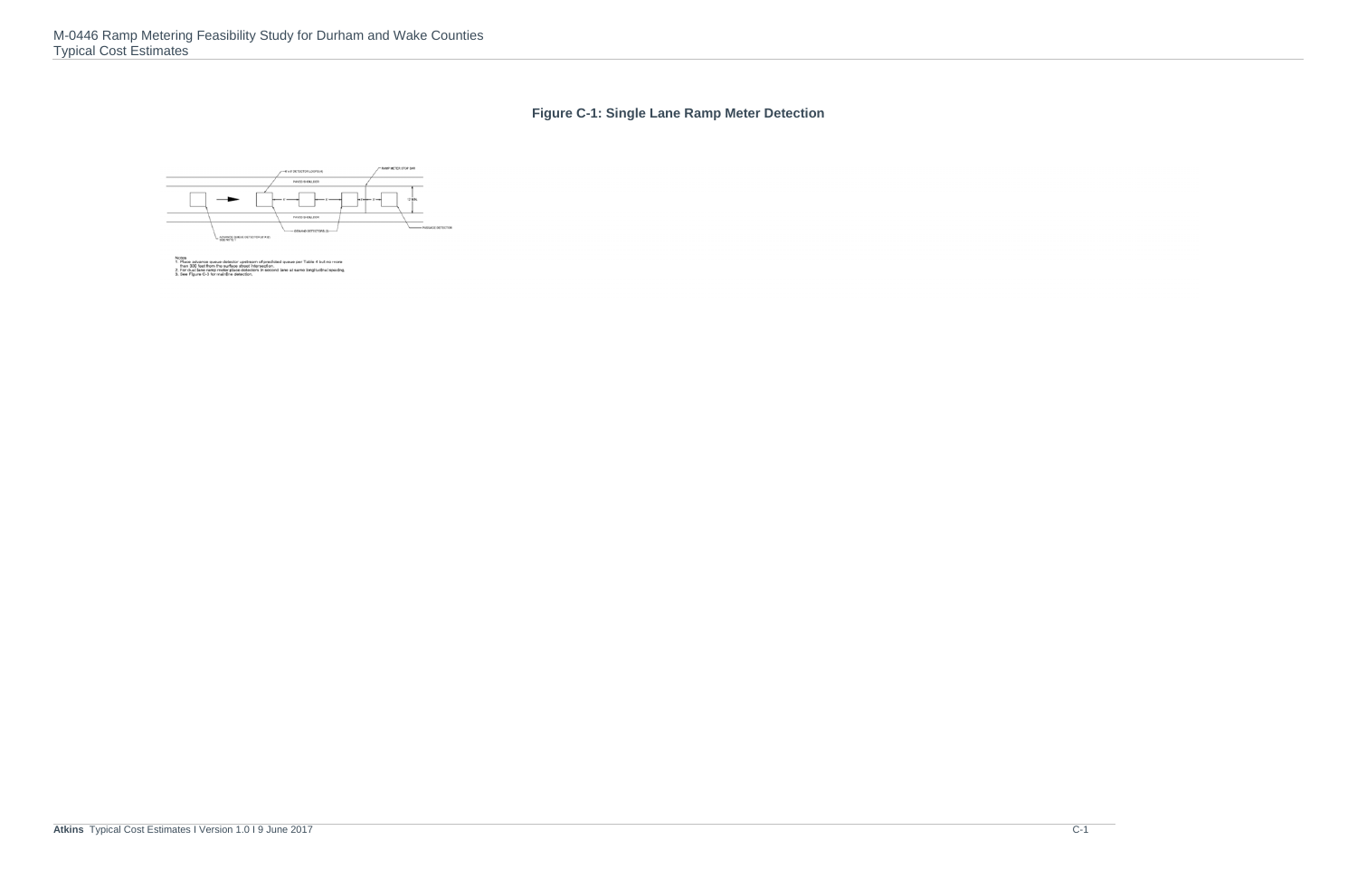**Figure C-1: Single Lane Ramp Meter Detection**

RAMP METER STOP BAR

6' x 6' DETECTOR LOOP (TYP.)

PAVED SHOULDER

12' MIN.

PAVED SHOULDER

PASSAGE DETECTOR

DEMAND DETECTORS (3)

ADVANCE QUEUE DETECTOR (PQD) SEE NOTE 1

Notes:
1. Place advance queue detector upstream of predicted queue per Table 4 but no more than 300 feet from the surface street intersection.
2. For dual lane ramp meter place detectors in second lane at same longitudinal spacing.
3. See Figure C-3 for mainline detection.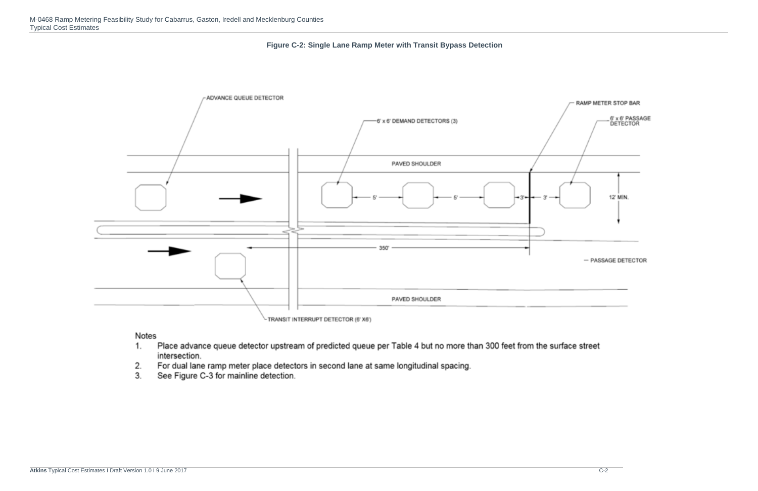**Figure C-2: Single Lane Ramp Meter with Transit Bypass Detection**

ADVANCE QUEUE DETECTOR

6' x 6' DEMAND DETECTORS (3)

RAMP METER STOP BAR

6' x 6' PASSAGE DETECTOR

PAVED SHOULDER

5'

5'

3'

3'

12' MIN.

350'

PASSAGE DETECTOR

PAVED SHOULDER

TRANSIT INTERRUPT DETECTOR (6' X6')

Notes

1. Place advance queue detector upstream of predicted queue per Table 4 but no more than 300 feet from the surface street intersection.
2. For dual lane ramp meter place detectors in second lane at same longitudinal spacing.
3. See Figure C-3 for mainline detection.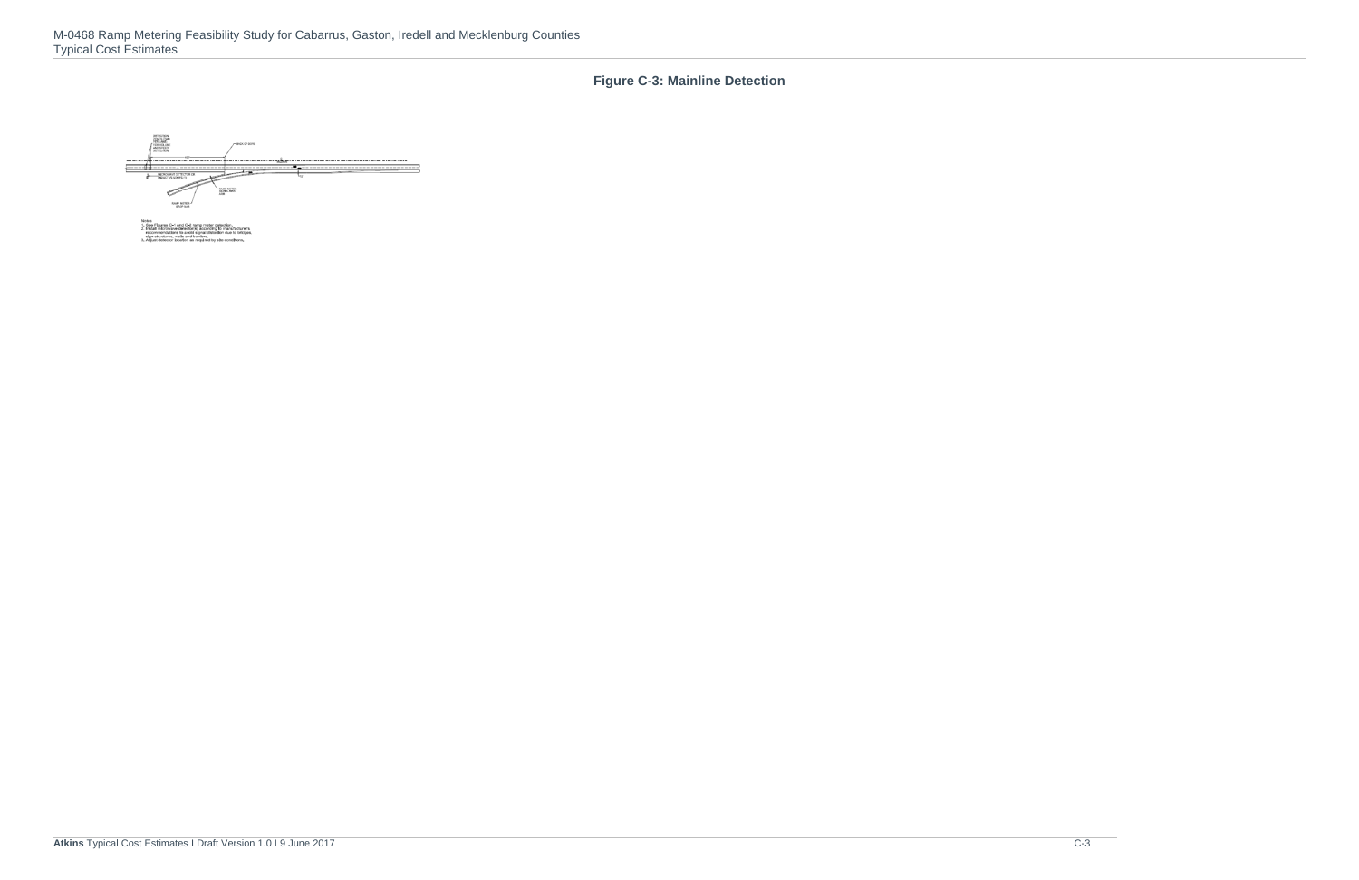**Figure C-3: Mainline Detection**

Notes:
1. See Figures C-1 and C-4 ramp meter detection.
2. Install Microwave detections according to manufacturers recommendations to avoid signal distortion due to bridges, sign structures, walls and barriers.
3. Adjust detector location as required by site conditions.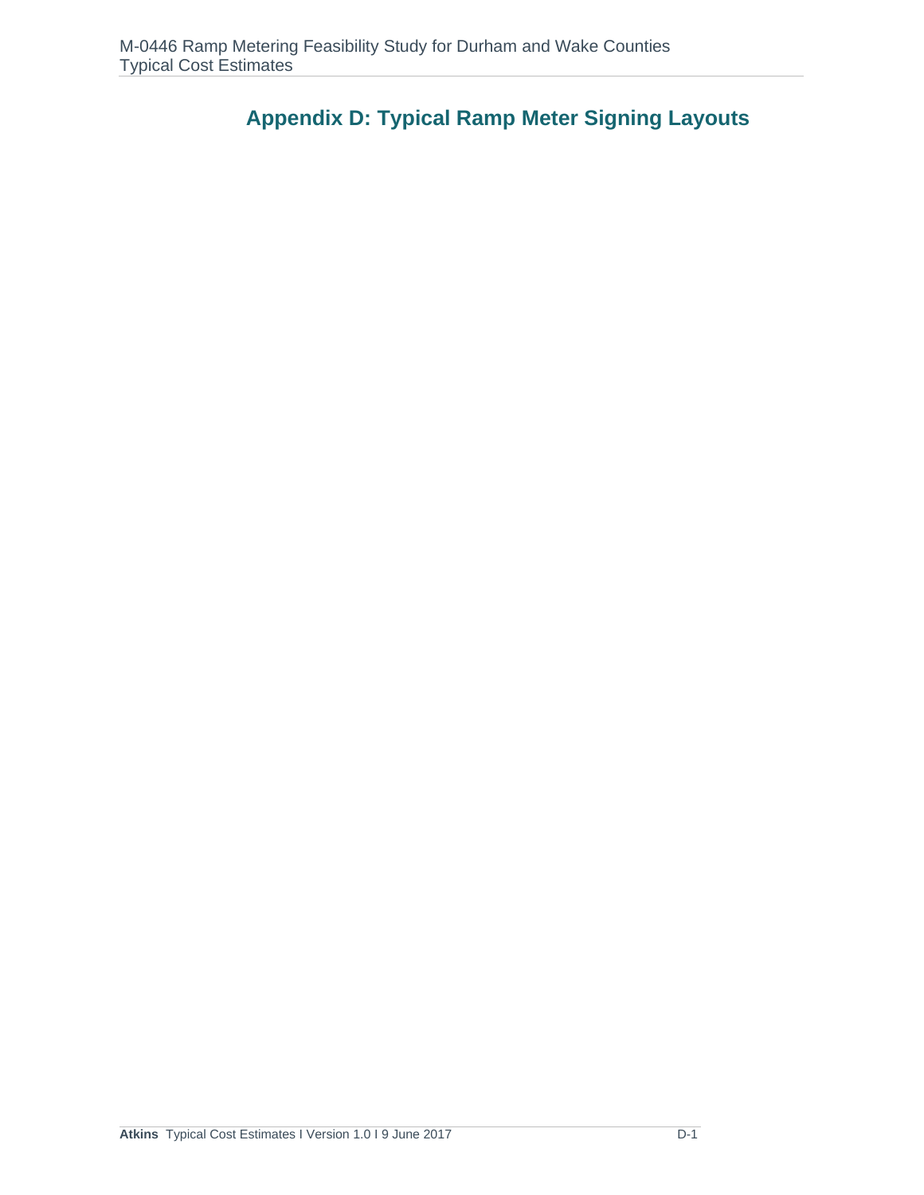# Appendix D: Typical Ramp Meter Signing Layouts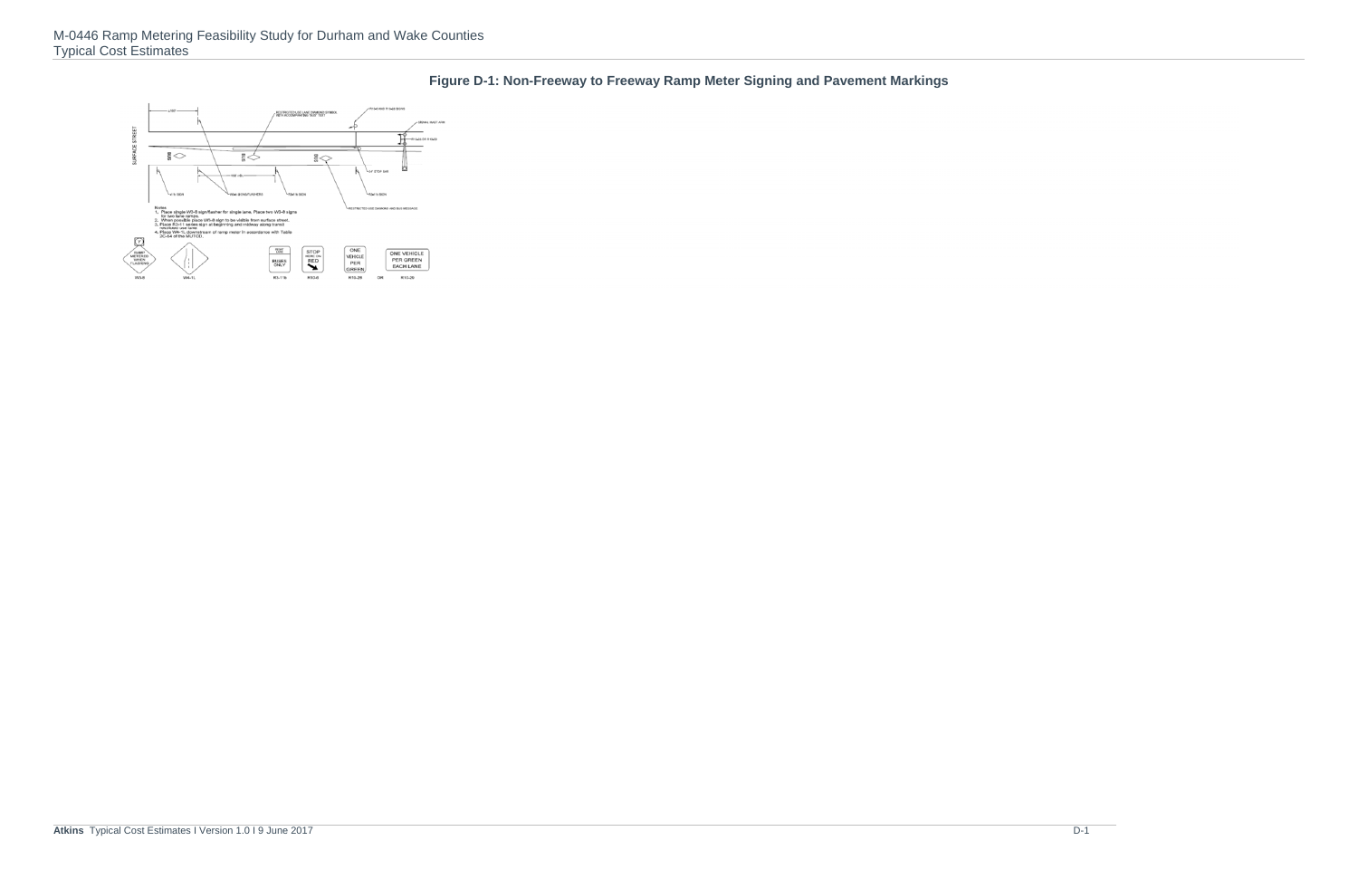**Figure D-1: Non-Freeway to Freeway Ramp Meter Signing and Pavement Markings**

Notes

1. Place single W3-8 sign/flasher for single lane. Place two W3-8 signs for two lane ramps.
2. When possible place W3-8 sign to be visible from surface street.
3. Place R3-11 series sign at beginning and midway along transit restricted use lane.
4. Place W4-1L downstream of ramp meter in accordance with Table 2C-4A of the MUTCD.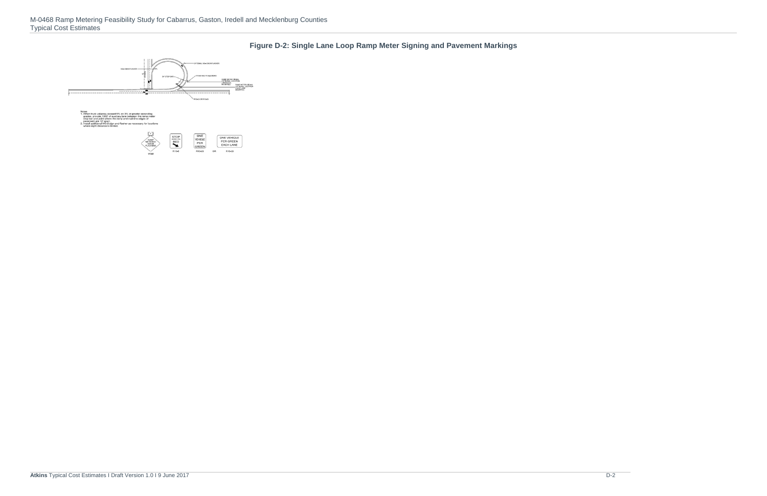**Figure D-2: Single Lane Loop Ramp Meter Signing and Pavement Markings**

Notes:
1. When truck volumes exceed 5% on 3% or greater ascending grades, provide 1000' of auxiliary lane between the ramp meter stop bar and point where the ramp and mainline edges of pavement are 10' apart.
2. Install additional W3-8 sign and flasher as necessary for locations where sight distance is limited.

W3-8 | R10-6 | R10-28 | OR | R10-29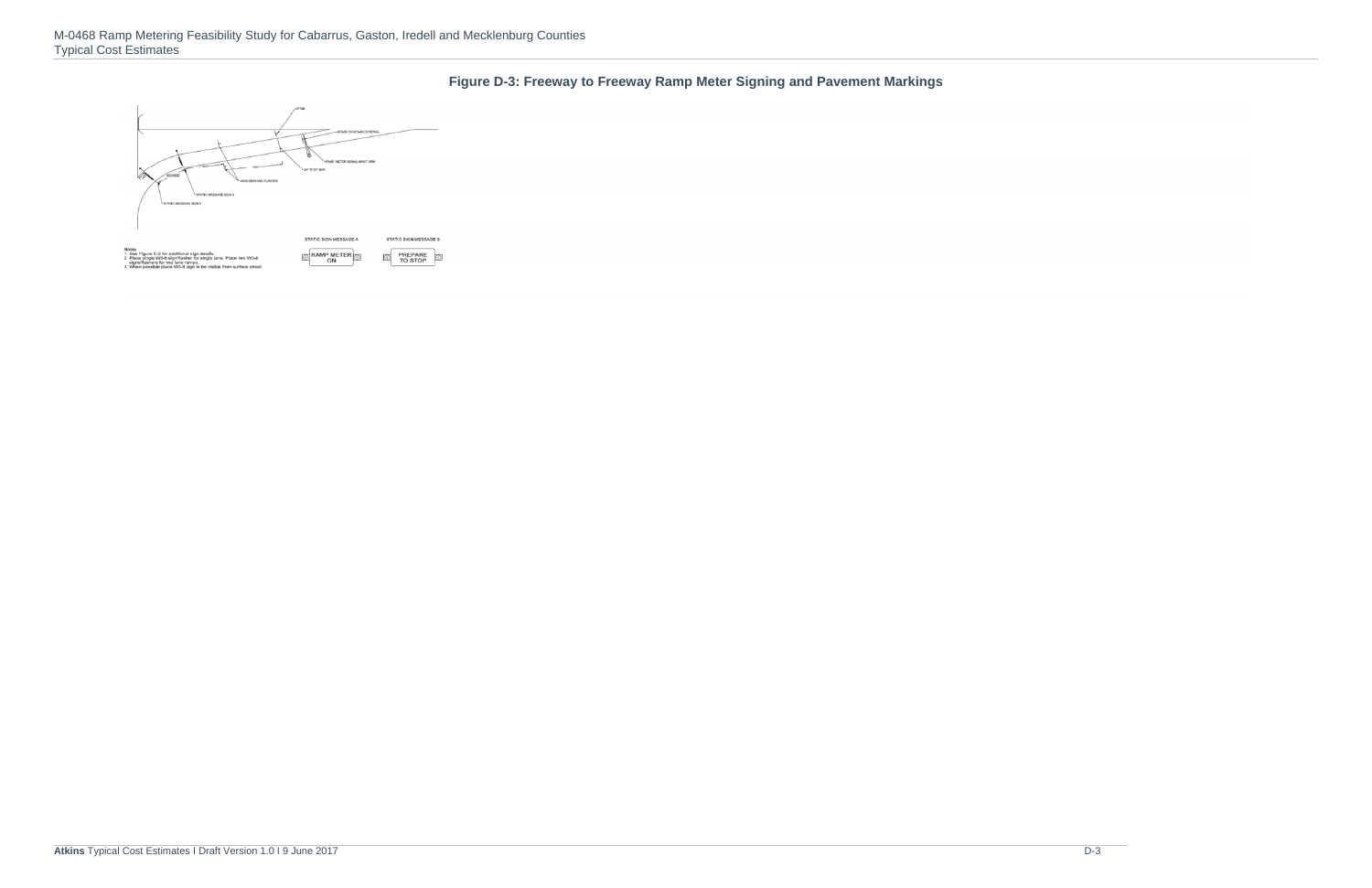**Figure D-3: Freeway to Freeway Ramp Meter Signing and Pavement Markings**

STATIC SIGN MESSAGE A

RAMP METER ON

STATIC SIGN MESSAGE B

PREPARE TO STOP

Notes

1. See Figure D-2 for additional sign details.
2. Place single W3-8 sign/flasher for single lane. Place two W3-8 signs/flashers for two lane ramps.
3. When possible place W3-8 sign to be visible from surface street.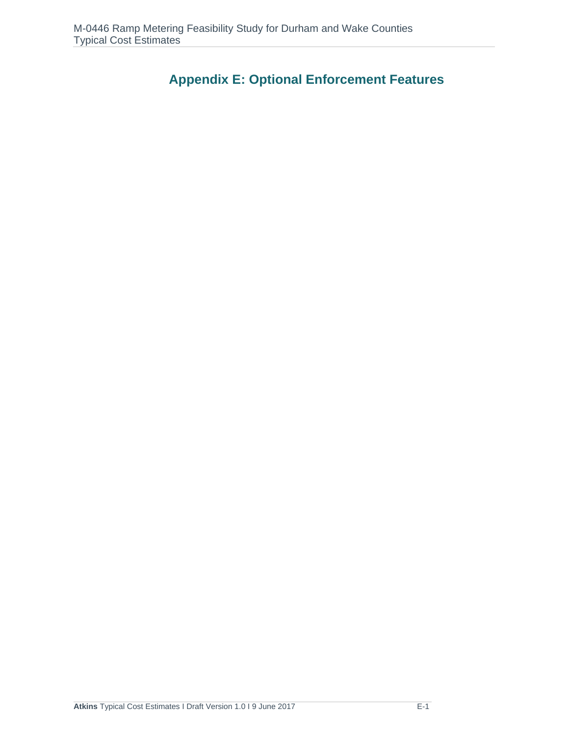# Appendix E: Optional Enforcement Features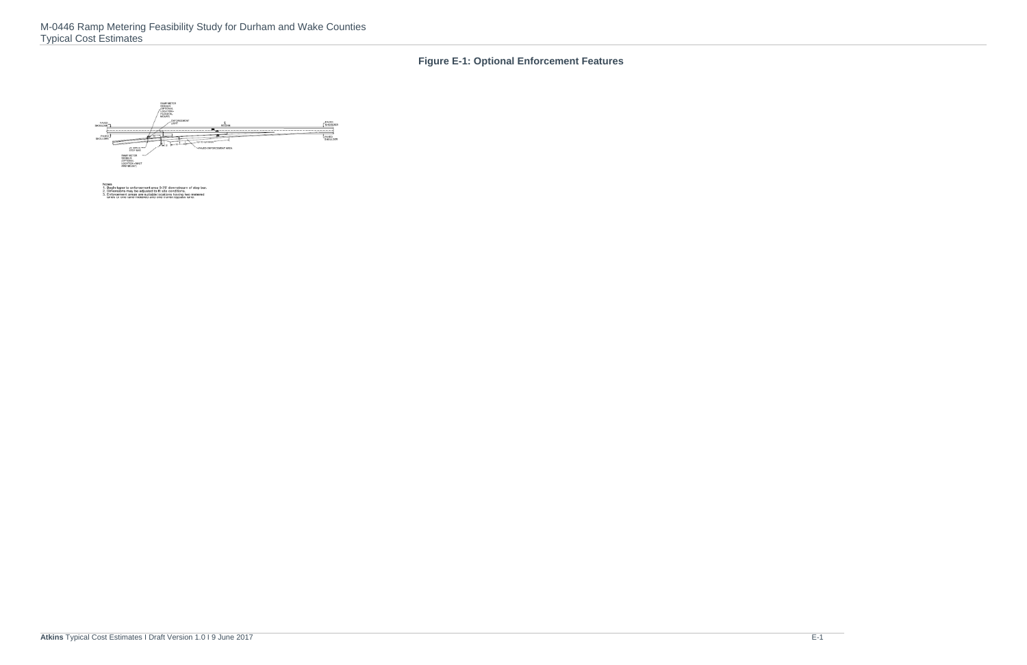**Figure E-1: Optional Enforcement Features**

Notes:
1. Begin taper to enforcement area 0-75' downstream of stop bar.
2. Dimensions may be adjusted to fit site conditions.
3. Enforcement areas are suitable locations having two metered lanes or one lane metered and one non-metered bypass lane.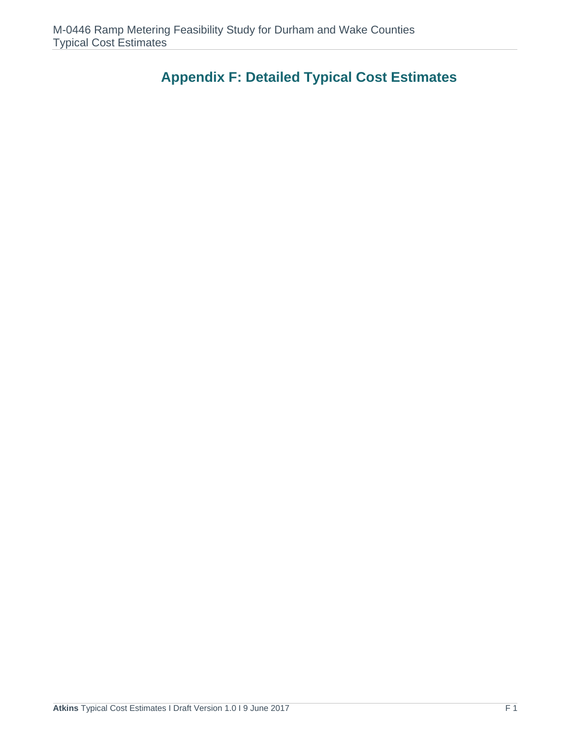# Appendix F: Detailed Typical Cost Estimates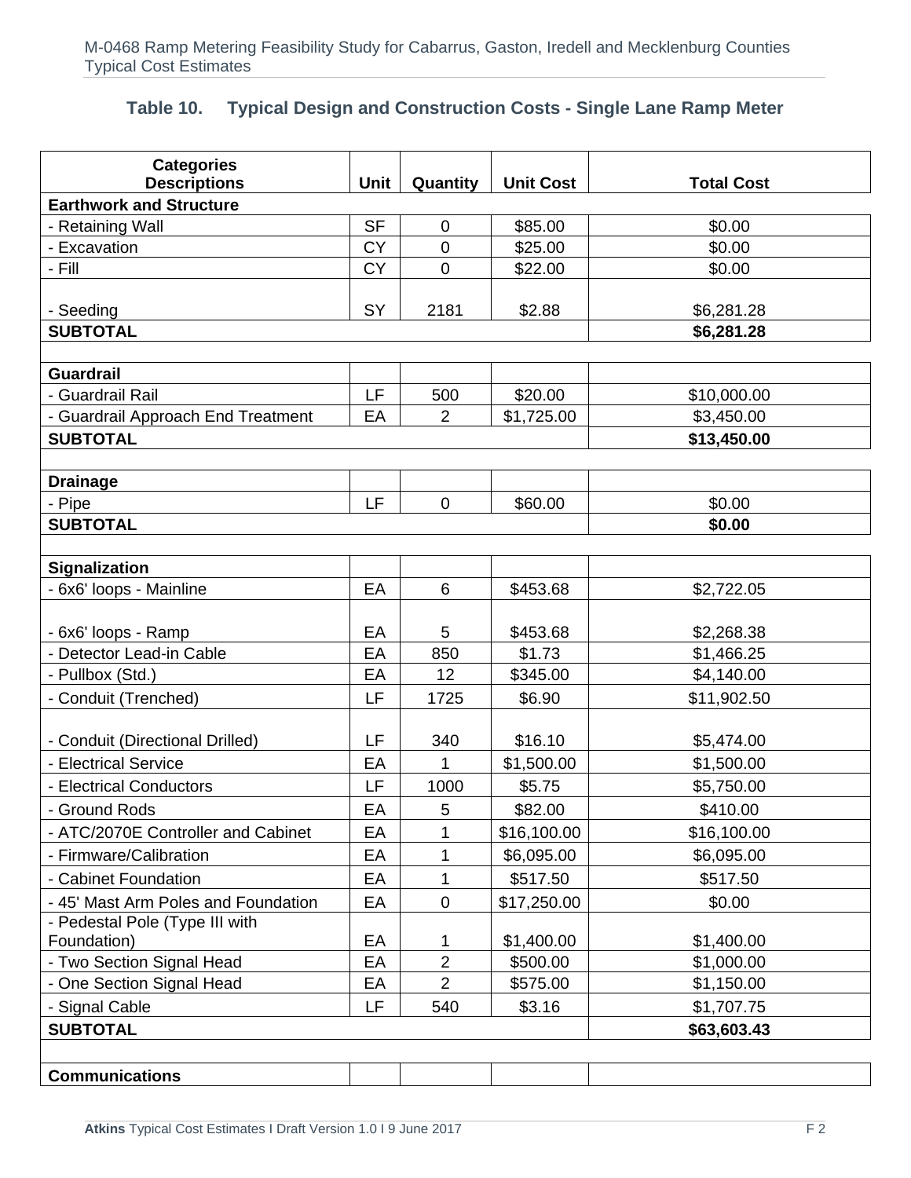### Table 10. Typical Design and Construction Costs - Single Lane Ramp Meter

| Categories Descriptions | Unit | Quantity | Unit Cost | Total Cost |
|---|---|---|---|---|
| **Earthwork and Structure** | | | | |
| - Retaining Wall | SF | 0 | $85.00 | $0.00 |
| - Excavation | CY | 0 | $25.00 | $0.00 |
| - Fill | CY | 0 | $22.00 | $0.00 |
| - Seeding | SY | 2181 | $2.88 | $6,281.28 |
| **SUBTOTAL** | | | | **$6,281.28** |
| | | | | |
| **Guardrail** | | | | |
| - Guardrail Rail | LF | 500 | $20.00 | $10,000.00 |
| - Guardrail Approach End Treatment | EA | 2 | $1,725.00 | $3,450.00 |
| **SUBTOTAL** | | | | **$13,450.00** |
| | | | | |
| **Drainage** | | | | |
| - Pipe | LF | 0 | $60.00 | $0.00 |
| **SUBTOTAL** | | | | **$0.00** |
| | | | | |
| **Signalization** | | | | |
| - 6x6' loops - Mainline | EA | 6 | $453.68 | $2,722.05 |
| - 6x6' loops - Ramp | EA | 5 | $453.68 | $2,268.38 |
| - Detector Lead-in Cable | EA | 850 | $1.73 | $1,466.25 |
| - Pullbox (Std.) | EA | 12 | $345.00 | $4,140.00 |
| - Conduit (Trenched) | LF | 1725 | $6.90 | $11,902.50 |
| - Conduit (Directional Drilled) | LF | 340 | $16.10 | $5,474.00 |
| - Electrical Service | EA | 1 | $1,500.00 | $1,500.00 |
| - Electrical Conductors | LF | 1000 | $5.75 | $5,750.00 |
| - Ground Rods | EA | 5 | $82.00 | $410.00 |
| - ATC/2070E Controller and Cabinet | EA | 1 | $16,100.00 | $16,100.00 |
| - Firmware/Calibration | EA | 1 | $6,095.00 | $6,095.00 |
| - Cabinet Foundation | EA | 1 | $517.50 | $517.50 |
| - 45' Mast Arm Poles and Foundation | EA | 0 | $17,250.00 | $0.00 |
| - Pedestal Pole (Type III with Foundation) | EA | 1 | $1,400.00 | $1,400.00 |
| - Two Section Signal Head | EA | 2 | $500.00 | $1,000.00 |
| - One Section Signal Head | EA | 2 | $575.00 | $1,150.00 |
| - Signal Cable | LF | 540 | $3.16 | $1,707.75 |
| **SUBTOTAL** | | | | **$63,603.43** |
| | | | | |
| **Communications** | | | | |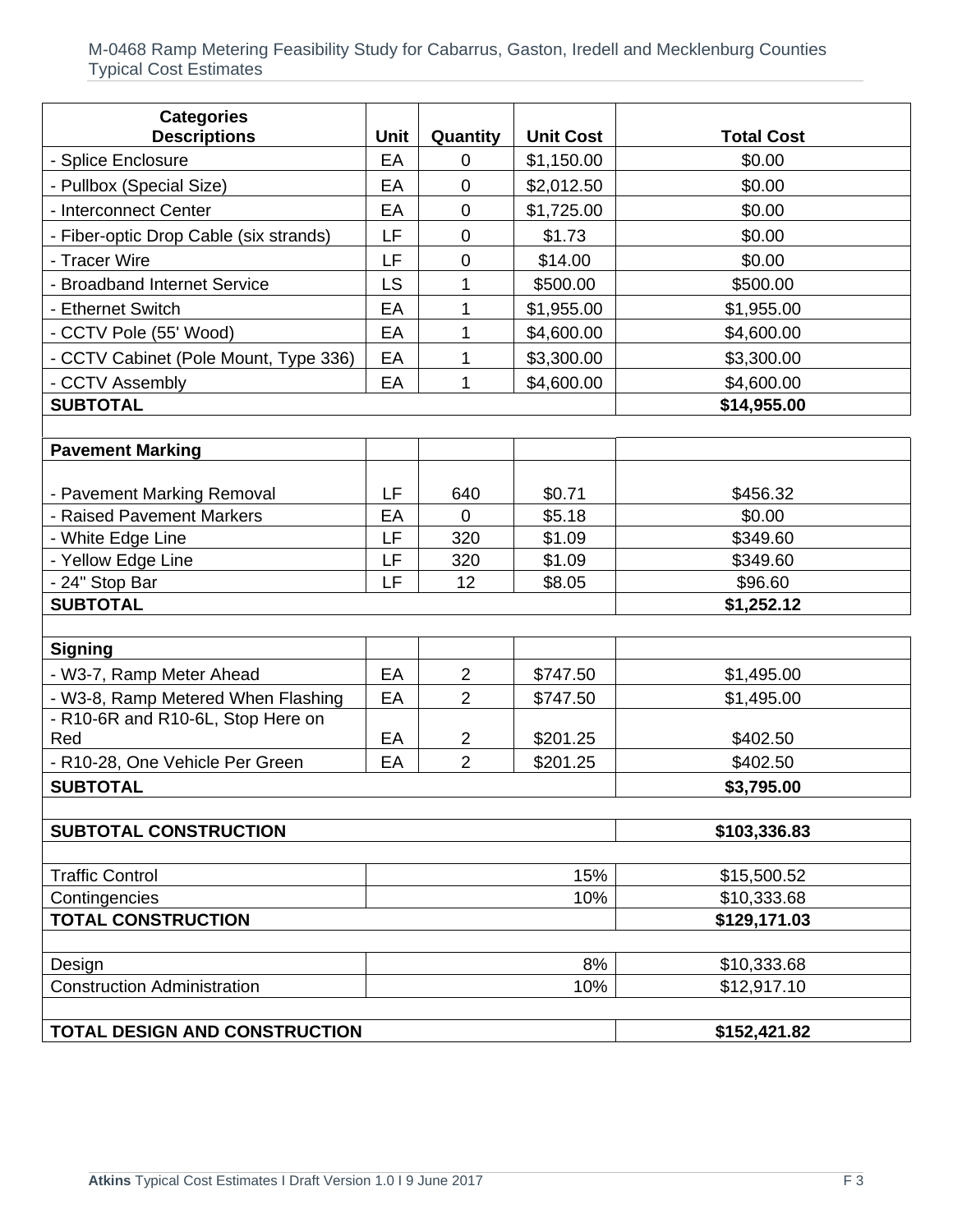| Categories Descriptions | Unit | Quantity | Unit Cost | Total Cost |
|---|---|---|---|---|
| - Splice Enclosure | EA | 0 | $1,150.00 | $0.00 |
| - Pullbox (Special Size) | EA | 0 | $2,012.50 | $0.00 |
| - Interconnect Center | EA | 0 | $1,725.00 | $0.00 |
| - Fiber-optic Drop Cable (six strands) | LF | 0 | $1.73 | $0.00 |
| - Tracer Wire | LF | 0 | $14.00 | $0.00 |
| - Broadband Internet Service | LS | 1 | $500.00 | $500.00 |
| - Ethernet Switch | EA | 1 | $1,955.00 | $1,955.00 |
| - CCTV Pole (55' Wood) | EA | 1 | $4,600.00 | $4,600.00 |
| - CCTV Cabinet (Pole Mount, Type 336) | EA | 1 | $3,300.00 | $3,300.00 |
| - CCTV Assembly | EA | 1 | $4,600.00 | $4,600.00 |
| **SUBTOTAL** | | | | **$14,955.00** |
| | | | | |
| **Pavement Marking** | | | | |
| - Pavement Marking Removal | LF | 640 | $0.71 | $456.32 |
| - Raised Pavement Markers | EA | 0 | $5.18 | $0.00 |
| - White Edge Line | LF | 320 | $1.09 | $349.60 |
| - Yellow Edge Line | LF | 320 | $1.09 | $349.60 |
| - 24" Stop Bar | LF | 12 | $8.05 | $96.60 |
| **SUBTOTAL** | | | | **$1,252.12** |
| | | | | |
| **Signing** | | | | |
| - W3-7, Ramp Meter Ahead | EA | 2 | $747.50 | $1,495.00 |
| - W3-8, Ramp Metered When Flashing | EA | 2 | $747.50 | $1,495.00 |
| - R10-6R and R10-6L, Stop Here on Red | EA | 2 | $201.25 | $402.50 |
| - R10-28, One Vehicle Per Green | EA | 2 | $201.25 | $402.50 |
| **SUBTOTAL** | | | | **$3,795.00** |
| | | | | |
| **SUBTOTAL CONSTRUCTION** | | | | **$103,336.83** |
| | | | | |
| Traffic Control | | | 15% | $15,500.52 |
| Contingencies | | | 10% | $10,333.68 |
| **TOTAL CONSTRUCTION** | | | | **$129,171.03** |
| | | | | |
| Design | | | 8% | $10,333.68 |
| Construction Administration | | | 10% | $12,917.10 |
| | | | | |
| **TOTAL DESIGN AND CONSTRUCTION** | | | | **$152,421.82** |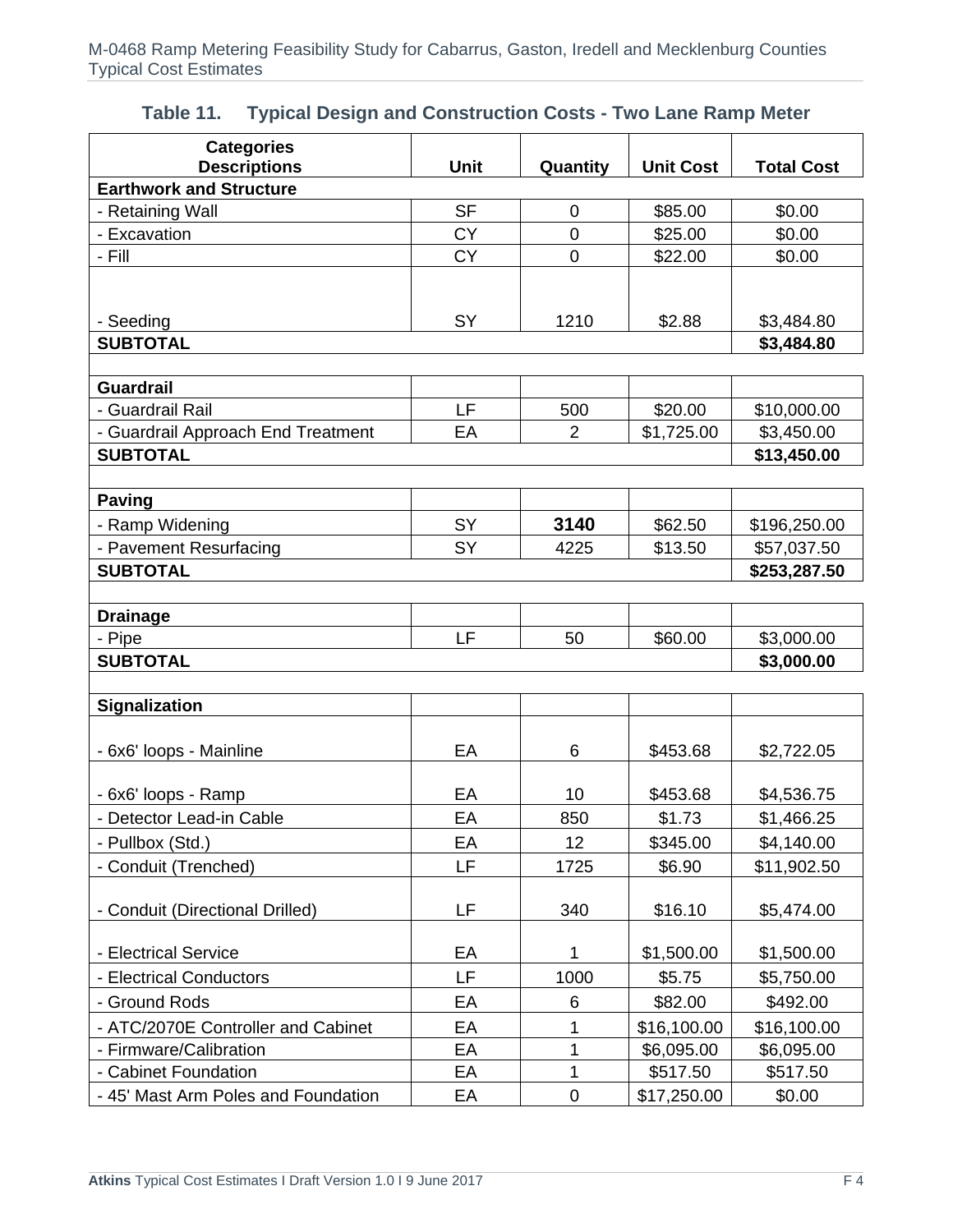### Table 11. Typical Design and Construction Costs - Two Lane Ramp Meter

| Categories Descriptions | Unit | Quantity | Unit Cost | Total Cost |
|---|---|---|---|---|
| **Earthwork and Structure** | | | | |
| - Retaining Wall | SF | 0 | $85.00 | $0.00 |
| - Excavation | CY | 0 | $25.00 | $0.00 |
| - Fill | CY | 0 | $22.00 | $0.00 |
| - Seeding | SY | 1210 | $2.88 | $3,484.80 |
| **SUBTOTAL** | | | | **$3,484.80** |
| | | | | |
| **Guardrail** | | | | |
| - Guardrail Rail | LF | 500 | $20.00 | $10,000.00 |
| - Guardrail Approach End Treatment | EA | 2 | $1,725.00 | $3,450.00 |
| **SUBTOTAL** | | | | **$13,450.00** |
| | | | | |
| **Paving** | | | | |
| - Ramp Widening | SY | **3140** | $62.50 | $196,250.00 |
| - Pavement Resurfacing | SY | 4225 | $13.50 | $57,037.50 |
| **SUBTOTAL** | | | | **$253,287.50** |
| | | | | |
| **Drainage** | | | | |
| - Pipe | LF | 50 | $60.00 | $3,000.00 |
| **SUBTOTAL** | | | | **$3,000.00** |
| | | | | |
| **Signalization** | | | | |
| - 6x6' loops - Mainline | EA | 6 | $453.68 | $2,722.05 |
| - 6x6' loops - Ramp | EA | 10 | $453.68 | $4,536.75 |
| - Detector Lead-in Cable | EA | 850 | $1.73 | $1,466.25 |
| - Pullbox (Std.) | EA | 12 | $345.00 | $4,140.00 |
| - Conduit (Trenched) | LF | 1725 | $6.90 | $11,902.50 |
| - Conduit (Directional Drilled) | LF | 340 | $16.10 | $5,474.00 |
| - Electrical Service | EA | 1 | $1,500.00 | $1,500.00 |
| - Electrical Conductors | LF | 1000 | $5.75 | $5,750.00 |
| - Ground Rods | EA | 6 | $82.00 | $492.00 |
| - ATC/2070E Controller and Cabinet | EA | 1 | $16,100.00 | $16,100.00 |
| - Firmware/Calibration | EA | 1 | $6,095.00 | $6,095.00 |
| - Cabinet Foundation | EA | 1 | $517.50 | $517.50 |
| - 45' Mast Arm Poles and Foundation | EA | 0 | $17,250.00 | $0.00 |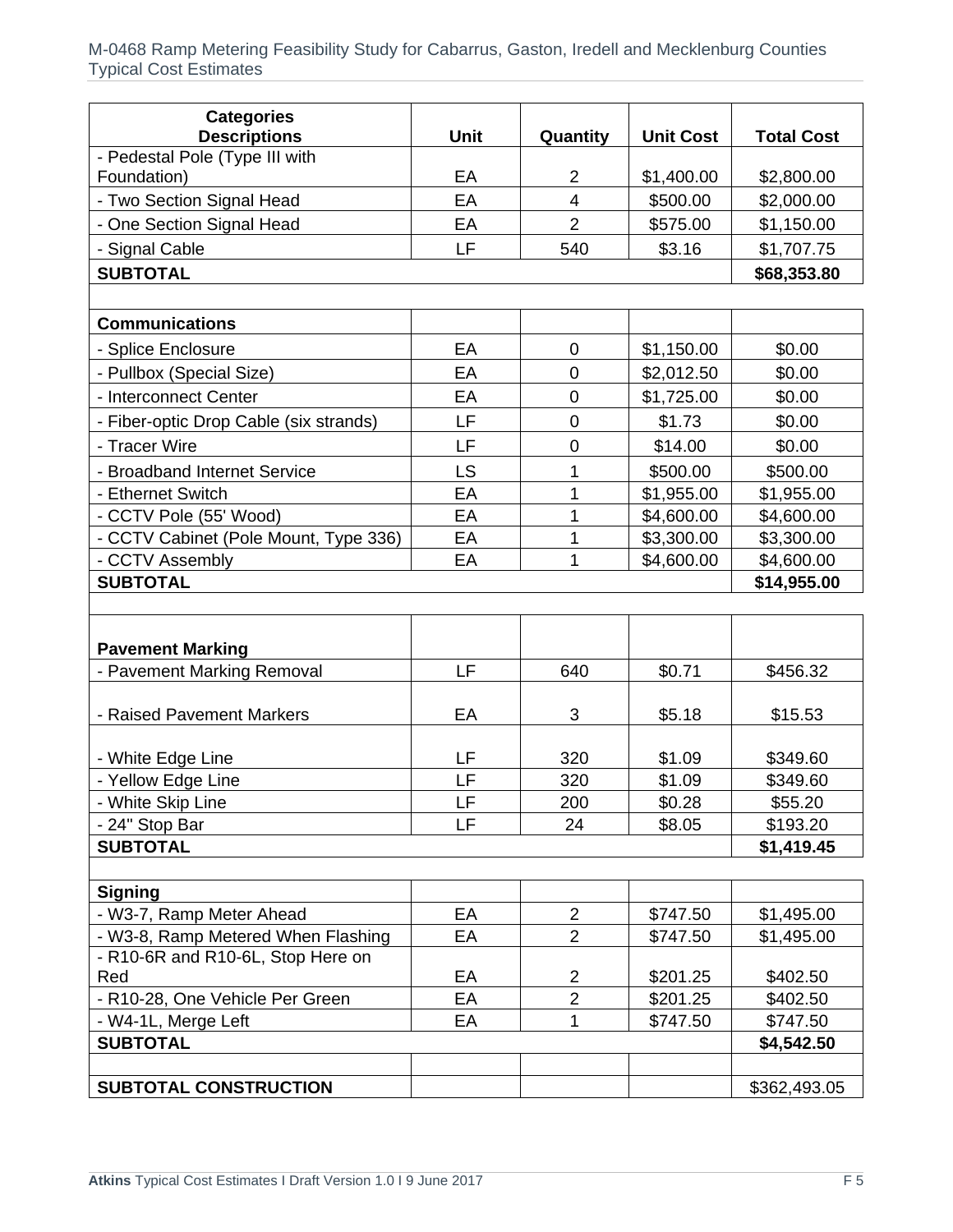| Categories Descriptions | Unit | Quantity | Unit Cost | Total Cost |
|---|---|---|---|---|
| - Pedestal Pole (Type III with Foundation) | EA | 2 | $1,400.00 | $2,800.00 |
| - Two Section Signal Head | EA | 4 | $500.00 | $2,000.00 |
| - One Section Signal Head | EA | 2 | $575.00 | $1,150.00 |
| - Signal Cable | LF | 540 | $3.16 | $1,707.75 |
| **SUBTOTAL** | | | | **$68,353.80** |
| | | | | |
| **Communications** | | | | |
| - Splice Enclosure | EA | 0 | $1,150.00 | $0.00 |
| - Pullbox (Special Size) | EA | 0 | $2,012.50 | $0.00 |
| - Interconnect Center | EA | 0 | $1,725.00 | $0.00 |
| - Fiber-optic Drop Cable (six strands) | LF | 0 | $1.73 | $0.00 |
| - Tracer Wire | LF | 0 | $14.00 | $0.00 |
| - Broadband Internet Service | LS | 1 | $500.00 | $500.00 |
| - Ethernet Switch | EA | 1 | $1,955.00 | $1,955.00 |
| - CCTV Pole (55' Wood) | EA | 1 | $4,600.00 | $4,600.00 |
| - CCTV Cabinet (Pole Mount, Type 336) | EA | 1 | $3,300.00 | $3,300.00 |
| - CCTV Assembly | EA | 1 | $4,600.00 | $4,600.00 |
| **SUBTOTAL** | | | | **$14,955.00** |
| | | | | |
| **Pavement Marking** | | | | |
| - Pavement Marking Removal | LF | 640 | $0.71 | $456.32 |
| - Raised Pavement Markers | EA | 3 | $5.18 | $15.53 |
| - White Edge Line | LF | 320 | $1.09 | $349.60 |
| - Yellow Edge Line | LF | 320 | $1.09 | $349.60 |
| - White Skip Line | LF | 200 | $0.28 | $55.20 |
| - 24" Stop Bar | LF | 24 | $8.05 | $193.20 |
| **SUBTOTAL** | | | | **$1,419.45** |
| | | | | |
| **Signing** | | | | |
| - W3-7, Ramp Meter Ahead | EA | 2 | $747.50 | $1,495.00 |
| - W3-8, Ramp Metered When Flashing | EA | 2 | $747.50 | $1,495.00 |
| - R10-6R and R10-6L, Stop Here on Red | EA | 2 | $201.25 | $402.50 |
| - R10-28, One Vehicle Per Green | EA | 2 | $201.25 | $402.50 |
| - W4-1L, Merge Left | EA | 1 | $747.50 | $747.50 |
| **SUBTOTAL** | | | | **$4,542.50** |
| | | | | |
| **SUBTOTAL CONSTRUCTION** | | | | $362,493.05 |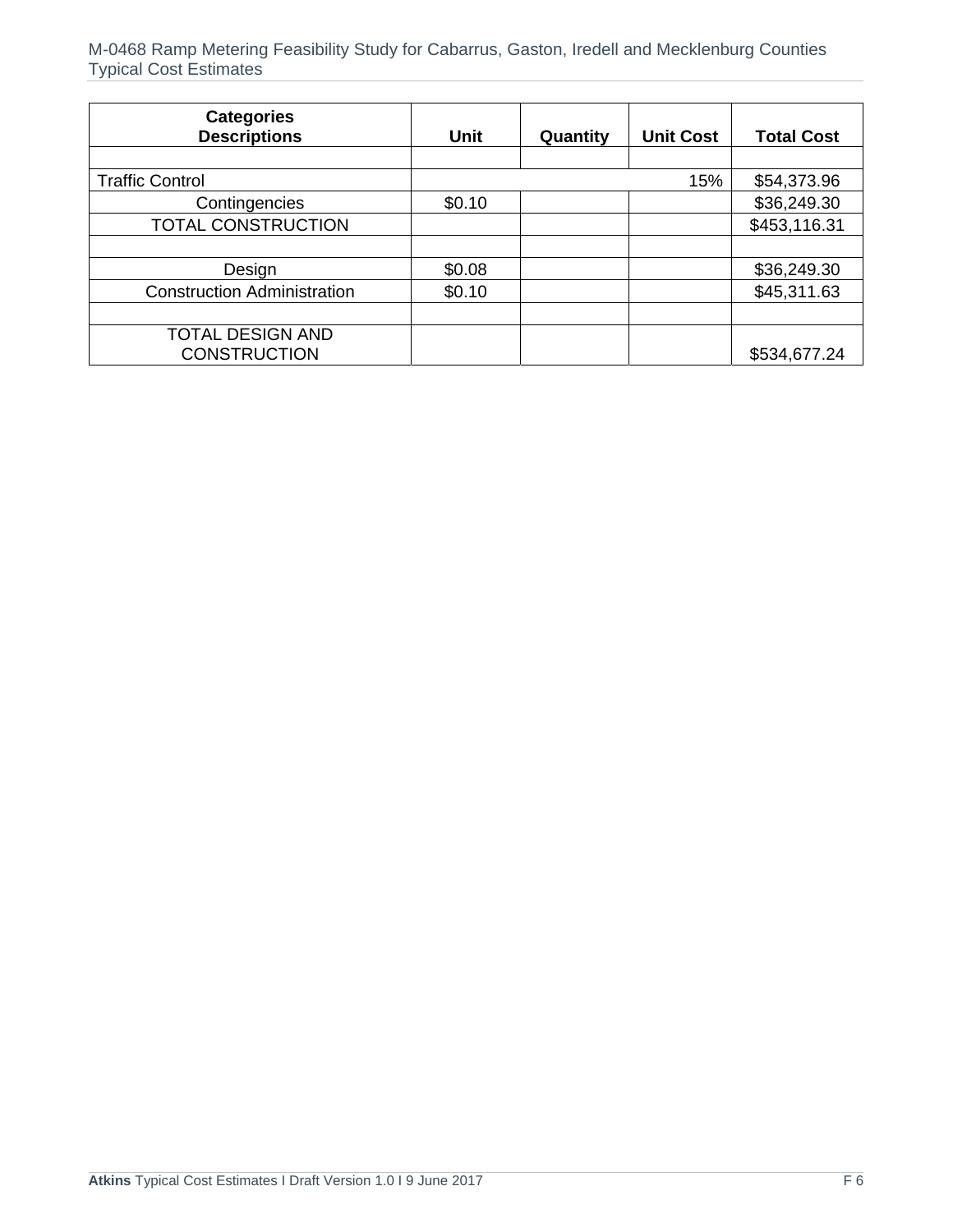| Categories Descriptions | Unit | Quantity | Unit Cost | Total Cost |
|---|---|---|---|---|
| | | | | |
| Traffic Control | | | 15% | $54,373.96 |
| Contingencies | $0.10 | | | $36,249.30 |
| TOTAL CONSTRUCTION | | | | $453,116.31 |
| | | | | |
| Design | $0.08 | | | $36,249.30 |
| Construction Administration | $0.10 | | | $45,311.63 |
| | | | | |
| TOTAL DESIGN AND CONSTRUCTION | | | | $534,677.24 |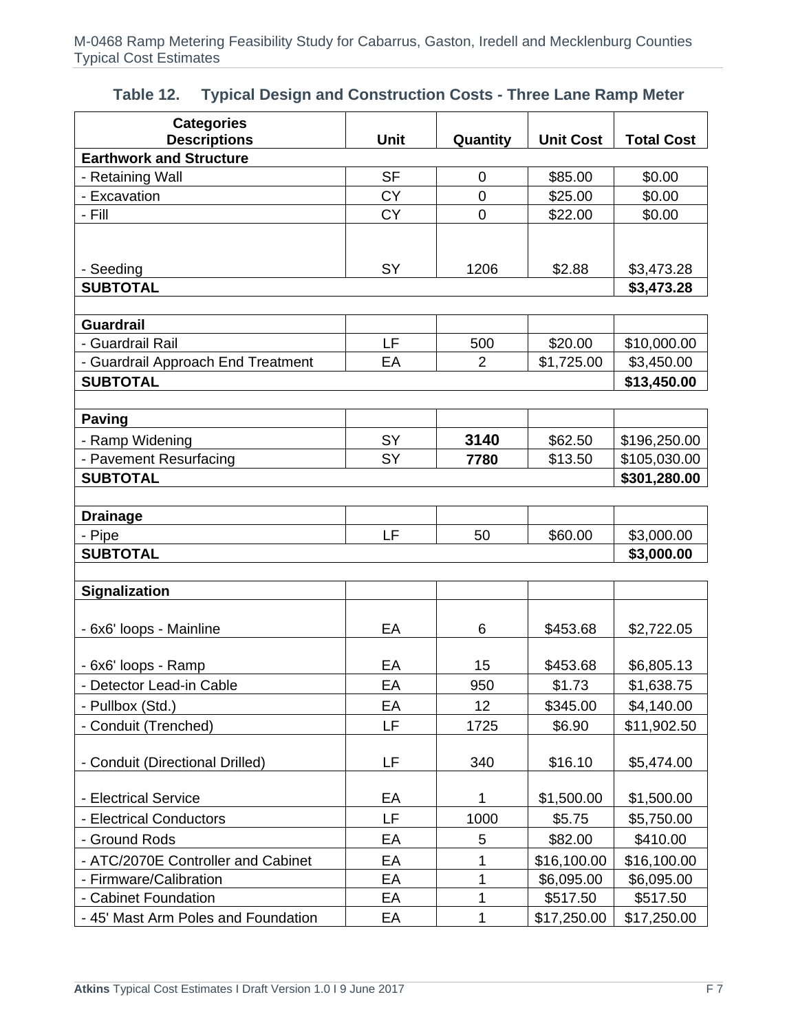### Table 12. Typical Design and Construction Costs - Three Lane Ramp Meter

| Categories Descriptions | Unit | Quantity | Unit Cost | Total Cost |
|---|---|---|---|---|
| **Earthwork and Structure** | | | | |
| - Retaining Wall | SF | 0 | $85.00 | $0.00 |
| - Excavation | CY | 0 | $25.00 | $0.00 |
| - Fill | CY | 0 | $22.00 | $0.00 |
| - Seeding | SY | 1206 | $2.88 | $3,473.28 |
| **SUBTOTAL** | | | | **$3,473.28** |
| | | | | |
| **Guardrail** | | | | |
| - Guardrail Rail | LF | 500 | $20.00 | $10,000.00 |
| - Guardrail Approach End Treatment | EA | 2 | $1,725.00 | $3,450.00 |
| **SUBTOTAL** | | | | **$13,450.00** |
| | | | | |
| **Paving** | | | | |
| - Ramp Widening | SY | **3140** | $62.50 | $196,250.00 |
| - Pavement Resurfacing | SY | **7780** | $13.50 | $105,030.00 |
| **SUBTOTAL** | | | | **$301,280.00** |
| | | | | |
| **Drainage** | | | | |
| - Pipe | LF | 50 | $60.00 | $3,000.00 |
| **SUBTOTAL** | | | | **$3,000.00** |
| | | | | |
| **Signalization** | | | | |
| - 6x6' loops - Mainline | EA | 6 | $453.68 | $2,722.05 |
| - 6x6' loops - Ramp | EA | 15 | $453.68 | $6,805.13 |
| - Detector Lead-in Cable | EA | 950 | $1.73 | $1,638.75 |
| - Pullbox (Std.) | EA | 12 | $345.00 | $4,140.00 |
| - Conduit (Trenched) | LF | 1725 | $6.90 | $11,902.50 |
| - Conduit (Directional Drilled) | LF | 340 | $16.10 | $5,474.00 |
| - Electrical Service | EA | 1 | $1,500.00 | $1,500.00 |
| - Electrical Conductors | LF | 1000 | $5.75 | $5,750.00 |
| - Ground Rods | EA | 5 | $82.00 | $410.00 |
| - ATC/2070E Controller and Cabinet | EA | 1 | $16,100.00 | $16,100.00 |
| - Firmware/Calibration | EA | 1 | $6,095.00 | $6,095.00 |
| - Cabinet Foundation | EA | 1 | $517.50 | $517.50 |
| - 45' Mast Arm Poles and Foundation | EA | 1 | $17,250.00 | $17,250.00 |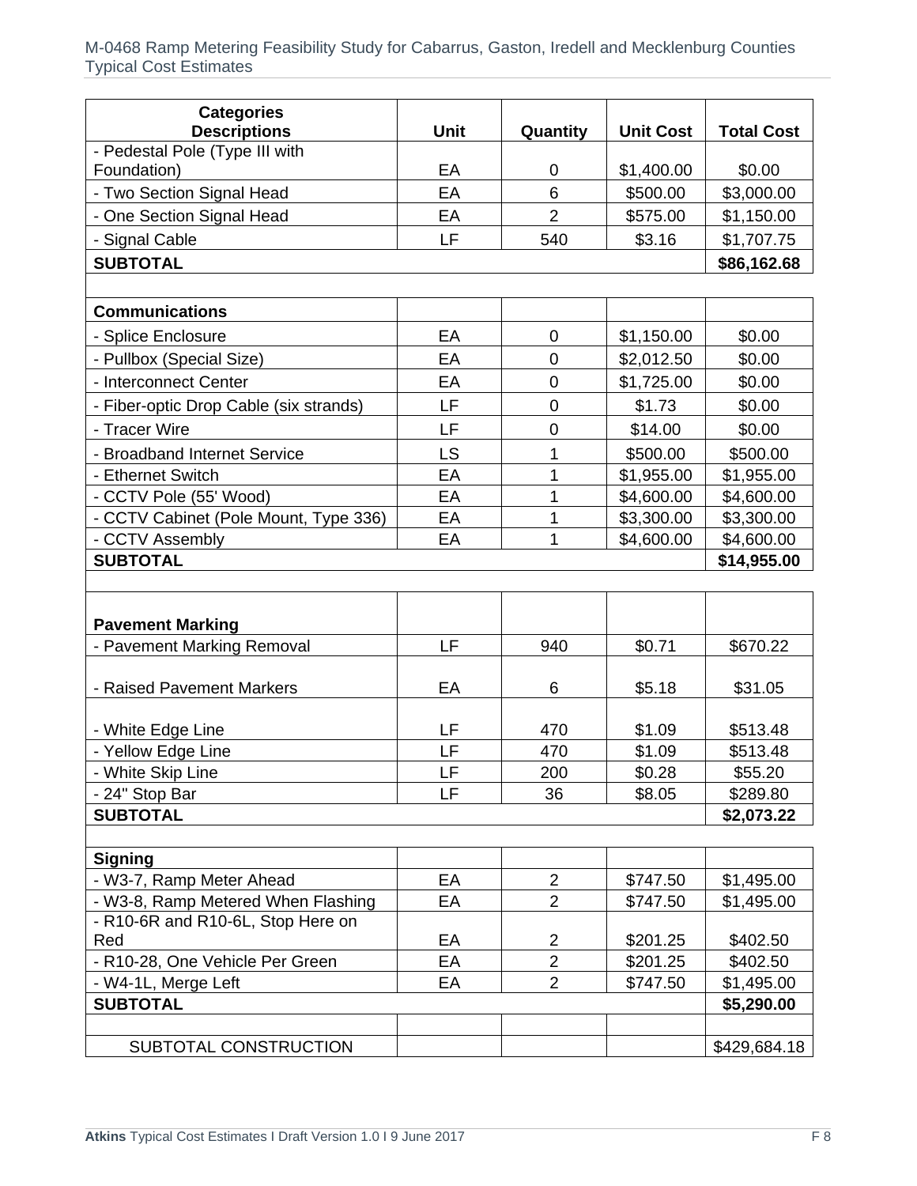| Categories Descriptions | Unit | Quantity | Unit Cost | Total Cost |
|---|---|---|---|---|
| - Pedestal Pole (Type III with Foundation) | EA | 0 | $1,400.00 | $0.00 |
| - Two Section Signal Head | EA | 6 | $500.00 | $3,000.00 |
| - One Section Signal Head | EA | 2 | $575.00 | $1,150.00 |
| - Signal Cable | LF | 540 | $3.16 | $1,707.75 |
| **SUBTOTAL** | | | | **$86,162.68** |
| | | | | |
| **Communications** | | | | |
| - Splice Enclosure | EA | 0 | $1,150.00 | $0.00 |
| - Pullbox (Special Size) | EA | 0 | $2,012.50 | $0.00 |
| - Interconnect Center | EA | 0 | $1,725.00 | $0.00 |
| - Fiber-optic Drop Cable (six strands) | LF | 0 | $1.73 | $0.00 |
| - Tracer Wire | LF | 0 | $14.00 | $0.00 |
| - Broadband Internet Service | LS | 1 | $500.00 | $500.00 |
| - Ethernet Switch | EA | 1 | $1,955.00 | $1,955.00 |
| - CCTV Pole (55' Wood) | EA | 1 | $4,600.00 | $4,600.00 |
| - CCTV Cabinet (Pole Mount, Type 336) | EA | 1 | $3,300.00 | $3,300.00 |
| - CCTV Assembly | EA | 1 | $4,600.00 | $4,600.00 |
| **SUBTOTAL** | | | | **$14,955.00** |
| | | | | |
| **Pavement Marking** | | | | |
| - Pavement Marking Removal | LF | 940 | $0.71 | $670.22 |
| - Raised Pavement Markers | EA | 6 | $5.18 | $31.05 |
| - White Edge Line | LF | 470 | $1.09 | $513.48 |
| - Yellow Edge Line | LF | 470 | $1.09 | $513.48 |
| - White Skip Line | LF | 200 | $0.28 | $55.20 |
| - 24" Stop Bar | LF | 36 | $8.05 | $289.80 |
| **SUBTOTAL** | | | | **$2,073.22** |
| | | | | |
| **Signing** | | | | |
| - W3-7, Ramp Meter Ahead | EA | 2 | $747.50 | $1,495.00 |
| - W3-8, Ramp Metered When Flashing | EA | 2 | $747.50 | $1,495.00 |
| - R10-6R and R10-6L, Stop Here on Red | EA | 2 | $201.25 | $402.50 |
| - R10-28, One Vehicle Per Green | EA | 2 | $201.25 | $402.50 |
| - W4-1L, Merge Left | EA | 2 | $747.50 | $1,495.00 |
| **SUBTOTAL** | | | | **$5,290.00** |
| | | | | |
| SUBTOTAL CONSTRUCTION | | | | $429,684.18 |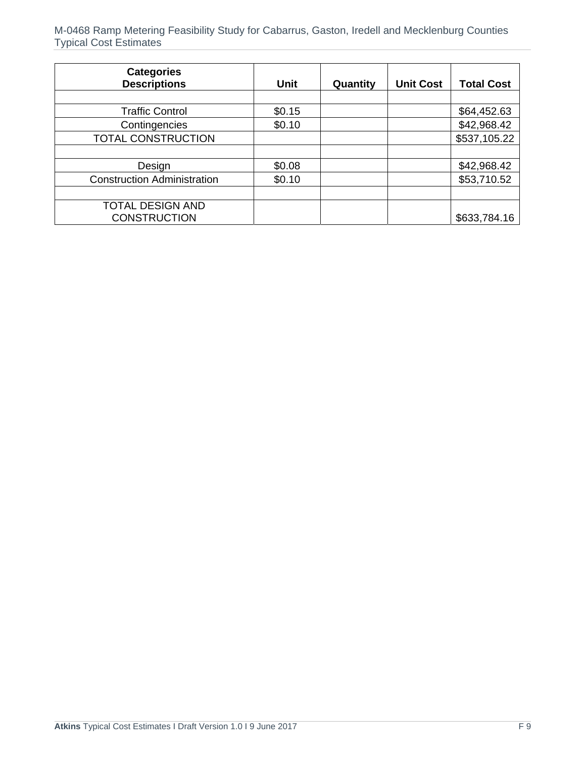| Categories Descriptions | Unit | Quantity | Unit Cost | Total Cost |
|---|---|---|---|---|
| | | | | |
| Traffic Control | $0.15 | | | $64,452.63 |
| Contingencies | $0.10 | | | $42,968.42 |
| TOTAL CONSTRUCTION | | | | $537,105.22 |
| | | | | |
| Design | $0.08 | | | $42,968.42 |
| Construction Administration | $0.10 | | | $53,710.52 |
| | | | | |
| TOTAL DESIGN AND CONSTRUCTION | | | | $633,784.16 |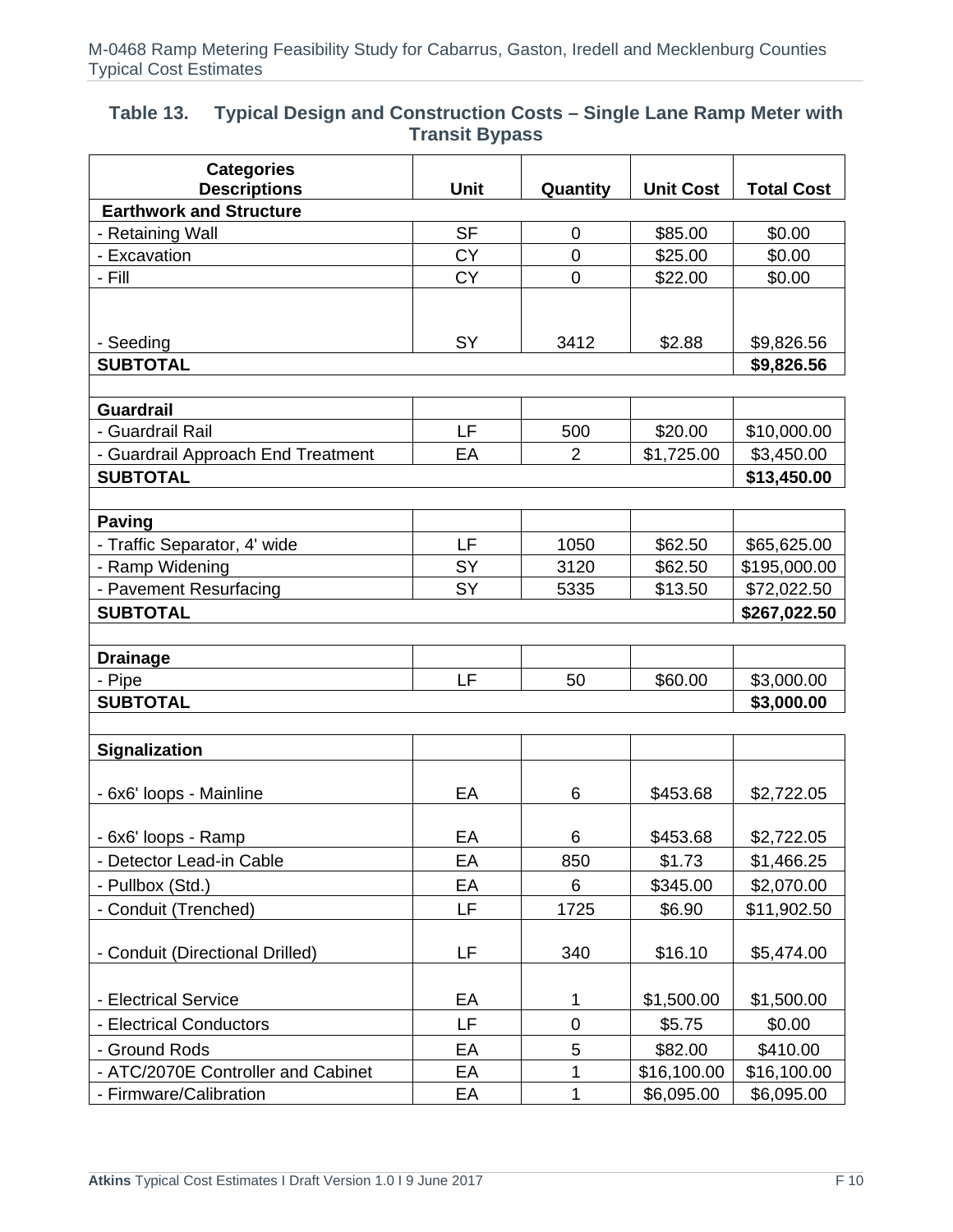### Table 13. Typical Design and Construction Costs – Single Lane Ramp Meter with Transit Bypass

| Categories Descriptions | Unit | Quantity | Unit Cost | Total Cost |
|---|---|---|---|---|
| **Earthwork and Structure** | | | | |
| - Retaining Wall | SF | 0 | $85.00 | $0.00 |
| - Excavation | CY | 0 | $25.00 | $0.00 |
| - Fill | CY | 0 | $22.00 | $0.00 |
| - Seeding | SY | 3412 | $2.88 | $9,826.56 |
| **SUBTOTAL** | | | | **$9,826.56** |
| | | | | |
| **Guardrail** | | | | |
| - Guardrail Rail | LF | 500 | $20.00 | $10,000.00 |
| - Guardrail Approach End Treatment | EA | 2 | $1,725.00 | $3,450.00 |
| **SUBTOTAL** | | | | **$13,450.00** |
| | | | | |
| **Paving** | | | | |
| - Traffic Separator, 4' wide | LF | 1050 | $62.50 | $65,625.00 |
| - Ramp Widening | SY | 3120 | $62.50 | $195,000.00 |
| - Pavement Resurfacing | SY | 5335 | $13.50 | $72,022.50 |
| **SUBTOTAL** | | | | **$267,022.50** |
| | | | | |
| **Drainage** | | | | |
| - Pipe | LF | 50 | $60.00 | $3,000.00 |
| **SUBTOTAL** | | | | **$3,000.00** |
| | | | | |
| **Signalization** | | | | |
| - 6x6' loops - Mainline | EA | 6 | $453.68 | $2,722.05 |
| - 6x6' loops - Ramp | EA | 6 | $453.68 | $2,722.05 |
| - Detector Lead-in Cable | EA | 850 | $1.73 | $1,466.25 |
| - Pullbox (Std.) | EA | 6 | $345.00 | $2,070.00 |
| - Conduit (Trenched) | LF | 1725 | $6.90 | $11,902.50 |
| - Conduit (Directional Drilled) | LF | 340 | $16.10 | $5,474.00 |
| - Electrical Service | EA | 1 | $1,500.00 | $1,500.00 |
| - Electrical Conductors | LF | 0 | $5.75 | $0.00 |
| - Ground Rods | EA | 5 | $82.00 | $410.00 |
| - ATC/2070E Controller and Cabinet | EA | 1 | $16,100.00 | $16,100.00 |
| - Firmware/Calibration | EA | 1 | $6,095.00 | $6,095.00 |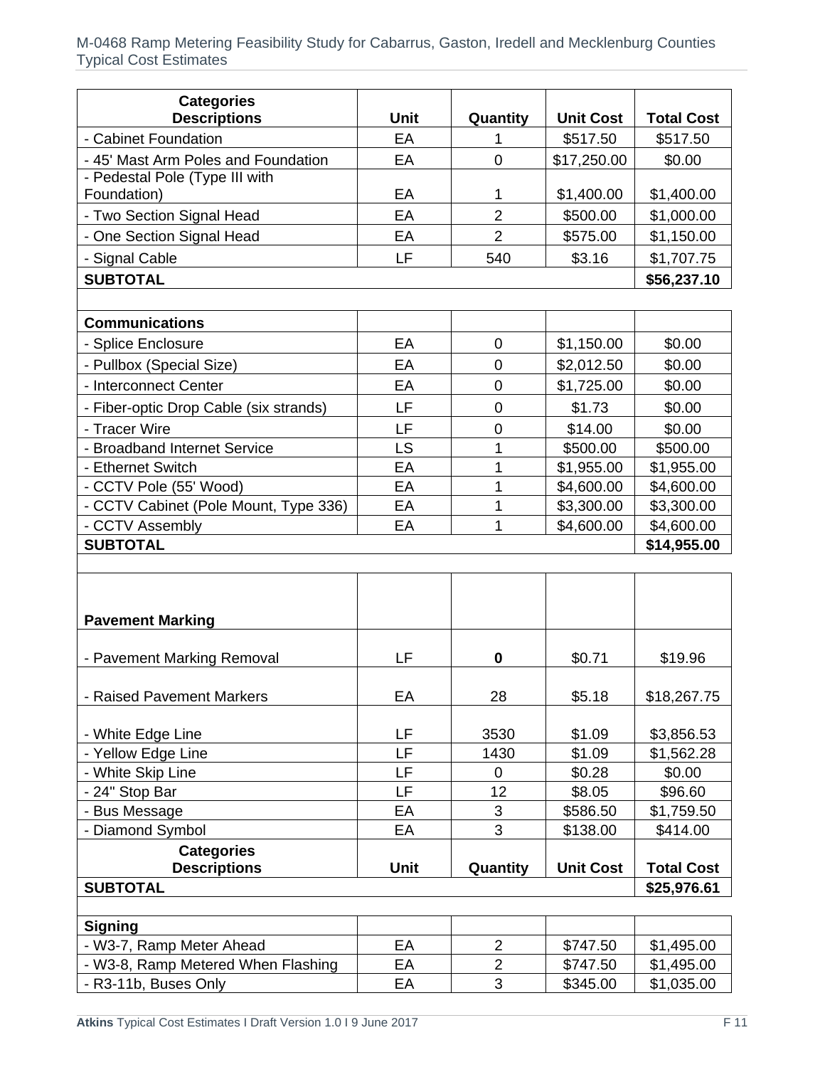| Categories Descriptions | Unit | Quantity | Unit Cost | Total Cost |
|---|---|---|---|---|
| - Cabinet Foundation | EA | 1 | $517.50 | $517.50 |
| - 45' Mast Arm Poles and Foundation | EA | 0 | $17,250.00 | $0.00 |
| - Pedestal Pole (Type III with Foundation) | EA | 1 | $1,400.00 | $1,400.00 |
| - Two Section Signal Head | EA | 2 | $500.00 | $1,000.00 |
| - One Section Signal Head | EA | 2 | $575.00 | $1,150.00 |
| - Signal Cable | LF | 540 | $3.16 | $1,707.75 |
| **SUBTOTAL** | | | | **$56,237.10** |
| | | | | |
| **Communications** | | | | |
| - Splice Enclosure | EA | 0 | $1,150.00 | $0.00 |
| - Pullbox (Special Size) | EA | 0 | $2,012.50 | $0.00 |
| - Interconnect Center | EA | 0 | $1,725.00 | $0.00 |
| - Fiber-optic Drop Cable (six strands) | LF | 0 | $1.73 | $0.00 |
| - Tracer Wire | LF | 0 | $14.00 | $0.00 |
| - Broadband Internet Service | LS | 1 | $500.00 | $500.00 |
| - Ethernet Switch | EA | 1 | $1,955.00 | $1,955.00 |
| - CCTV Pole (55' Wood) | EA | 1 | $4,600.00 | $4,600.00 |
| - CCTV Cabinet (Pole Mount, Type 336) | EA | 1 | $3,300.00 | $3,300.00 |
| - CCTV Assembly | EA | 1 | $4,600.00 | $4,600.00 |
| **SUBTOTAL** | | | | **$14,955.00** |
| | | | | |
| **Pavement Marking** | | | | |
| - Pavement Marking Removal | LF | **0** | $0.71 | $19.96 |
| - Raised Pavement Markers | EA | 28 | $5.18 | $18,267.75 |
| - White Edge Line | LF | 3530 | $1.09 | $3,856.53 |
| - Yellow Edge Line | LF | 1430 | $1.09 | $1,562.28 |
| - White Skip Line | LF | 0 | $0.28 | $0.00 |
| - 24" Stop Bar | LF | 12 | $8.05 | $96.60 |
| - Bus Message | EA | 3 | $586.50 | $1,759.50 |
| - Diamond Symbol | EA | 3 | $138.00 | $414.00 |
| **Categories Descriptions** | **Unit** | **Quantity** | **Unit Cost** | **Total Cost** |
| **SUBTOTAL** | | | | **$25,976.61** |
| | | | | |
| **Signing** | | | | |
| - W3-7, Ramp Meter Ahead | EA | 2 | $747.50 | $1,495.00 |
| - W3-8, Ramp Metered When Flashing | EA | 2 | $747.50 | $1,495.00 |
| - R3-11b, Buses Only | EA | 3 | $345.00 | $1,035.00 |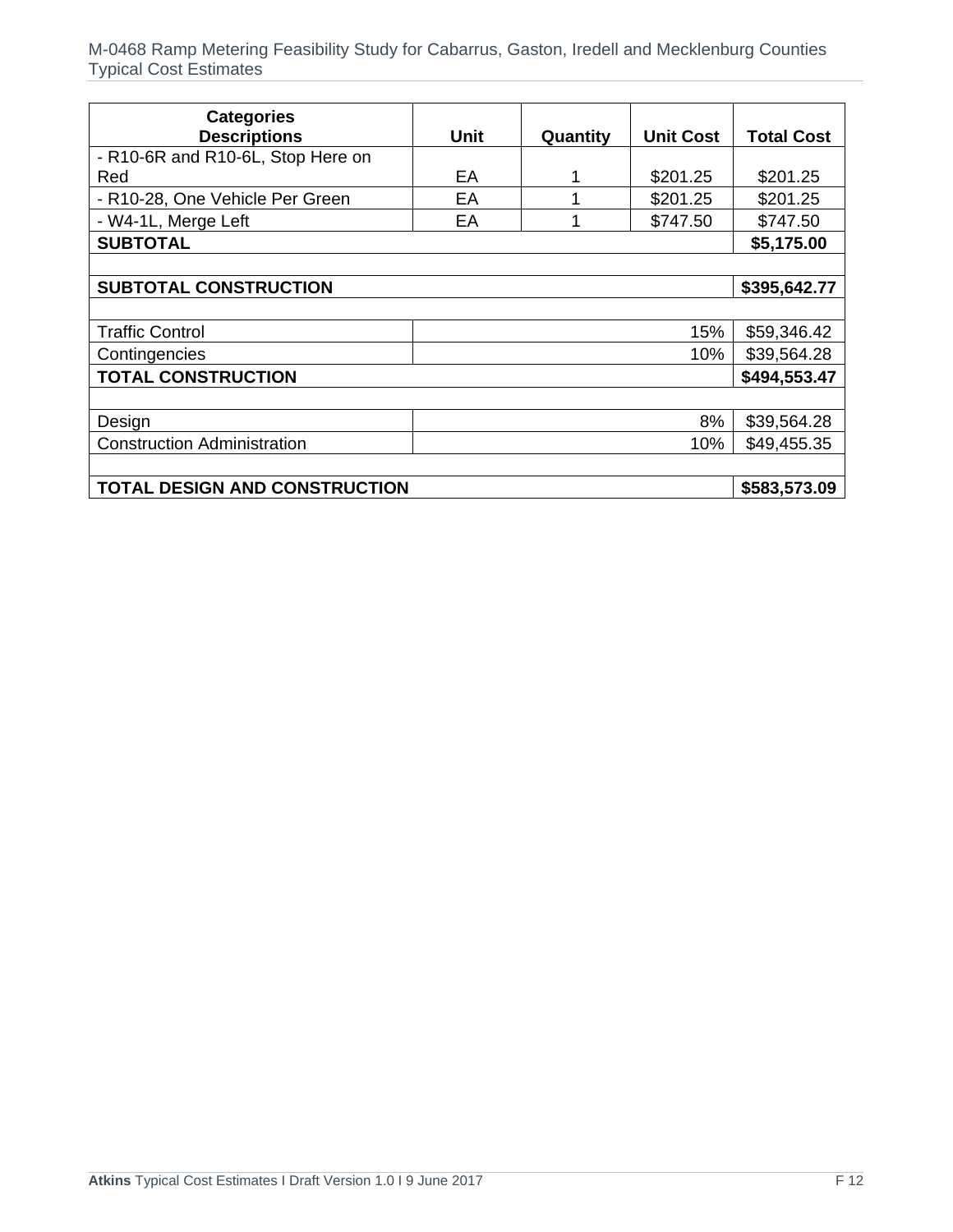| Categories Descriptions | Unit | Quantity | Unit Cost | Total Cost |
|---|---|---|---|---|
| - R10-6R and R10-6L, Stop Here on Red | EA | 1 | $201.25 | $201.25 |
| - R10-28, One Vehicle Per Green | EA | 1 | $201.25 | $201.25 |
| - W4-1L, Merge Left | EA | 1 | $747.50 | $747.50 |
| **SUBTOTAL** | | | | **$5,175.00** |
| | | | | |
| **SUBTOTAL CONSTRUCTION** | | | | **$395,642.77** |
| | | | | |
| Traffic Control | | | 15% | $59,346.42 |
| Contingencies | | | 10% | $39,564.28 |
| **TOTAL CONSTRUCTION** | | | | **$494,553.47** |
| | | | | |
| Design | | | 8% | $39,564.28 |
| Construction Administration | | | 10% | $49,455.35 |
| | | | | |
| **TOTAL DESIGN AND CONSTRUCTION** | | | | **$583,573.09** |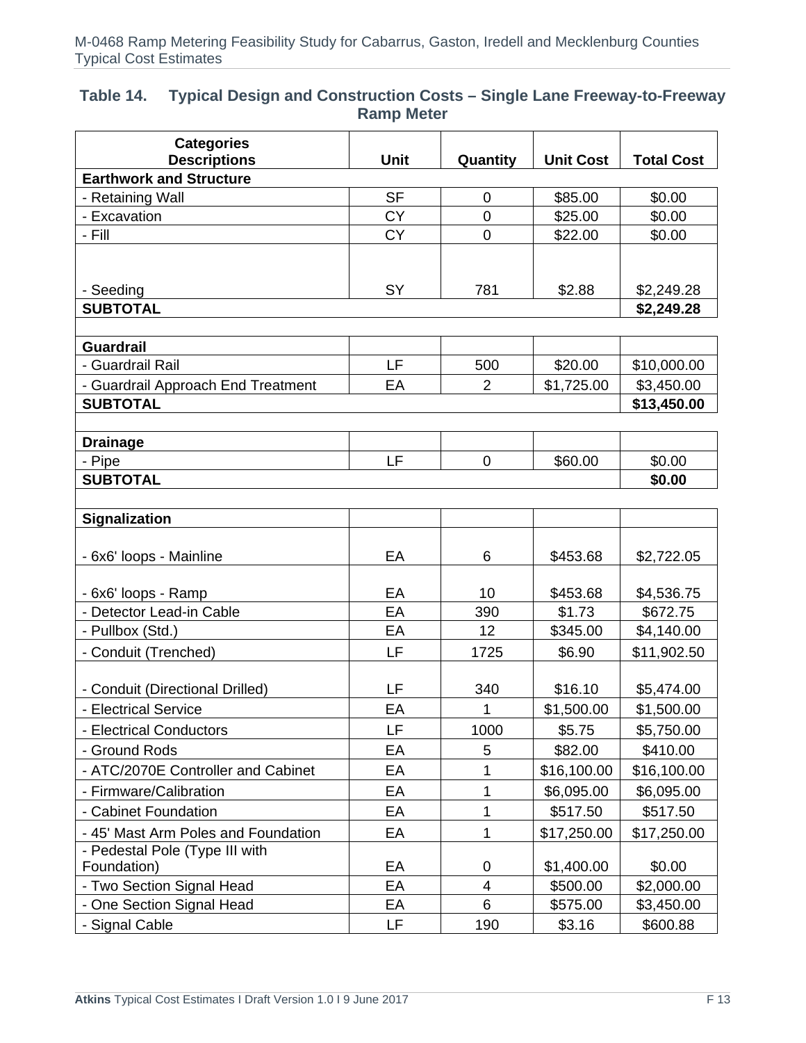**Table 14. Typical Design and Construction Costs – Single Lane Freeway-to-Freeway Ramp Meter**

| Categories<br>Descriptions | Unit | Quantity | Unit Cost | Total Cost |
|---|---|---|---|---|
| **Earthwork and Structure** | | | | |
| - Retaining Wall | SF | 0 | $85.00 | $0.00 |
| - Excavation | CY | 0 | $25.00 | $0.00 |
| - Fill | CY | 0 | $22.00 | $0.00 |
| - Seeding | SY | 781 | $2.88 | $2,249.28 |
| **SUBTOTAL** | | | | **$2,249.28** |
| | | | | |
| **Guardrail** | | | | |
| - Guardrail Rail | LF | 500 | $20.00 | $10,000.00 |
| - Guardrail Approach End Treatment | EA | 2 | $1,725.00 | $3,450.00 |
| **SUBTOTAL** | | | | **$13,450.00** |
| | | | | |
| **Drainage** | | | | |
| - Pipe | LF | 0 | $60.00 | $0.00 |
| **SUBTOTAL** | | | | **$0.00** |
| | | | | |
| **Signalization** | | | | |
| - 6x6' loops - Mainline | EA | 6 | $453.68 | $2,722.05 |
| - 6x6' loops - Ramp | EA | 10 | $453.68 | $4,536.75 |
| - Detector Lead-in Cable | EA | 390 | $1.73 | $672.75 |
| - Pullbox (Std.) | EA | 12 | $345.00 | $4,140.00 |
| - Conduit (Trenched) | LF | 1725 | $6.90 | $11,902.50 |
| - Conduit (Directional Drilled) | LF | 340 | $16.10 | $5,474.00 |
| - Electrical Service | EA | 1 | $1,500.00 | $1,500.00 |
| - Electrical Conductors | LF | 1000 | $5.75 | $5,750.00 |
| - Ground Rods | EA | 5 | $82.00 | $410.00 |
| - ATC/2070E Controller and Cabinet | EA | 1 | $16,100.00 | $16,100.00 |
| - Firmware/Calibration | EA | 1 | $6,095.00 | $6,095.00 |
| - Cabinet Foundation | EA | 1 | $517.50 | $517.50 |
| - 45' Mast Arm Poles and Foundation | EA | 1 | $17,250.00 | $17,250.00 |
| - Pedestal Pole (Type III with Foundation) | EA | 0 | $1,400.00 | $0.00 |
| - Two Section Signal Head | EA | 4 | $500.00 | $2,000.00 |
| - One Section Signal Head | EA | 6 | $575.00 | $3,450.00 |
| - Signal Cable | LF | 190 | $3.16 | $600.88 |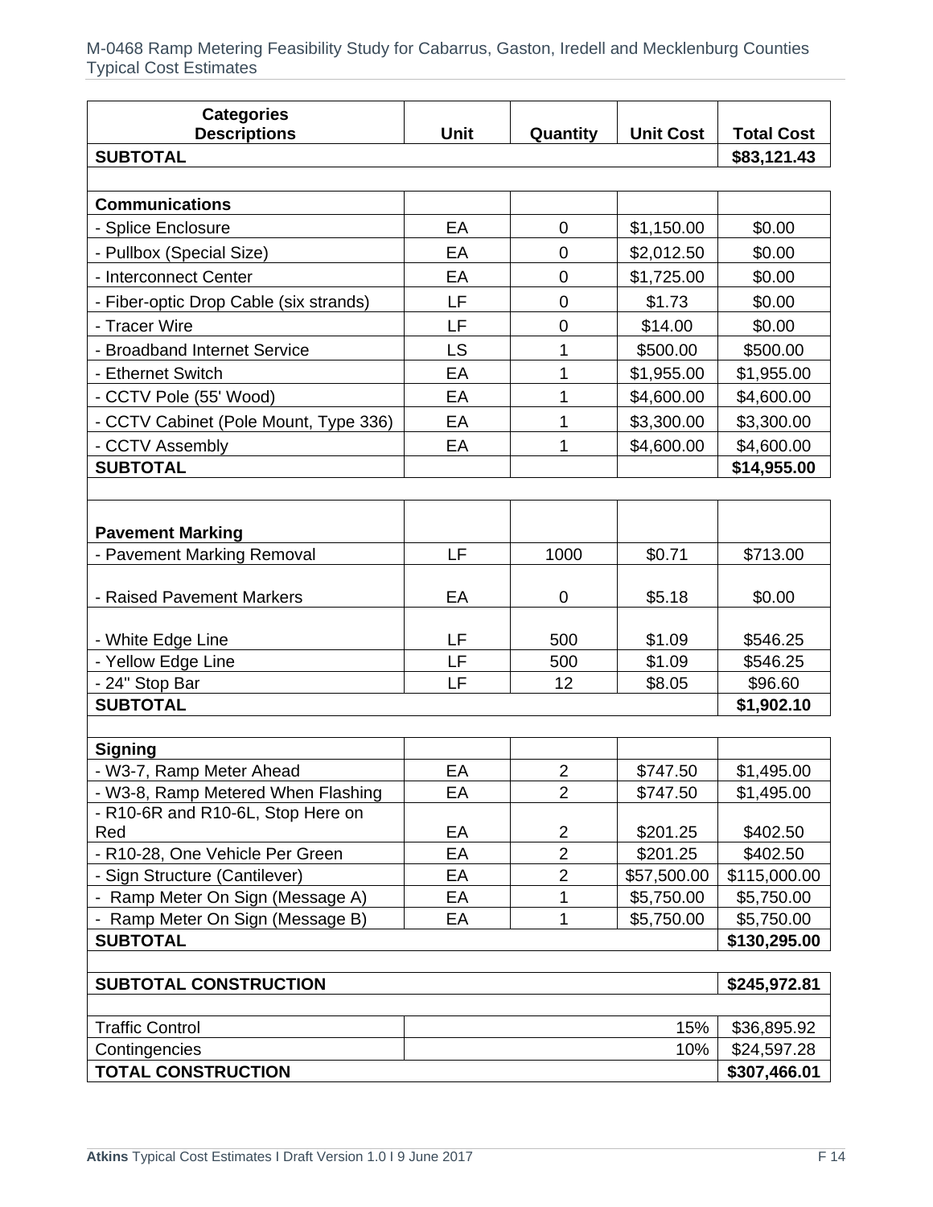| Categories Descriptions | Unit | Quantity | Unit Cost | Total Cost |
|---|---|---|---|---|
| **SUBTOTAL** | | | | **$83,121.43** |
| | | | | |
| **Communications** | | | | |
| - Splice Enclosure | EA | 0 | $1,150.00 | $0.00 |
| - Pullbox (Special Size) | EA | 0 | $2,012.50 | $0.00 |
| - Interconnect Center | EA | 0 | $1,725.00 | $0.00 |
| - Fiber-optic Drop Cable (six strands) | LF | 0 | $1.73 | $0.00 |
| - Tracer Wire | LF | 0 | $14.00 | $0.00 |
| - Broadband Internet Service | LS | 1 | $500.00 | $500.00 |
| - Ethernet Switch | EA | 1 | $1,955.00 | $1,955.00 |
| - CCTV Pole (55' Wood) | EA | 1 | $4,600.00 | $4,600.00 |
| - CCTV Cabinet (Pole Mount, Type 336) | EA | 1 | $3,300.00 | $3,300.00 |
| - CCTV Assembly | EA | 1 | $4,600.00 | $4,600.00 |
| **SUBTOTAL** | | | | **$14,955.00** |
| | | | | |
| **Pavement Marking** | | | | |
| - Pavement Marking Removal | LF | 1000 | $0.71 | $713.00 |
| - Raised Pavement Markers | EA | 0 | $5.18 | $0.00 |
| - White Edge Line | LF | 500 | $1.09 | $546.25 |
| - Yellow Edge Line | LF | 500 | $1.09 | $546.25 |
| - 24" Stop Bar | LF | 12 | $8.05 | $96.60 |
| **SUBTOTAL** | | | | **$1,902.10** |
| | | | | |
| **Signing** | | | | |
| - W3-7, Ramp Meter Ahead | EA | 2 | $747.50 | $1,495.00 |
| - W3-8, Ramp Metered When Flashing | EA | 2 | $747.50 | $1,495.00 |
| - R10-6R and R10-6L, Stop Here on Red | EA | 2 | $201.25 | $402.50 |
| - R10-28, One Vehicle Per Green | EA | 2 | $201.25 | $402.50 |
| - Sign Structure (Cantilever) | EA | 2 | $57,500.00 | $115,000.00 |
| - Ramp Meter On Sign (Message A) | EA | 1 | $5,750.00 | $5,750.00 |
| - Ramp Meter On Sign (Message B) | EA | 1 | $5,750.00 | $5,750.00 |
| **SUBTOTAL** | | | | **$130,295.00** |
| | | | | |
| **SUBTOTAL CONSTRUCTION** | | | | **$245,972.81** |
| | | | | |
| Traffic Control | | | 15% | $36,895.92 |
| Contingencies | | | 10% | $24,597.28 |
| **TOTAL CONSTRUCTION** | | | | **$307,466.01** |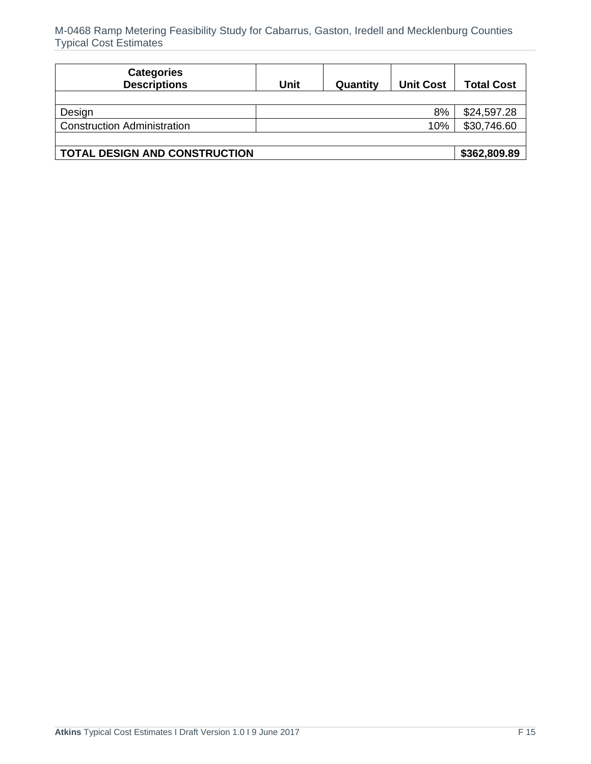| Categories Descriptions | Unit | Quantity | Unit Cost | Total Cost |
|---|---|---|---|---|
| | | | | |
| Design | | | 8% | $24,597.28 |
| Construction Administration | | | 10% | $30,746.60 |
| | | | | |
| **TOTAL DESIGN AND CONSTRUCTION** | | | | **$362,809.89** |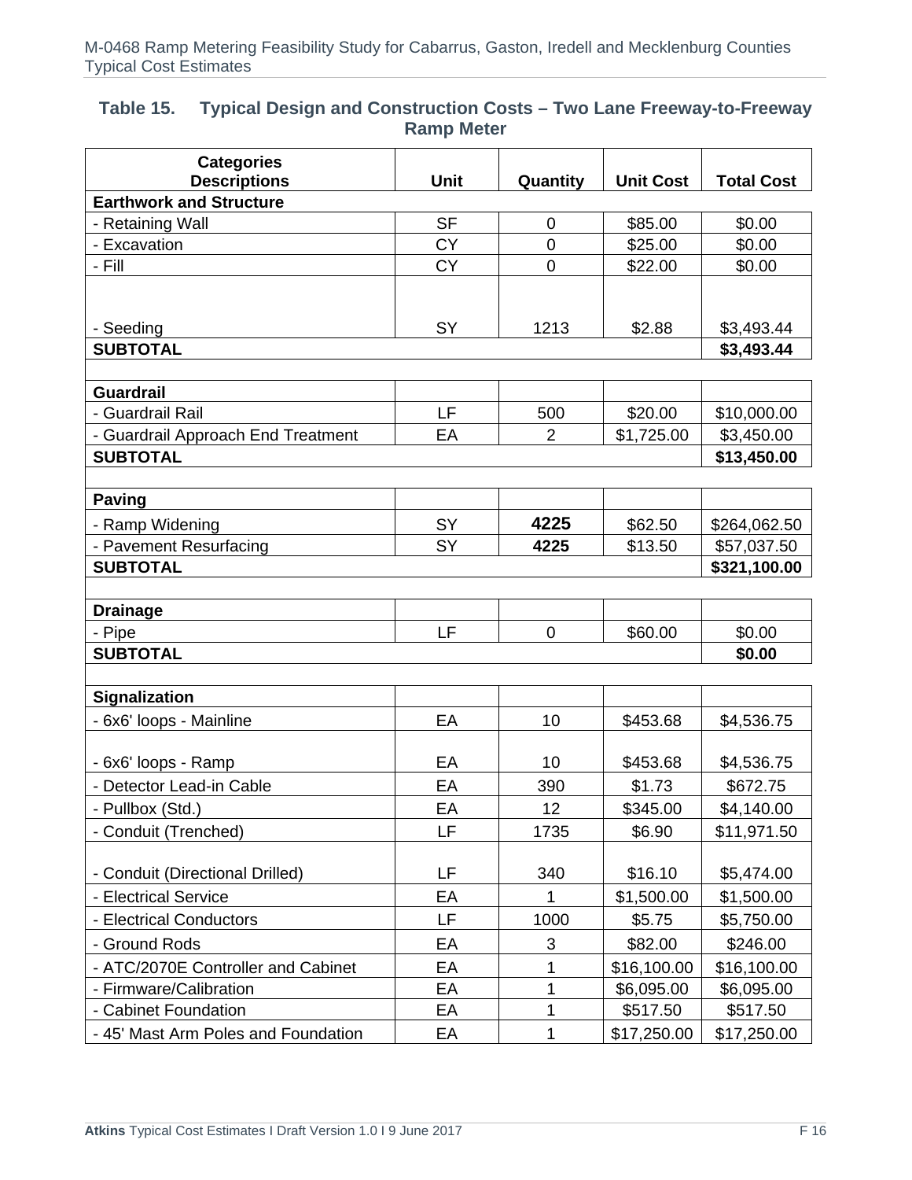**Table 15. Typical Design and Construction Costs – Two Lane Freeway-to-Freeway Ramp Meter**

| Categories Descriptions | Unit | Quantity | Unit Cost | Total Cost |
|---|---|---|---|---|
| **Earthwork and Structure** | | | | |
| - Retaining Wall | SF | 0 | $85.00 | $0.00 |
| - Excavation | CY | 0 | $25.00 | $0.00 |
| - Fill | CY | 0 | $22.00 | $0.00 |
| - Seeding | SY | 1213 | $2.88 | $3,493.44 |
| **SUBTOTAL** | | | | **$3,493.44** |
| | | | | |
| **Guardrail** | | | | |
| - Guardrail Rail | LF | 500 | $20.00 | $10,000.00 |
| - Guardrail Approach End Treatment | EA | 2 | $1,725.00 | $3,450.00 |
| **SUBTOTAL** | | | | **$13,450.00** |
| | | | | |
| **Paving** | | | | |
| - Ramp Widening | SY | **4225** | $62.50 | $264,062.50 |
| - Pavement Resurfacing | SY | **4225** | $13.50 | $57,037.50 |
| **SUBTOTAL** | | | | **$321,100.00** |
| | | | | |
| **Drainage** | | | | |
| - Pipe | LF | 0 | $60.00 | $0.00 |
| **SUBTOTAL** | | | | **$0.00** |
| | | | | |
| **Signalization** | | | | |
| - 6x6' loops - Mainline | EA | 10 | $453.68 | $4,536.75 |
| - 6x6' loops - Ramp | EA | 10 | $453.68 | $4,536.75 |
| - Detector Lead-in Cable | EA | 390 | $1.73 | $672.75 |
| - Pullbox (Std.) | EA | 12 | $345.00 | $4,140.00 |
| - Conduit (Trenched) | LF | 1735 | $6.90 | $11,971.50 |
| - Conduit (Directional Drilled) | LF | 340 | $16.10 | $5,474.00 |
| - Electrical Service | EA | 1 | $1,500.00 | $1,500.00 |
| - Electrical Conductors | LF | 1000 | $5.75 | $5,750.00 |
| - Ground Rods | EA | 3 | $82.00 | $246.00 |
| - ATC/2070E Controller and Cabinet | EA | 1 | $16,100.00 | $16,100.00 |
| - Firmware/Calibration | EA | 1 | $6,095.00 | $6,095.00 |
| - Cabinet Foundation | EA | 1 | $517.50 | $517.50 |
| - 45' Mast Arm Poles and Foundation | EA | 1 | $17,250.00 | $17,250.00 |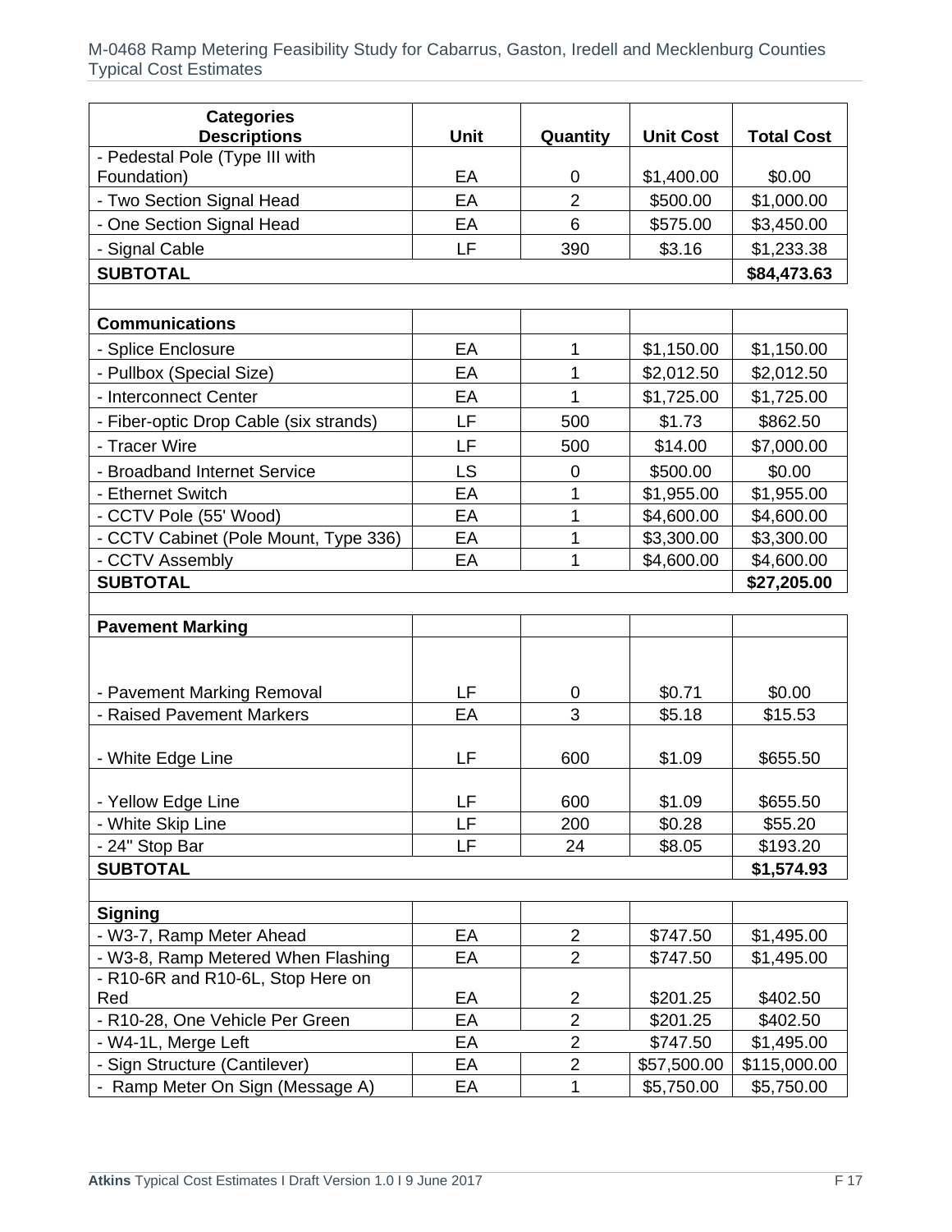| Categories<br>Descriptions | Unit | Quantity | Unit Cost | Total Cost |
|---|---|---|---|---|
| - Pedestal Pole (Type III with Foundation) | EA | 0 | $1,400.00 | $0.00 |
| - Two Section Signal Head | EA | 2 | $500.00 | $1,000.00 |
| - One Section Signal Head | EA | 6 | $575.00 | $3,450.00 |
| - Signal Cable | LF | 390 | $3.16 | $1,233.38 |
| **SUBTOTAL** | | | | **$84,473.63** |
| | | | | |
| **Communications** | | | | |
| - Splice Enclosure | EA | 1 | $1,150.00 | $1,150.00 |
| - Pullbox (Special Size) | EA | 1 | $2,012.50 | $2,012.50 |
| - Interconnect Center | EA | 1 | $1,725.00 | $1,725.00 |
| - Fiber-optic Drop Cable (six strands) | LF | 500 | $1.73 | $862.50 |
| - Tracer Wire | LF | 500 | $14.00 | $7,000.00 |
| - Broadband Internet Service | LS | 0 | $500.00 | $0.00 |
| - Ethernet Switch | EA | 1 | $1,955.00 | $1,955.00 |
| - CCTV Pole (55' Wood) | EA | 1 | $4,600.00 | $4,600.00 |
| - CCTV Cabinet (Pole Mount, Type 336) | EA | 1 | $3,300.00 | $3,300.00 |
| - CCTV Assembly | EA | 1 | $4,600.00 | $4,600.00 |
| **SUBTOTAL** | | | | **$27,205.00** |
| | | | | |
| **Pavement Marking** | | | | |
| - Pavement Marking Removal | LF | 0 | $0.71 | $0.00 |
| - Raised Pavement Markers | EA | 3 | $5.18 | $15.53 |
| - White Edge Line | LF | 600 | $1.09 | $655.50 |
| - Yellow Edge Line | LF | 600 | $1.09 | $655.50 |
| - White Skip Line | LF | 200 | $0.28 | $55.20 |
| - 24" Stop Bar | LF | 24 | $8.05 | $193.20 |
| **SUBTOTAL** | | | | **$1,574.93** |
| | | | | |
| **Signing** | | | | |
| - W3-7, Ramp Meter Ahead | EA | 2 | $747.50 | $1,495.00 |
| - W3-8, Ramp Metered When Flashing | EA | 2 | $747.50 | $1,495.00 |
| - R10-6R and R10-6L, Stop Here on Red | EA | 2 | $201.25 | $402.50 |
| - R10-28, One Vehicle Per Green | EA | 2 | $201.25 | $402.50 |
| - W4-1L, Merge Left | EA | 2 | $747.50 | $1,495.00 |
| - Sign Structure (Cantilever) | EA | 2 | $57,500.00 | $115,000.00 |
| - Ramp Meter On Sign (Message A) | EA | 1 | $5,750.00 | $5,750.00 |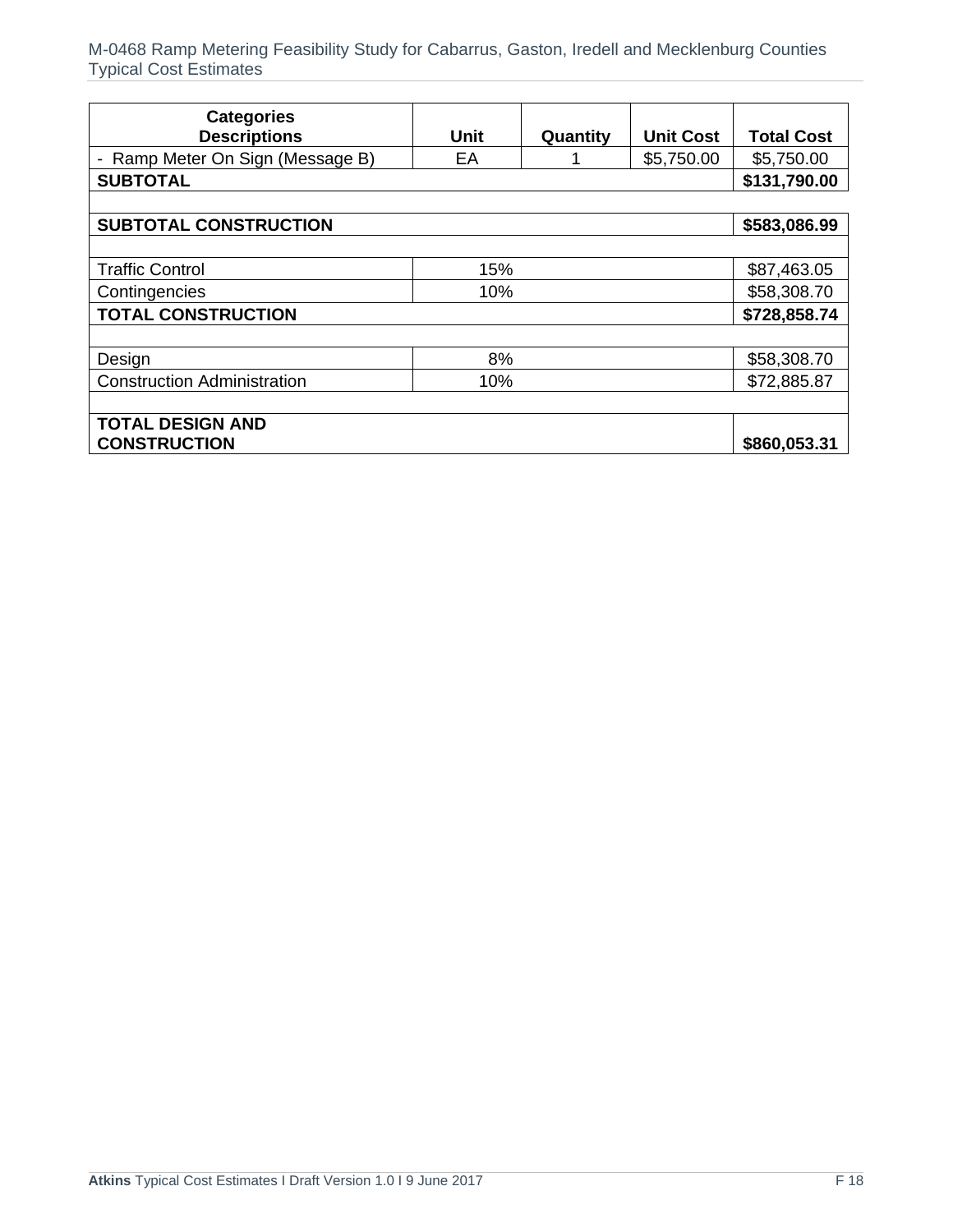| Categories Descriptions | Unit | Quantity | Unit Cost | Total Cost |
|---|---|---|---|---|
| - Ramp Meter On Sign (Message B) | EA | 1 | $5,750.00 | $5,750.00 |
| **SUBTOTAL** | | | | **$131,790.00** |
| | | | | |
| **SUBTOTAL CONSTRUCTION** | | | | **$583,086.99** |
| | | | | |
| Traffic Control | 15% | | | $87,463.05 |
| Contingencies | 10% | | | $58,308.70 |
| **TOTAL CONSTRUCTION** | | | | **$728,858.74** |
| | | | | |
| Design | 8% | | | $58,308.70 |
| Construction Administration | 10% | | | $72,885.87 |
| | | | | |
| **TOTAL DESIGN AND CONSTRUCTION** | | | | **$860,053.31** |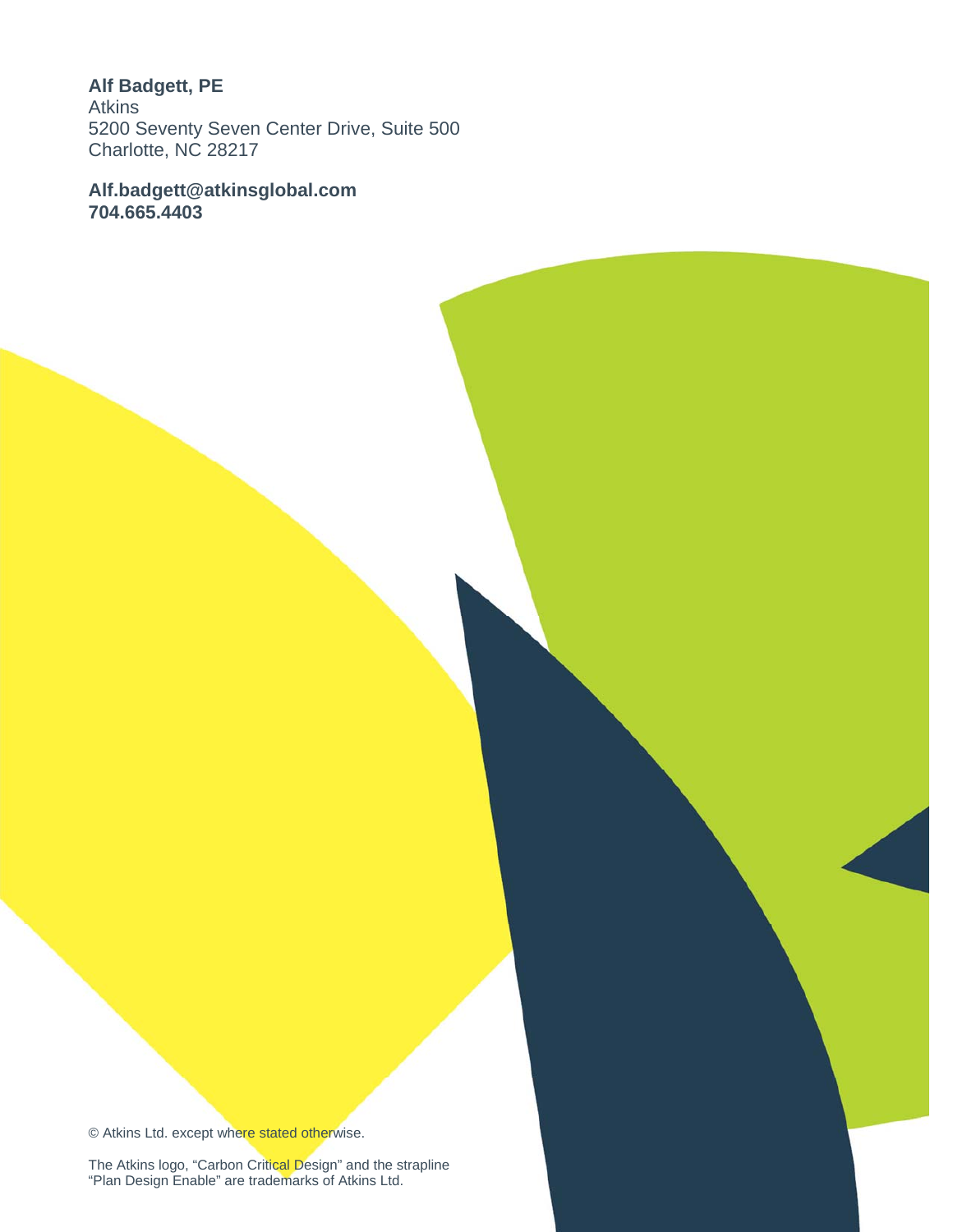**Alf Badgett, PE**
Atkins
5200 Seventy Seven Center Drive, Suite 500
Charlotte, NC 28217

**Alf.badgett@atkinsglobal.com**
**704.665.4403**

© Atkins Ltd. except where stated otherwise.

The Atkins logo, "Carbon Critical Design" and the strapline "Plan Design Enable" are trademarks of Atkins Ltd.